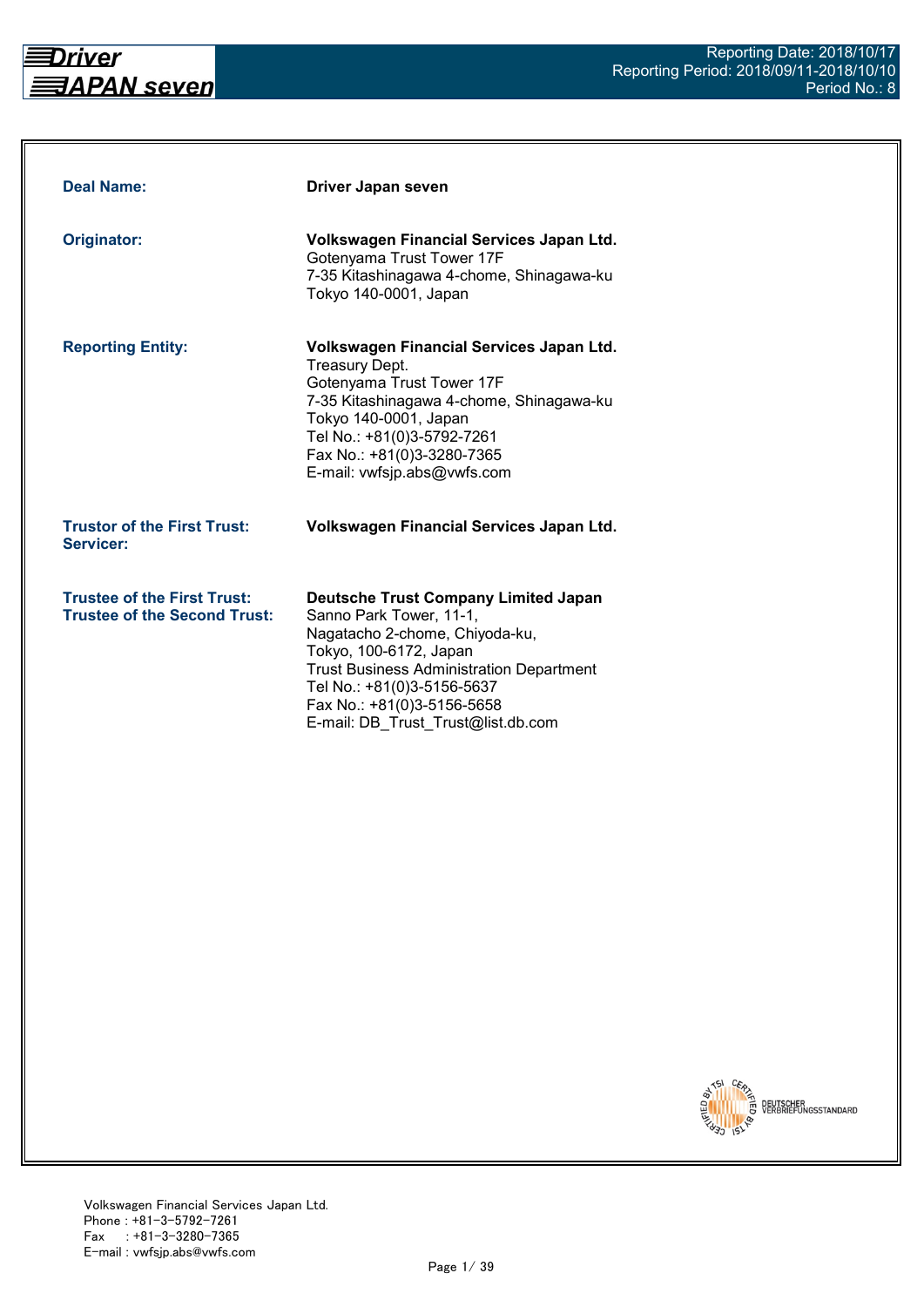**Driver JAPAN seven**

Reporting Date: 2018/10/17
Reporting Period: 2018/09/11-2018/10/10
Period No.: 8

| | |
|---|---|
| **Deal Name:** | **Driver Japan seven** |
| **Originator:** | **Volkswagen Financial Services Japan Ltd.**<br>Gotenyama Trust Tower 17F<br>7-35 Kitashinagawa 4-chome, Shinagawa-ku<br>Tokyo 140-0001, Japan |
| **Reporting Entity:** | **Volkswagen Financial Services Japan Ltd.**<br>Treasury Dept.<br>Gotenyama Trust Tower 17F<br>7-35 Kitashinagawa 4-chome, Shinagawa-ku<br>Tokyo 140-0001, Japan<br>Tel No.: +81(0)3-5792-7261<br>Fax No.: +81(0)3-3280-7365<br>E-mail: vwfsjp.abs@vwfs.com |
| **Trustor of the First Trust:**<br>**Servicer:** | **Volkswagen Financial Services Japan Ltd.** |
| **Trustee of the First Trust:**<br>**Trustee of the Second Trust:** | **Deutsche Trust Company Limited Japan**<br>Sanno Park Tower, 11-1,<br>Nagatacho 2-chome, Chiyoda-ku,<br>Tokyo, 100-6172, Japan<br>Trust Business Administration Department<br>Tel No.: +81(0)3-5156-5637<br>Fax No.: +81(0)3-5156-5658<br>E-mail: DB_Trust_Trust@list.db.com |

CERTIFIED BY TSI — DEUTSCHER VERBRIEFUNGSSTANDARD

Volkswagen Financial Services Japan Ltd.
Phone : +81-3-5792-7261
Fax : +81-3-3280-7365
E-mail : vwfsjp.abs@vwfs.com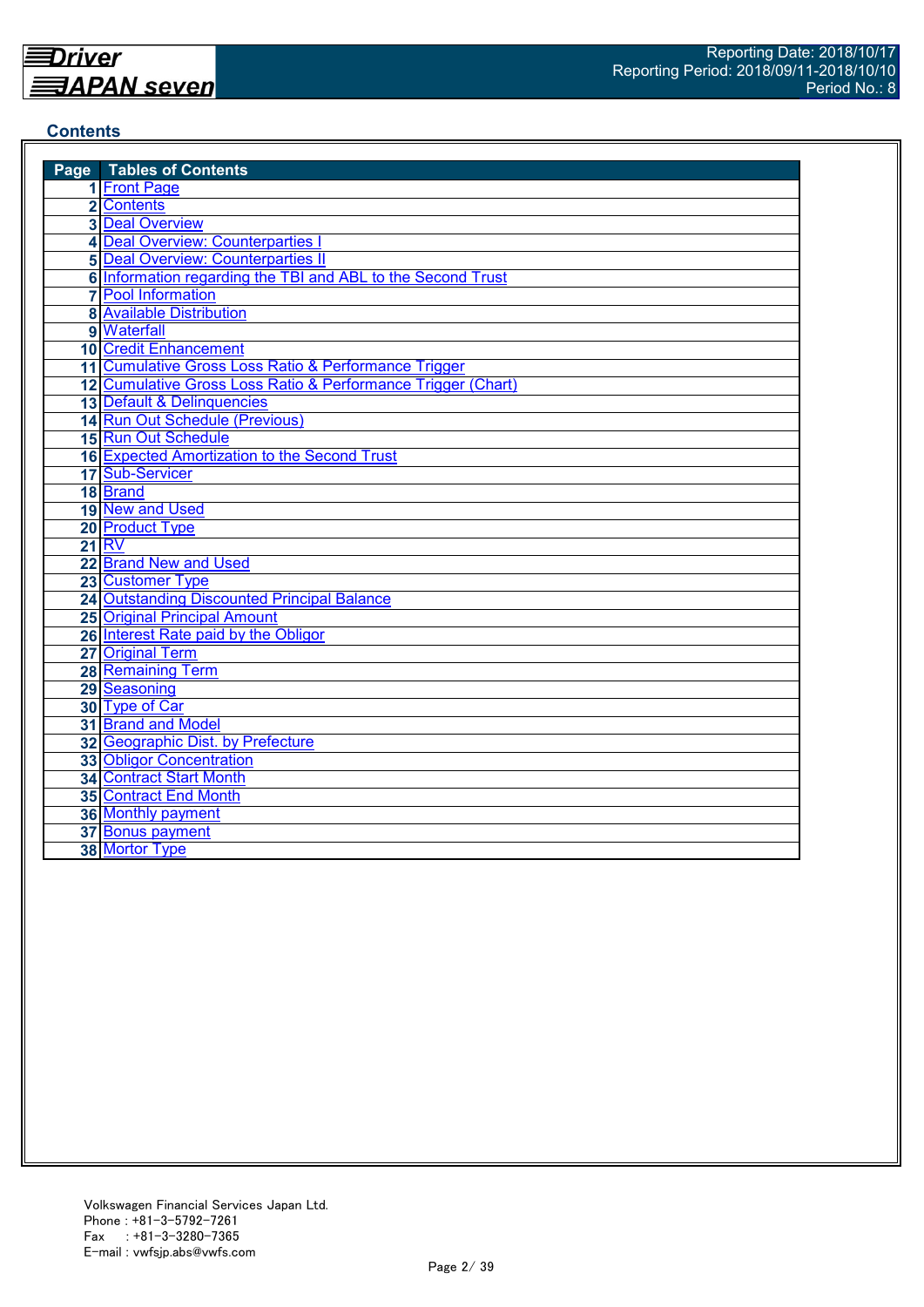## Contents

| Page | Tables of Contents |
|---|---|
| 1 | Front Page |
| 2 | Contents |
| 3 | Deal Overview |
| 4 | Deal Overview: Counterparties I |
| 5 | Deal Overview: Counterparties II |
| 6 | Information regarding the TBI and ABL to the Second Trust |
| 7 | Pool Information |
| 8 | Available Distribution |
| 9 | Waterfall |
| 10 | Credit Enhancement |
| 11 | Cumulative Gross Loss Ratio & Performance Trigger |
| 12 | Cumulative Gross Loss Ratio & Performance Trigger (Chart) |
| 13 | Default & Delinquencies |
| 14 | Run Out Schedule (Previous) |
| 15 | Run Out Schedule |
| 16 | Expected Amortization to the Second Trust |
| 17 | Sub-Servicer |
| 18 | Brand |
| 19 | New and Used |
| 20 | Product Type |
| 21 | RV |
| 22 | Brand New and Used |
| 23 | Customer Type |
| 24 | Outstanding Discounted Principal Balance |
| 25 | Original Principal Amount |
| 26 | Interest Rate paid by the Obligor |
| 27 | Original Term |
| 28 | Remaining Term |
| 29 | Seasoning |
| 30 | Type of Car |
| 31 | Brand and Model |
| 32 | Geographic Dist. by Prefecture |
| 33 | Obligor Concentration |
| 34 | Contract Start Month |
| 35 | Contract End Month |
| 36 | Monthly payment |
| 37 | Bonus payment |
| 38 | Mortor Type |

Volkswagen Financial Services Japan Ltd.
Phone : +81-3-5792-7261
Fax : +81-3-3280-7365
E-mail : vwfsjp.abs@vwfs.com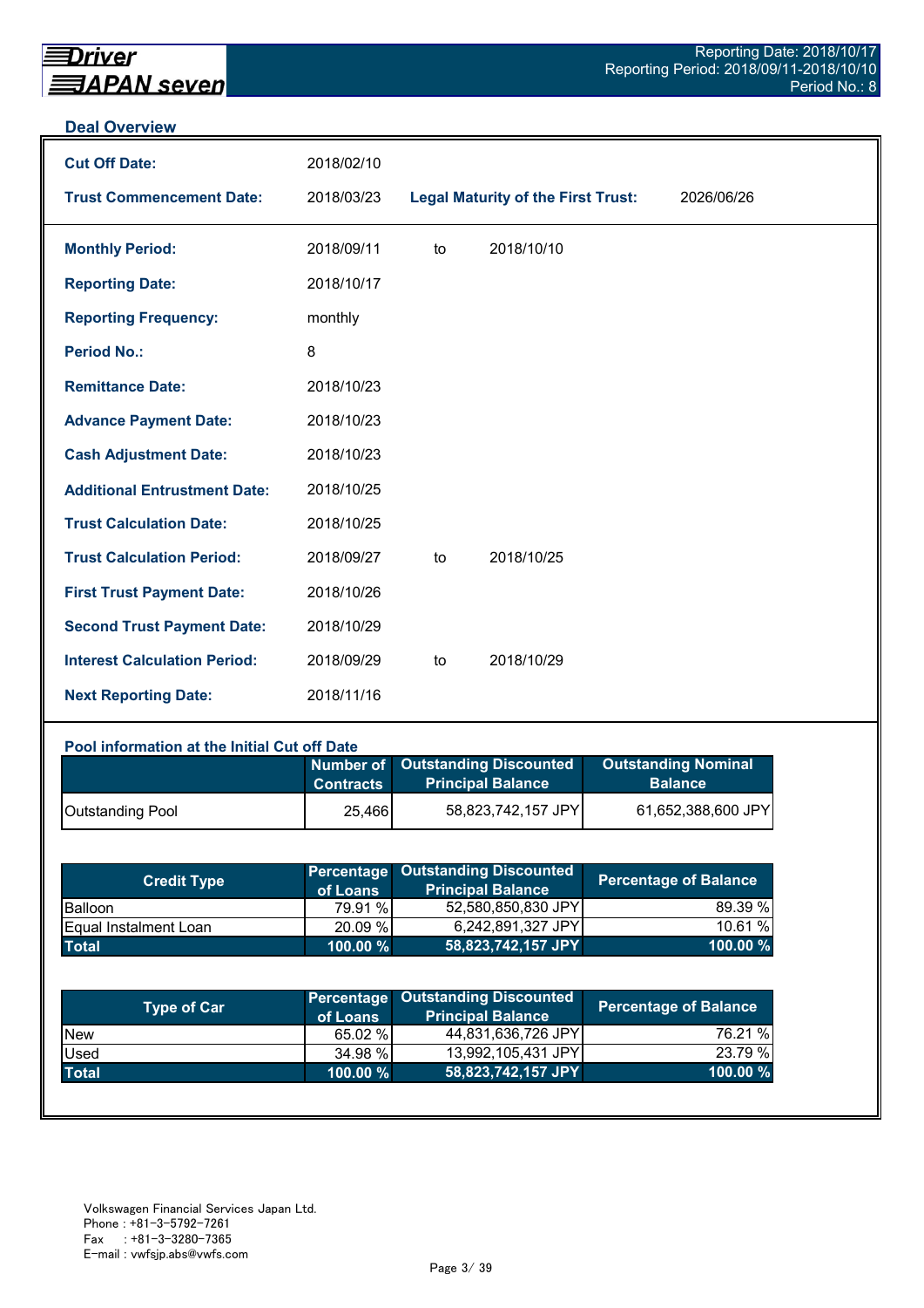## Deal Overview

| | | | |
|---|---|---|---|
| **Cut Off Date:** | 2018/02/10 | | |
| **Trust Commencement Date:** | 2018/03/23 | **Legal Maturity of the First Trust:** | 2026/06/26 |

| | | | |
|---|---|---|---|
| **Monthly Period:** | 2018/09/11 | to | 2018/10/10 |
| **Reporting Date:** | 2018/10/17 | | |
| **Reporting Frequency:** | monthly | | |
| **Period No.:** | 8 | | |
| **Remittance Date:** | 2018/10/23 | | |
| **Advance Payment Date:** | 2018/10/23 | | |
| **Cash Adjustment Date:** | 2018/10/23 | | |
| **Additional Entrustment Date:** | 2018/10/25 | | |
| **Trust Calculation Date:** | 2018/10/25 | | |
| **Trust Calculation Period:** | 2018/09/27 | to | 2018/10/25 |
| **First Trust Payment Date:** | 2018/10/26 | | |
| **Second Trust Payment Date:** | 2018/10/29 | | |
| **Interest Calculation Period:** | 2018/09/29 | to | 2018/10/29 |
| **Next Reporting Date:** | 2018/11/16 | | |

### Pool information at the Initial Cut off Date

| | Number of Contracts | Outstanding Discounted Principal Balance | Outstanding Nominal Balance |
|---|---|---|---|
| Outstanding Pool | 25,466 | 58,823,742,157 JPY | 61,652,388,600 JPY |

| Credit Type | Percentage of Loans | Outstanding Discounted Principal Balance | Percentage of Balance |
|---|---|---|---|
| Balloon | 79.91 % | 52,580,850,830 JPY | 89.39 % |
| Equal Instalment Loan | 20.09 % | 6,242,891,327 JPY | 10.61 % |
| **Total** | **100.00 %** | **58,823,742,157 JPY** | **100.00 %** |

| Type of Car | Percentage of Loans | Outstanding Discounted Principal Balance | Percentage of Balance |
|---|---|---|---|
| New | 65.02 % | 44,831,636,726 JPY | 76.21 % |
| Used | 34.98 % | 13,992,105,431 JPY | 23.79 % |
| **Total** | **100.00 %** | **58,823,742,157 JPY** | **100.00 %** |

Volkswagen Financial Services Japan Ltd.
Phone : +81-3-5792-7261
Fax : +81-3-3280-7365
E-mail : vwfsjp.abs@vwfs.com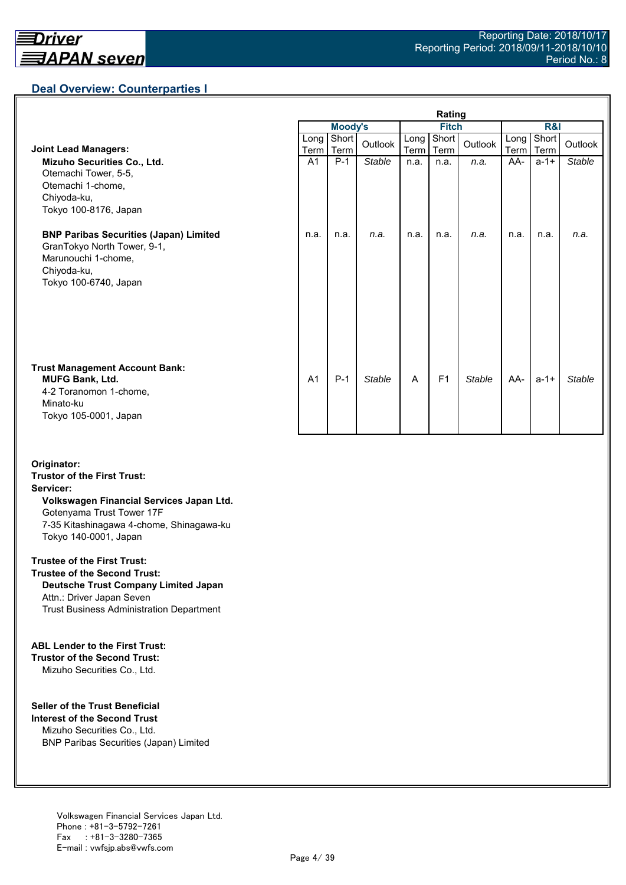## Deal Overview: Counterparties I

| | Moody's | | | Fitch | | | R&I | | |
|---|---|---|---|---|---|---|---|---|---|
| | Long Term | Short Term | Outlook | Long Term | Short Term | Outlook | Long Term | Short Term | Outlook |
| **Joint Lead Managers:** | | | | | | | | | |
| **Mizuho Securities Co., Ltd.**<br>Otemachi Tower, 5-5,<br>Otemachi 1-chome,<br>Chiyoda-ku,<br>Tokyo 100-8176, Japan | A1 | P-1 | *Stable* | n.a. | n.a. | *n.a.* | AA- | a-1+ | *Stable* |
| **BNP Paribas Securities (Japan) Limited**<br>GranTokyo North Tower, 9-1,<br>Marunouchi 1-chome,<br>Chiyoda-ku,<br>Tokyo 100-6740, Japan | n.a. | n.a. | *n.a.* | n.a. | n.a. | *n.a.* | n.a. | n.a. | *n.a.* |
| **Trust Management Account Bank:**<br>**MUFG Bank, Ltd.**<br>4-2 Toranomon 1-chome,<br>Minato-ku<br>Tokyo 105-0001, Japan | A1 | P-1 | *Stable* | A | F1 | *Stable* | AA- | a-1+ | *Stable* |

**Originator:**
**Trustor of the First Trust:**
**Servicer:**
**Volkswagen Financial Services Japan Ltd.**
Gotenyama Trust Tower 17F
7-35 Kitashinagawa 4-chome, Shinagawa-ku
Tokyo 140-0001, Japan

**Trustee of the First Trust:**
**Trustee of the Second Trust:**
**Deutsche Trust Company Limited Japan**
Attn.: Driver Japan Seven
Trust Business Administration Department

**ABL Lender to the First Trust:**
**Trustor of the Second Trust:**
Mizuho Securities Co., Ltd.

**Seller of the Trust Beneficial Interest of the Second Trust**
Mizuho Securities Co., Ltd.
BNP Paribas Securities (Japan) Limited

Volkswagen Financial Services Japan Ltd.
Phone : +81-3-5792-7261
Fax : +81-3-3280-7365
E-mail : vwfsjp.abs@vwfs.com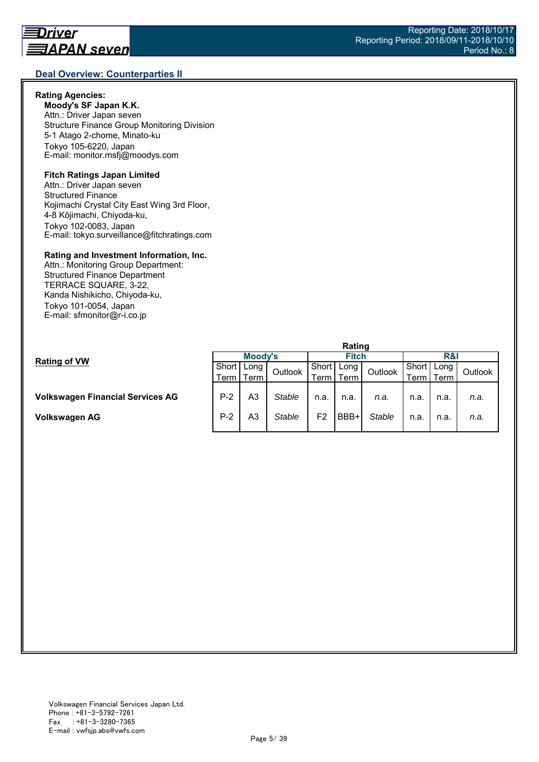## Deal Overview: Counterparties II

**Rating Agencies:**

**Moody's SF Japan K.K.**
Attn.: Driver Japan seven
Structure Finance Group Monitoring Division
5-1 Atago 2-chome, Minato-ku
Tokyo 105-6220, Japan
E-mail: monitor.msfj@moodys.com

**Fitch Ratings Japan Limited**
Attn.: Driver Japan seven
Structured Finance
Kojimachi Crystal City East Wing 3rd Floor,
4-8 Kōjimachi, Chiyoda-ku,
Tokyo 102-0083, Japan
E-mail: tokyo.surveillance@fitchratings.com

**Rating and Investment Information, Inc.**
Attn.: Monitoring Group Department:
Structured Finance Department
TERRACE SQUARE, 3-22,
Kanda Nishikicho, Chiyoda-ku,
Tokyo 101-0054, Japan
E-mail: sfmonitor@r-i.co.jp

**Rating of VW**

| | Rating | | | | | | | | |
|---|---|---|---|---|---|---|---|---|---|
| | Moody's | | | Fitch | | | R&I | | |
| | Short Term | Long Term | Outlook | Short Term | Long Term | Outlook | Short Term | Long Term | Outlook |
| **Volkswagen Financial Services AG** | P-2 | A3 | *Stable* | n.a. | n.a. | *n.a.* | n.a. | n.a. | *n.a.* |
| **Volkswagen AG** | P-2 | A3 | *Stable* | F2 | BBB+ | *Stable* | n.a. | n.a. | *n.a.* |

Volkswagen Financial Services Japan Ltd.
Phone : +81-3-5792-7261
Fax : +81-3-3280-7365
E-mail : vwfsjp.abs@vwfs.com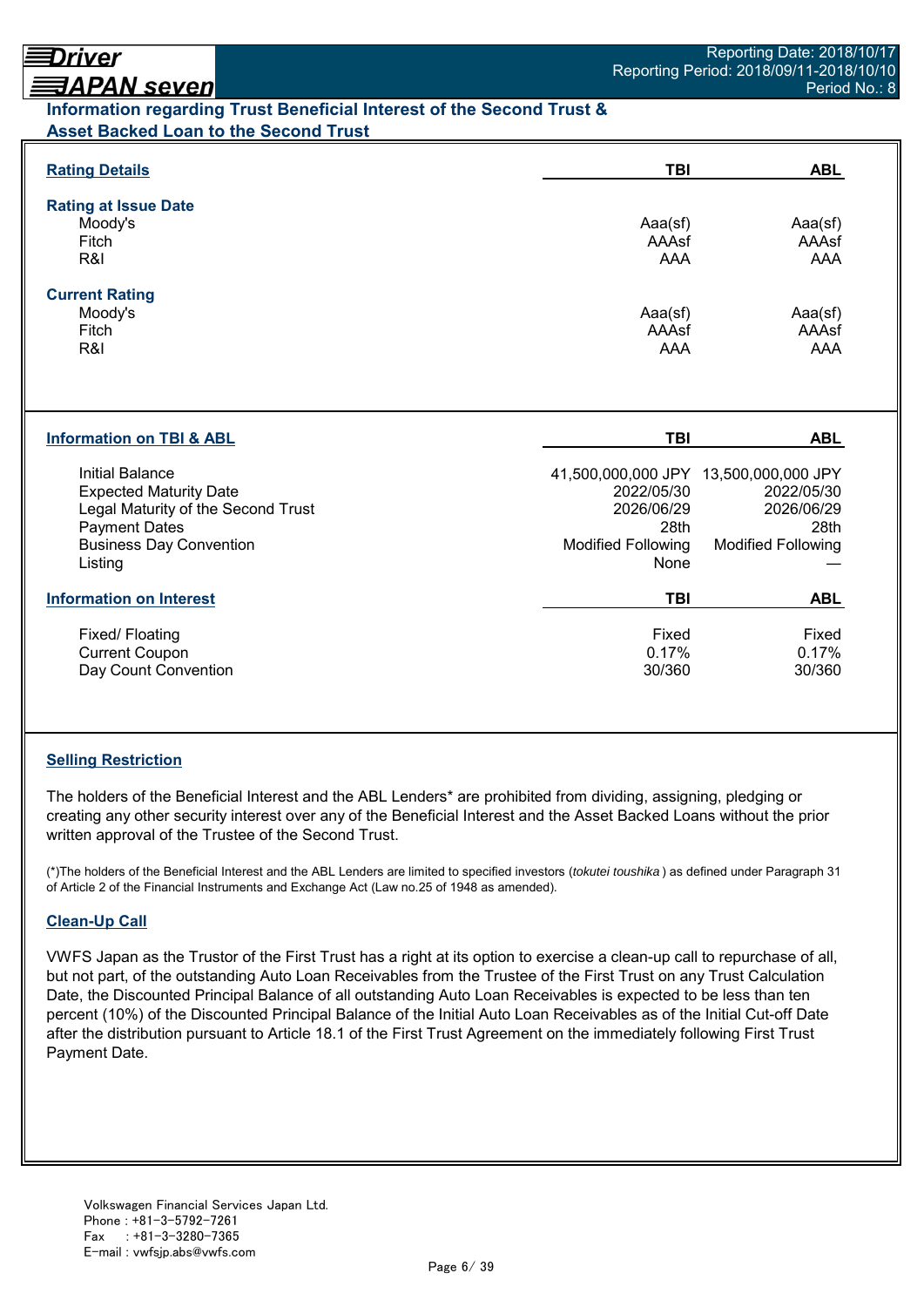## Information regarding Trust Beneficial Interest of the Second Trust & Asset Backed Loan to the Second Trust

| Rating Details | TBI | ABL |
|---|---|---|
| **Rating at Issue Date** | | |
| Moody's | Aaa(sf) | Aaa(sf) |
| Fitch | AAAsf | AAAsf |
| R&I | AAA | AAA |
| **Current Rating** | | |
| Moody's | Aaa(sf) | Aaa(sf) |
| Fitch | AAAsf | AAAsf |
| R&I | AAA | AAA |

| Information on TBI & ABL | TBI | ABL |
|---|---|---|
| Initial Balance | 41,500,000,000 JPY | 13,500,000,000 JPY |
| Expected Maturity Date | 2022/05/30 | 2022/05/30 |
| Legal Maturity of the Second Trust | 2026/06/29 | 2026/06/29 |
| Payment Dates | 28th | 28th |
| Business Day Convention | Modified Following | Modified Following |
| Listing | None | — |

| Information on Interest | TBI | ABL |
|---|---|---|
| Fixed/ Floating | Fixed | Fixed |
| Current Coupon | 0.17% | 0.17% |
| Day Count Convention | 30/360 | 30/360 |

### Selling Restriction

The holders of the Beneficial Interest and the ABL Lenders* are prohibited from dividing, assigning, pledging or creating any other security interest over any of the Beneficial Interest and the Asset Backed Loans without the prior written approval of the Trustee of the Second Trust.

(*)The holders of the Beneficial Interest and the ABL Lenders are limited to specified investors (*tokutei toushika*) as defined under Paragraph 31 of Article 2 of the Financial Instruments and Exchange Act (Law no.25 of 1948 as amended).

### Clean-Up Call

VWFS Japan as the Trustor of the First Trust has a right at its option to exercise a clean-up call to repurchase of all, but not part, of the outstanding Auto Loan Receivables from the Trustee of the First Trust on any Trust Calculation Date, the Discounted Principal Balance of all outstanding Auto Loan Receivables is expected to be less than ten percent (10%) of the Discounted Principal Balance of the Initial Auto Loan Receivables as of the Initial Cut-off Date after the distribution pursuant to Article 18.1 of the First Trust Agreement on the immediately following First Trust Payment Date.

Volkswagen Financial Services Japan Ltd.
Phone : +81-3-5792-7261
Fax : +81-3-3280-7365
E-mail : vwfsjp.abs@vwfs.com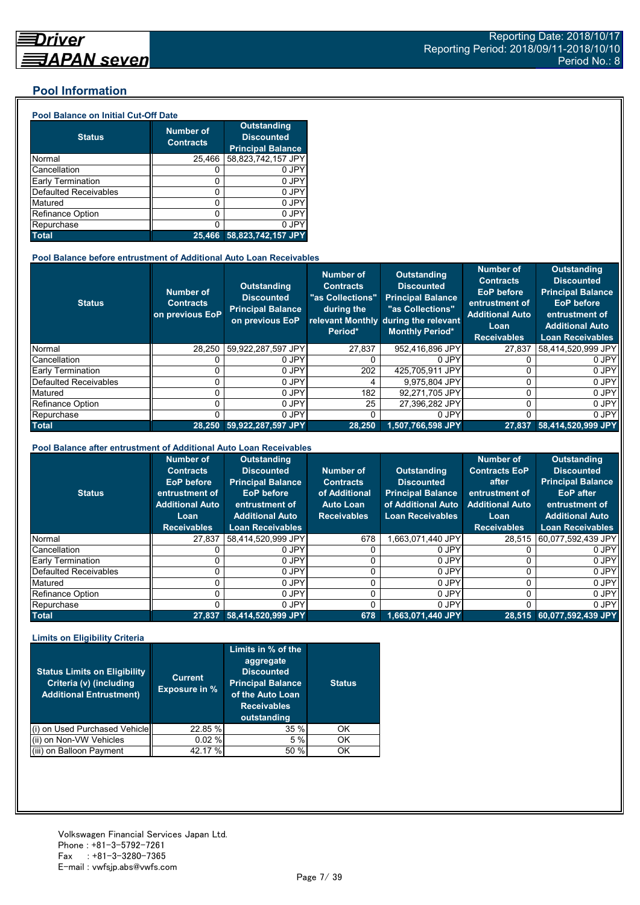## Pool Information

### Pool Balance on Initial Cut-Off Date

| Status | Number of Contracts | Outstanding Discounted Principal Balance |
|---|---|---|
| Normal | 25,466 | 58,823,742,157 JPY |
| Cancellation | 0 | 0 JPY |
| Early Termination | 0 | 0 JPY |
| Defaulted Receivables | 0 | 0 JPY |
| Matured | 0 | 0 JPY |
| Refinance Option | 0 | 0 JPY |
| Repurchase | 0 | 0 JPY |
| **Total** | **25,466** | **58,823,742,157 JPY** |

### Pool Balance before entrustment of Additional Auto Loan Receivables

| Status | Number of Contracts on previous EoP | Outstanding Discounted Principal Balance on previous EoP | Number of Contracts "as Collections" during the relevant Monthly Period* | Outstanding Discounted Principal Balance "as Collections" during the relevant Monthly Period* | Number of Contracts EoP before entrustment of Additional Auto Loan Receivables | Outstanding Discounted Principal Balance EoP before entrustment of Additional Auto Loan Receivables |
|---|---|---|---|---|---|---|
| Normal | 28,250 | 59,922,287,597 JPY | 27,837 | 952,416,896 JPY | 27,837 | 58,414,520,999 JPY |
| Cancellation | 0 | 0 JPY | 0 | 0 JPY | 0 | 0 JPY |
| Early Termination | 0 | 0 JPY | 202 | 425,705,911 JPY | 0 | 0 JPY |
| Defaulted Receivables | 0 | 0 JPY | 4 | 9,975,804 JPY | 0 | 0 JPY |
| Matured | 0 | 0 JPY | 182 | 92,271,705 JPY | 0 | 0 JPY |
| Refinance Option | 0 | 0 JPY | 25 | 27,396,282 JPY | 0 | 0 JPY |
| Repurchase | 0 | 0 JPY | 0 | 0 JPY | 0 | 0 JPY |
| **Total** | **28,250** | **59,922,287,597 JPY** | **28,250** | **1,507,766,598 JPY** | **27,837** | **58,414,520,999 JPY** |

### Pool Balance after entrustment of Additional Auto Loan Receivables

| Status | Number of Contracts EoP before entrustment of Additional Auto Loan Receivables | Outstanding Discounted Principal Balance EoP before entrustment of Additional Auto Loan Receivables | Number of Contracts of Additional Auto Loan Receivables | Outstanding Discounted Principal Balance of Additional Auto Loan Receivables | Number of Contracts EoP after entrustment of Additional Auto Loan Receivables | Outstanding Discounted Principal Balance EoP after entrustment of Additional Auto Loan Receivables |
|---|---|---|---|---|---|---|
| Normal | 27,837 | 58,414,520,999 JPY | 678 | 1,663,071,440 JPY | 28,515 | 60,077,592,439 JPY |
| Cancellation | 0 | 0 JPY | 0 | 0 JPY | 0 | 0 JPY |
| Early Termination | 0 | 0 JPY | 0 | 0 JPY | 0 | 0 JPY |
| Defaulted Receivables | 0 | 0 JPY | 0 | 0 JPY | 0 | 0 JPY |
| Matured | 0 | 0 JPY | 0 | 0 JPY | 0 | 0 JPY |
| Refinance Option | 0 | 0 JPY | 0 | 0 JPY | 0 | 0 JPY |
| Repurchase | 0 | 0 JPY | 0 | 0 JPY | 0 | 0 JPY |
| **Total** | **27,837** | **58,414,520,999 JPY** | **678** | **1,663,071,440 JPY** | **28,515** | **60,077,592,439 JPY** |

### Limits on Eligibility Criteria

| Status Limits on Eligibility Criteria (v) (including Additional Entrustment) | Current Exposure in % | Limits in % of the aggregate Discounted Principal Balance of the Auto Loan Receivables outstanding | Status |
|---|---|---|---|
| (i) on Used Purchased Vehicle | 22.85 % | 35 % | OK |
| (ii) on Non-VW Vehicles | 0.02 % | 5 % | OK |
| (iii) on Balloon Payment | 42.17 % | 50 % | OK |

Volkswagen Financial Services Japan Ltd.
Phone : +81-3-5792-7261
Fax : +81-3-3280-7365
E-mail : vwfsjp.abs@vwfs.com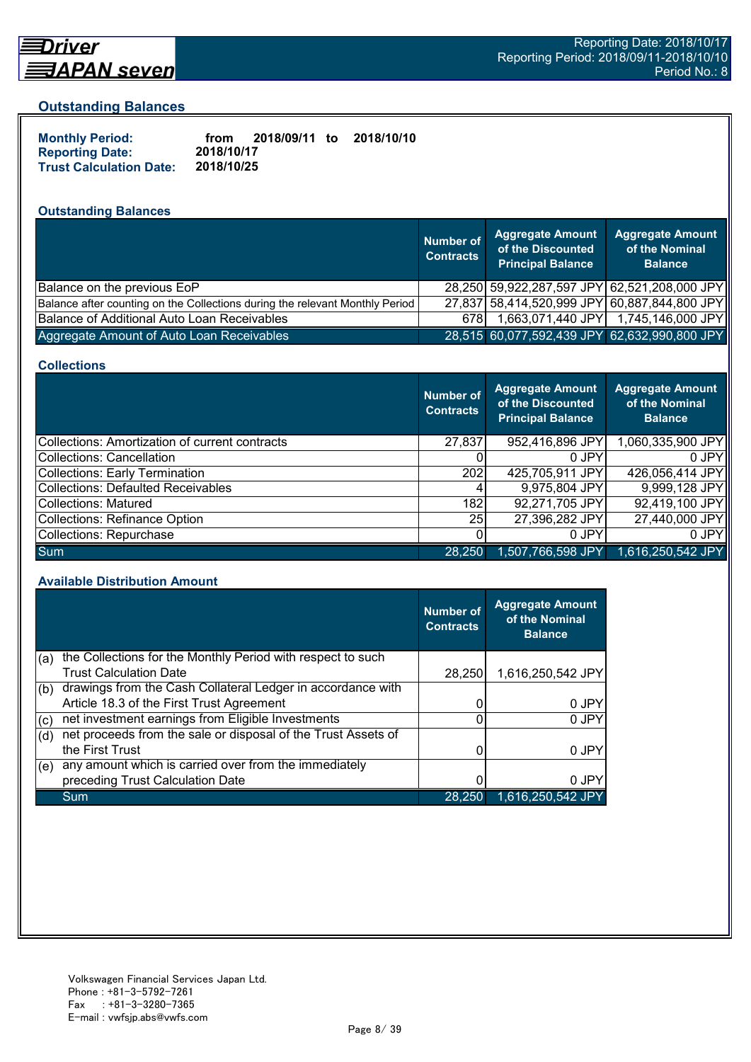## Outstanding Balances

**Monthly Period:** from 2018/09/11 to 2018/10/10
**Reporting Date:** 2018/10/17
**Trust Calculation Date:** 2018/10/25

### Outstanding Balances

| | Number of Contracts | Aggregate Amount of the Discounted Principal Balance | Aggregate Amount of the Nominal Balance |
|---|---|---|---|
| Balance on the previous EoP | 28,250 | 59,922,287,597 JPY | 62,521,208,000 JPY |
| Balance after counting on the Collections during the relevant Monthly Period | 27,837 | 58,414,520,999 JPY | 60,887,844,800 JPY |
| Balance of Additional Auto Loan Receivables | 678 | 1,663,071,440 JPY | 1,745,146,000 JPY |
| Aggregate Amount of Auto Loan Receivables | 28,515 | 60,077,592,439 JPY | 62,632,990,800 JPY |

### Collections

| | Number of Contracts | Aggregate Amount of the Discounted Principal Balance | Aggregate Amount of the Nominal Balance |
|---|---|---|---|
| Collections: Amortization of current contracts | 27,837 | 952,416,896 JPY | 1,060,335,900 JPY |
| Collections: Cancellation | 0 | 0 JPY | 0 JPY |
| Collections: Early Termination | 202 | 425,705,911 JPY | 426,056,414 JPY |
| Collections: Defaulted Receivables | 4 | 9,975,804 JPY | 9,999,128 JPY |
| Collections: Matured | 182 | 92,271,705 JPY | 92,419,100 JPY |
| Collections: Refinance Option | 25 | 27,396,282 JPY | 27,440,000 JPY |
| Collections: Repurchase | 0 | 0 JPY | 0 JPY |
| Sum | 28,250 | 1,507,766,598 JPY | 1,616,250,542 JPY |

### Available Distribution Amount

| | | Number of Contracts | Aggregate Amount of the Nominal Balance |
|---|---|---|---|
| (a) | the Collections for the Monthly Period with respect to such Trust Calculation Date | 28,250 | 1,616,250,542 JPY |
| (b) | drawings from the Cash Collateral Ledger in accordance with Article 18.3 of the First Trust Agreement | 0 | 0 JPY |
| (c) | net investment earnings from Eligible Investments | 0 | 0 JPY |
| (d) | net proceeds from the sale or disposal of the Trust Assets of the First Trust | 0 | 0 JPY |
| (e) | any amount which is carried over from the immediately preceding Trust Calculation Date | 0 | 0 JPY |
| | Sum | 28,250 | 1,616,250,542 JPY |

Volkswagen Financial Services Japan Ltd.
Phone : +81-3-5792-7261
Fax : +81-3-3280-7365
E-mail : vwfsjp.abs@vwfs.com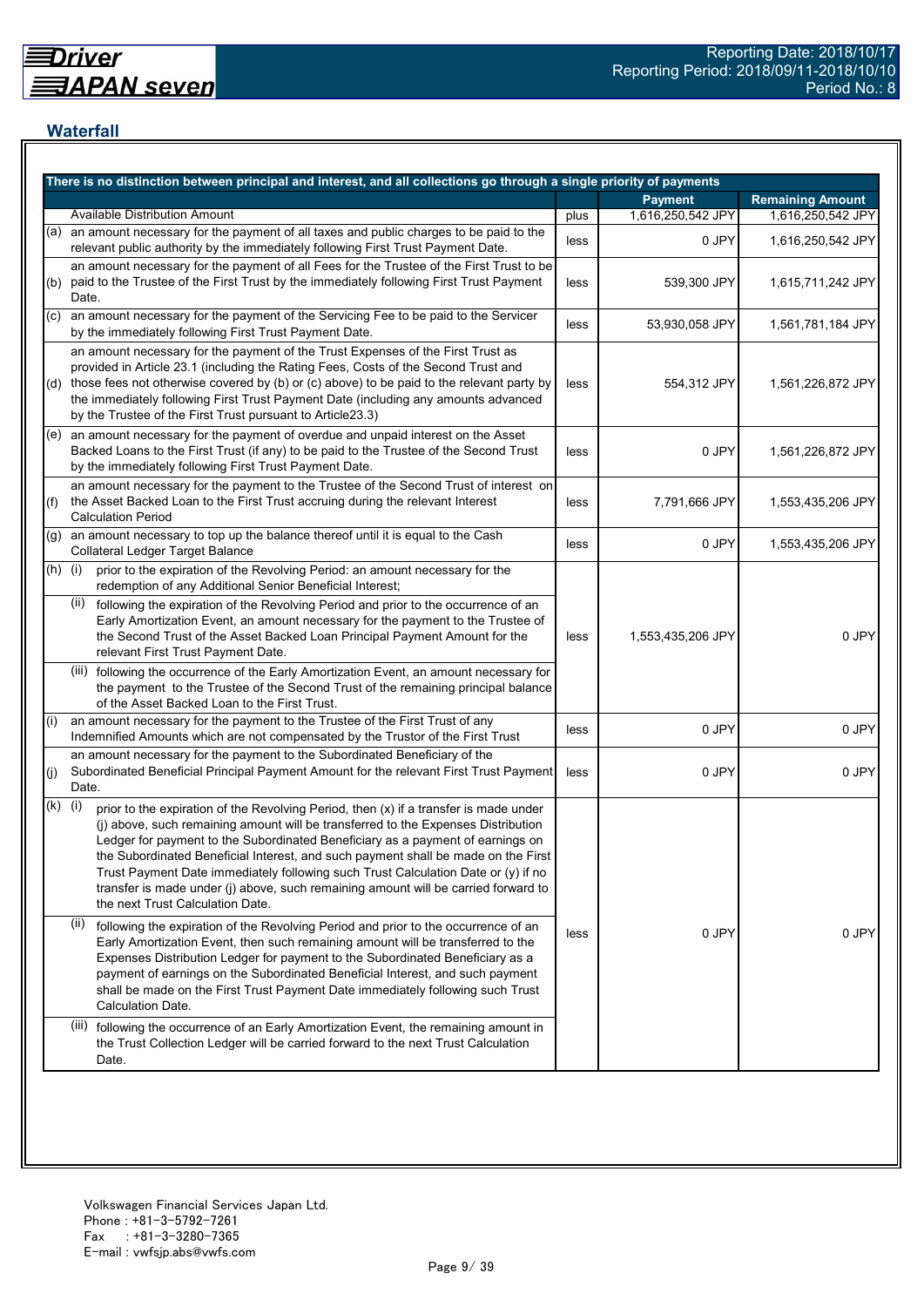## Waterfall

| There is no distinction between principal and interest, and all collections go through a single priority of payments | | | | |
|---|---|---|---|---|
| | | | **Payment** | **Remaining Amount** |
| | Available Distribution Amount | plus | 1,616,250,542 JPY | 1,616,250,542 JPY |
| (a) | an amount necessary for the payment of all taxes and public charges to be paid to the relevant public authority by the immediately following First Trust Payment Date. | less | 0 JPY | 1,616,250,542 JPY |
| (b) | an amount necessary for the payment of all Fees for the Trustee of the First Trust to be paid to the Trustee of the First Trust by the immediately following First Trust Payment Date. | less | 539,300 JPY | 1,615,711,242 JPY |
| (c) | an amount necessary for the payment of the Servicing Fee to be paid to the Servicer by the immediately following First Trust Payment Date. | less | 53,930,058 JPY | 1,561,781,184 JPY |
| (d) | an amount necessary for the payment of the Trust Expenses of the First Trust as provided in Article 23.1 (including the Rating Fees, Costs of the Second Trust and those fees not otherwise covered by (b) or (c) above) to be paid to the relevant party by the immediately following First Trust Payment Date (including any amounts advanced by the Trustee of the First Trust pursuant to Article23.3) | less | 554,312 JPY | 1,561,226,872 JPY |
| (e) | an amount necessary for the payment of overdue and unpaid interest on the Asset Backed Loans to the First Trust (if any) to be paid to the Trustee of the Second Trust by the immediately following First Trust Payment Date. | less | 0 JPY | 1,561,226,872 JPY |
| (f) | an amount necessary for the payment to the Trustee of the Second Trust of interest on the Asset Backed Loan to the First Trust accruing during the relevant Interest Calculation Period | less | 7,791,666 JPY | 1,553,435,206 JPY |
| (g) | an amount necessary to top up the balance thereof until it is equal to the Cash Collateral Ledger Target Balance | less | 0 JPY | 1,553,435,206 JPY |
| (h) | (i) prior to the expiration of the Revolving Period: an amount necessary for the redemption of any Additional Senior Beneficial Interest;<br>(ii) following the expiration of the Revolving Period and prior to the occurrence of an Early Amortization Event, an amount necessary for the payment to the Trustee of the Second Trust of the Asset Backed Loan Principal Payment Amount for the relevant First Trust Payment Date.<br>(iii) following the occurrence of the Early Amortization Event, an amount necessary for the payment to the Trustee of the Second Trust of the remaining principal balance of the Asset Backed Loan to the First Trust. | less | 1,553,435,206 JPY | 0 JPY |
| (i) | an amount necessary for the payment to the Trustee of the First Trust of any Indemnified Amounts which are not compensated by the Trustor of the First Trust | less | 0 JPY | 0 JPY |
| (j) | an amount necessary for the payment to the Subordinated Beneficiary of the Subordinated Beneficial Principal Payment Amount for the relevant First Trust Payment Date. | less | 0 JPY | 0 JPY |
| (k) | (i) prior to the expiration of the Revolving Period, then (x) if a transfer is made under (j) above, such remaining amount will be transferred to the Expenses Distribution Ledger for payment to the Subordinated Beneficiary as a payment of earnings on the Subordinated Beneficial Interest, and such payment shall be made on the First Trust Payment Date immediately following such Trust Calculation Date or (y) if no transfer is made under (j) above, such remaining amount will be carried forward to the next Trust Calculation Date.<br>(ii) following the expiration of the Revolving Period and prior to the occurrence of an Early Amortization Event, then such remaining amount will be transferred to the Expenses Distribution Ledger for payment to the Subordinated Beneficiary as a payment of earnings on the Subordinated Beneficial Interest, and such payment shall be made on the First Trust Payment Date immediately following such Trust Calculation Date.<br>(iii) following the occurrence of an Early Amortization Event, the remaining amount in the Trust Collection Ledger will be carried forward to the next Trust Calculation Date. | less | 0 JPY | 0 JPY |

Volkswagen Financial Services Japan Ltd.
Phone : +81-3-5792-7261
Fax : +81-3-3280-7365
E-mail : vwfsjp.abs@vwfs.com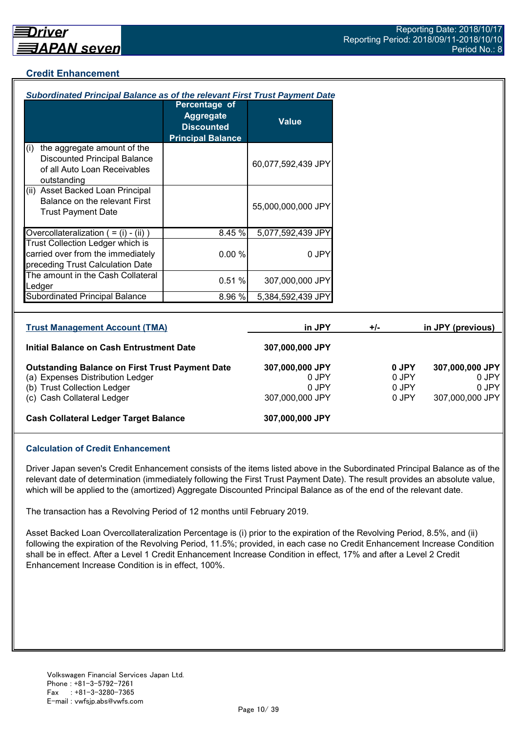## Credit Enhancement

***Subordinated Principal Balance as of the relevant First Trust Payment Date***

| | Percentage of Aggregate Discounted Principal Balance | Value |
|---|---|---|
| (i) the aggregate amount of the Discounted Principal Balance of all Auto Loan Receivables outstanding | | 60,077,592,439 JPY |
| (ii) Asset Backed Loan Principal Balance on the relevant First Trust Payment Date | | 55,000,000,000 JPY |
| Overcollateralization ( = (i) - (ii) ) | 8.45 % | 5,077,592,439 JPY |
| Trust Collection Ledger which is carried over from the immediately preceding Trust Calculation Date | 0.00 % | 0 JPY |
| The amount in the Cash Collateral Ledger | 0.51 % | 307,000,000 JPY |
| Subordinated Principal Balance | 8.96 % | 5,384,592,439 JPY |

| Trust Management Account (TMA) | in JPY | +/- | in JPY (previous) |
|---|---|---|---|
| **Initial Balance on Cash Entrustment Date** | **307,000,000 JPY** | | |
| **Outstanding Balance on First Trust Payment Date** | **307,000,000 JPY** | **0 JPY** | **307,000,000 JPY** |
| (a) Expenses Distribution Ledger | 0 JPY | 0 JPY | 0 JPY |
| (b) Trust Collection Ledger | 0 JPY | 0 JPY | 0 JPY |
| (c) Cash Collateral Ledger | 307,000,000 JPY | 0 JPY | 307,000,000 JPY |
| **Cash Collateral Ledger Target Balance** | **307,000,000 JPY** | | |

### Calculation of Credit Enhancement

Driver Japan seven's Credit Enhancement consists of the items listed above in the Subordinated Principal Balance as of the relevant date of determination (immediately following the First Trust Payment Date). The result provides an absolute value, which will be applied to the (amortized) Aggregate Discounted Principal Balance as of the end of the relevant date.

The transaction has a Revolving Period of 12 months until February 2019.

Asset Backed Loan Overcollateralization Percentage is (i) prior to the expiration of the Revolving Period, 8.5%, and (ii) following the expiration of the Revolving Period, 11.5%; provided, in each case no Credit Enhancement Increase Condition shall be in effect. After a Level 1 Credit Enhancement Increase Condition in effect, 17% and after a Level 2 Credit Enhancement Increase Condition is in effect, 100%.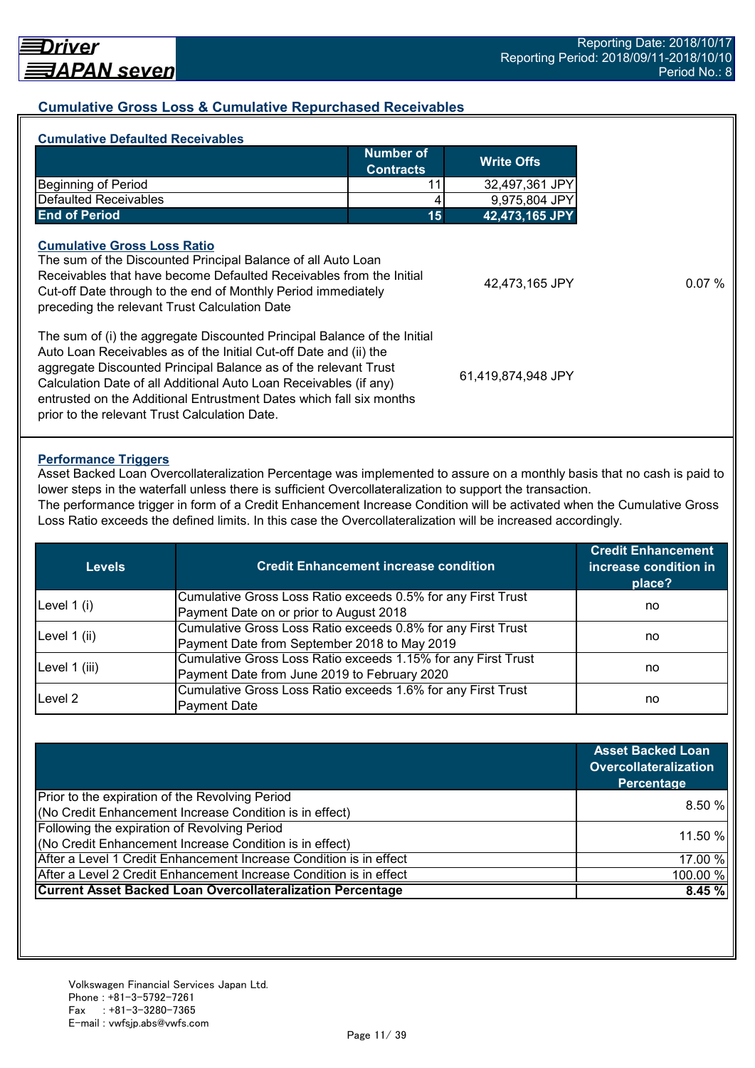## Cumulative Gross Loss & Cumulative Repurchased Receivables

### Cumulative Defaulted Receivables

| | Number of Contracts | Write Offs |
|---|---|---|
| Beginning of Period | 11 | 32,497,361 JPY |
| Defaulted Receivables | 4 | 9,975,804 JPY |
| **End of Period** | **15** | **42,473,165 JPY** |

### Cumulative Gross Loss Ratio

| | | |
|---|---|---|
| The sum of the Discounted Principal Balance of all Auto Loan Receivables that have become Defaulted Receivables from the Initial Cut-off Date through to the end of Monthly Period immediately preceding the relevant Trust Calculation Date | 42,473,165 JPY | 0.07 % |
| The sum of (i) the aggregate Discounted Principal Balance of the Initial Auto Loan Receivables as of the Initial Cut-off Date and (ii) the aggregate Discounted Principal Balance as of the relevant Trust Calculation Date of all Additional Auto Loan Receivables (if any) entrusted on the Additional Entrustment Dates which fall six months prior to the relevant Trust Calculation Date. | 61,419,874,948 JPY | |

### Performance Triggers

Asset Backed Loan Overcollateralization Percentage was implemented to assure on a monthly basis that no cash is paid to lower steps in the waterfall unless there is sufficient Overcollateralization to support the transaction.
The performance trigger in form of a Credit Enhancement Increase Condition will be activated when the Cumulative Gross Loss Ratio exceeds the defined limits. In this case the Overcollateralization will be increased accordingly.

| Levels | Credit Enhancement increase condition | Credit Enhancement increase condition in place? |
|---|---|---|
| Level 1 (i) | Cumulative Gross Loss Ratio exceeds 0.5% for any First Trust Payment Date on or prior to August 2018 | no |
| Level 1 (ii) | Cumulative Gross Loss Ratio exceeds 0.8% for any First Trust Payment Date from September 2018 to May 2019 | no |
| Level 1 (iii) | Cumulative Gross Loss Ratio exceeds 1.15% for any First Trust Payment Date from June 2019 to February 2020 | no |
| Level 2 | Cumulative Gross Loss Ratio exceeds 1.6% for any First Trust Payment Date | no |

| | Asset Backed Loan Overcollateralization Percentage |
|---|---|
| Prior to the expiration of the Revolving Period (No Credit Enhancement Increase Condition is in effect) | 8.50 % |
| Following the expiration of Revolving Period (No Credit Enhancement Increase Condition is in effect) | 11.50 % |
| After a Level 1 Credit Enhancement Increase Condition is in effect | 17.00 % |
| After a Level 2 Credit Enhancement Increase Condition is in effect | 100.00 % |
| **Current Asset Backed Loan Overcollateralization Percentage** | **8.45 %** |

Volkswagen Financial Services Japan Ltd.
Phone : +81-3-5792-7261
Fax : +81-3-3280-7365
E-mail : vwfsjp.abs@vwfs.com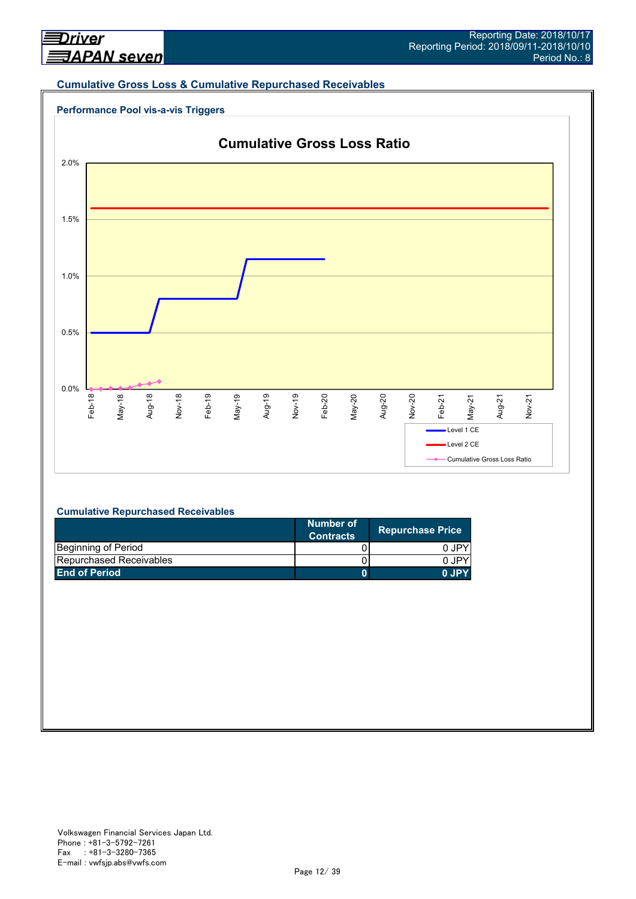## Cumulative Gross Loss & Cumulative Repurchased Receivables

### Performance Pool vis-a-vis Triggers

**Cumulative Gross Loss Ratio**

2.0%
1.5%
1.0%
0.5%
0.0%

Feb-18 May-18 Aug-18 Nov-18 Feb-19 May-19 Aug-19 Nov-19 Feb-20 May-20 Aug-20 Nov-20 Feb-21 May-21 Aug-21 Nov-21

Level 1 CE
Level 2 CE
Cumulative Gross Loss Ratio

### Cumulative Repurchased Receivables

| | Number of Contracts | Repurchase Price |
|---|---|---|
| Beginning of Period | 0 | 0 JPY |
| Repurchased Receivables | 0 | 0 JPY |
| **End of Period** | **0** | **0 JPY** |

Volkswagen Financial Services Japan Ltd.
Phone : +81-3-5792-7261
Fax : +81-3-3280-7365
E-mail : vwfsjp.abs@vwfs.com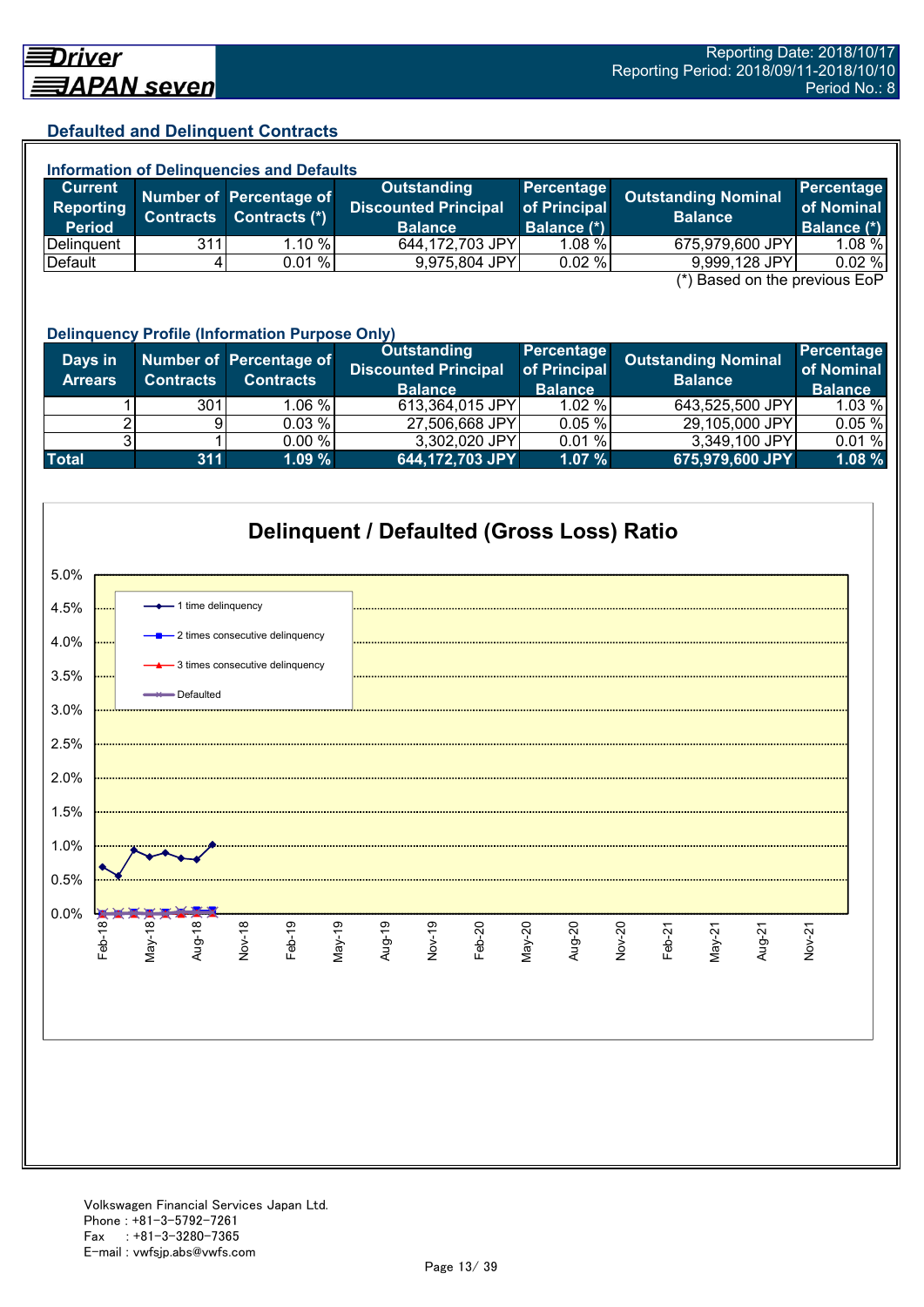## Defaulted and Delinquent Contracts

### Information of Delinquencies and Defaults

| Current Reporting Period | Number of Contracts | Percentage of Contracts (*) | Outstanding Discounted Principal Balance | Percentage of Principal Balance (*) | Outstanding Nominal Balance | Percentage of Nominal Balance (*) |
|---|---|---|---|---|---|---|
| Delinquent | 311 | 1.10 % | 644,172,703 JPY | 1.08 % | 675,979,600 JPY | 1.08 % |
| Default | 4 | 0.01 % | 9,975,804 JPY | 0.02 % | 9,999,128 JPY | 0.02 % |

(*) Based on the previous EoP

### Delinquency Profile (Information Purpose Only)

| Days in Arrears | Number of Contracts | Percentage of Contracts | Outstanding Discounted Principal Balance | Percentage of Principal Balance | Outstanding Nominal Balance | Percentage of Nominal Balance |
|---|---|---|---|---|---|---|
| 1 | 301 | 1.06 % | 613,364,015 JPY | 1.02 % | 643,525,500 JPY | 1.03 % |
| 2 | 9 | 0.03 % | 27,506,668 JPY | 0.05 % | 29,105,000 JPY | 0.05 % |
| 3 | 1 | 0.00 % | 3,302,020 JPY | 0.01 % | 3,349,100 JPY | 0.01 % |
| **Total** | **311** | **1.09 %** | **644,172,703 JPY** | **1.07 %** | **675,979,600 JPY** | **1.08 %** |

### Delinquent / Defaulted (Gross Loss) Ratio

Legend: 1 time delinquency; 2 times consecutive delinquency; 3 times consecutive delinquency; Defaulted

Y-axis: 0.0% – 5.0%; X-axis: Feb-18 to Nov-21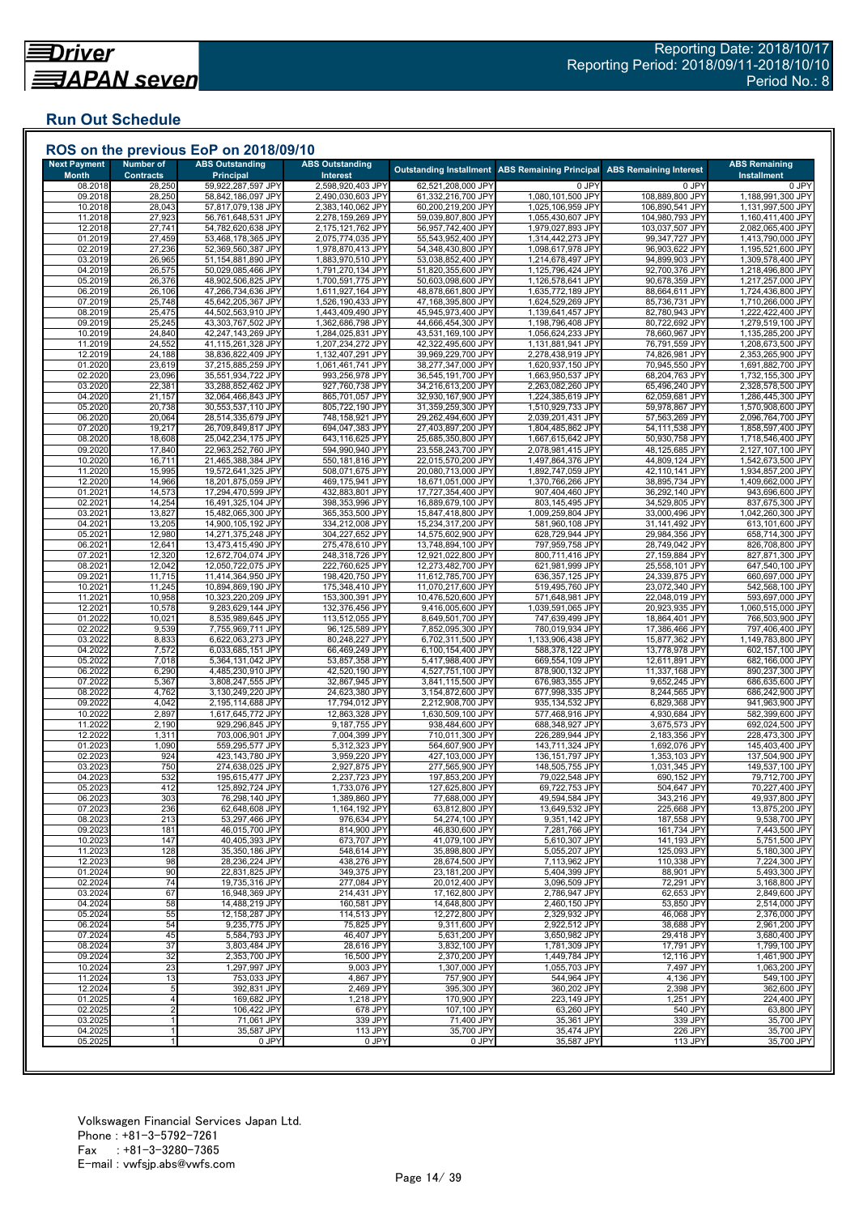Driver JAPAN seven

Reporting Date: 2018/10/17
Reporting Period: 2018/09/11-2018/10/10
Period No.: 8

## Run Out Schedule

### ROS on the previous EoP on 2018/09/10

| Next Payment Month | Number of Contracts | ABS Outstanding Principal | ABS Outstanding Interest | Outstanding Installment | ABS Remaining Principal | ABS Remaining Interest | ABS Remaining Installment |
|---|---|---|---|---|---|---|---|
| 08.2018 | 28,250 | 59,922,287,597 JPY | 2,598,920,403 JPY | 62,521,208,000 JPY | 0 JPY | 0 JPY | 0 JPY |
| 09.2018 | 28,250 | 58,842,186,097 JPY | 2,490,030,603 JPY | 61,332,216,700 JPY | 1,080,101,500 JPY | 108,889,800 JPY | 1,188,991,300 JPY |
| 10.2018 | 28,043 | 57,817,079,138 JPY | 2,383,140,062 JPY | 60,200,219,200 JPY | 1,025,106,959 JPY | 106,890,541 JPY | 1,131,997,500 JPY |
| 11.2018 | 27,923 | 56,761,648,531 JPY | 2,278,159,269 JPY | 59,039,807,800 JPY | 1,055,430,607 JPY | 104,980,793 JPY | 1,160,411,400 JPY |
| 12.2018 | 27,741 | 54,782,620,638 JPY | 2,175,121,762 JPY | 56,957,742,400 JPY | 1,979,027,893 JPY | 103,037,507 JPY | 2,082,065,400 JPY |
| 01.2019 | 27,459 | 53,468,178,365 JPY | 2,075,774,035 JPY | 55,543,952,400 JPY | 1,314,442,273 JPY | 99,347,727 JPY | 1,413,790,000 JPY |
| 02.2019 | 27,236 | 52,369,560,387 JPY | 1,978,870,413 JPY | 54,348,430,800 JPY | 1,098,617,978 JPY | 96,903,622 JPY | 1,195,521,600 JPY |
| 03.2019 | 26,965 | 51,154,881,890 JPY | 1,883,970,510 JPY | 53,038,852,400 JPY | 1,214,678,497 JPY | 94,899,903 JPY | 1,309,578,400 JPY |
| 04.2019 | 26,575 | 50,029,085,466 JPY | 1,791,270,134 JPY | 51,820,355,600 JPY | 1,125,796,424 JPY | 92,700,376 JPY | 1,218,496,800 JPY |
| 05.2019 | 26,376 | 48,902,506,825 JPY | 1,700,591,775 JPY | 50,603,098,600 JPY | 1,126,578,641 JPY | 90,678,359 JPY | 1,217,257,000 JPY |
| 06.2019 | 26,106 | 47,266,734,636 JPY | 1,611,927,164 JPY | 48,878,661,800 JPY | 1,635,772,189 JPY | 88,664,611 JPY | 1,724,436,800 JPY |
| 07.2019 | 25,748 | 45,642,205,367 JPY | 1,526,190,433 JPY | 47,168,395,800 JPY | 1,624,529,269 JPY | 85,736,731 JPY | 1,710,266,000 JPY |
| 08.2019 | 25,475 | 44,502,563,910 JPY | 1,443,409,490 JPY | 45,945,973,400 JPY | 1,139,641,457 JPY | 82,780,943 JPY | 1,222,422,400 JPY |
| 09.2019 | 25,245 | 43,303,767,502 JPY | 1,362,686,798 JPY | 44,666,454,300 JPY | 1,198,796,408 JPY | 80,722,692 JPY | 1,279,519,100 JPY |
| 10.2019 | 24,840 | 42,247,143,269 JPY | 1,284,025,831 JPY | 43,531,169,100 JPY | 1,056,624,233 JPY | 78,660,967 JPY | 1,135,285,200 JPY |
| 11.2019 | 24,552 | 41,115,261,328 JPY | 1,207,234,272 JPY | 42,322,495,600 JPY | 1,131,881,941 JPY | 76,791,559 JPY | 1,208,673,500 JPY |
| 12.2019 | 24,188 | 38,836,822,409 JPY | 1,132,407,291 JPY | 39,969,229,700 JPY | 2,278,438,919 JPY | 74,826,981 JPY | 2,353,265,900 JPY |
| 01.2020 | 23,619 | 37,215,885,259 JPY | 1,061,461,741 JPY | 38,277,347,000 JPY | 1,620,937,150 JPY | 70,945,550 JPY | 1,691,882,700 JPY |
| 02.2020 | 23,096 | 35,551,934,722 JPY | 993,256,978 JPY | 36,545,191,700 JPY | 1,663,950,537 JPY | 68,204,763 JPY | 1,732,155,300 JPY |
| 03.2020 | 22,381 | 33,288,852,462 JPY | 927,760,738 JPY | 34,216,613,200 JPY | 2,263,082,260 JPY | 65,496,240 JPY | 2,328,578,500 JPY |
| 04.2020 | 21,157 | 32,064,466,843 JPY | 865,701,057 JPY | 32,930,167,900 JPY | 1,224,385,619 JPY | 62,059,681 JPY | 1,286,445,300 JPY |
| 05.2020 | 20,738 | 30,553,537,110 JPY | 805,722,190 JPY | 31,359,259,300 JPY | 1,510,929,733 JPY | 59,978,867 JPY | 1,570,908,600 JPY |
| 06.2020 | 20,064 | 28,514,335,679 JPY | 748,158,921 JPY | 29,262,494,600 JPY | 2,039,201,431 JPY | 57,563,269 JPY | 2,096,764,700 JPY |
| 07.2020 | 19,217 | 26,709,849,817 JPY | 694,047,383 JPY | 27,403,897,200 JPY | 1,804,485,862 JPY | 54,111,538 JPY | 1,858,597,400 JPY |
| 08.2020 | 18,608 | 25,042,234,175 JPY | 643,116,625 JPY | 25,685,350,800 JPY | 1,667,615,642 JPY | 50,930,758 JPY | 1,718,546,400 JPY |
| 09.2020 | 17,840 | 22,963,252,760 JPY | 594,990,940 JPY | 23,558,243,700 JPY | 2,078,981,415 JPY | 48,125,685 JPY | 2,127,107,100 JPY |
| 10.2020 | 16,711 | 21,465,388,384 JPY | 550,181,816 JPY | 22,015,570,200 JPY | 1,497,864,376 JPY | 44,809,124 JPY | 1,542,673,500 JPY |
| 11.2020 | 15,995 | 19,572,641,325 JPY | 508,071,675 JPY | 20,080,713,000 JPY | 1,892,747,059 JPY | 42,110,141 JPY | 1,934,857,200 JPY |
| 12.2020 | 14,966 | 18,201,875,059 JPY | 469,175,941 JPY | 18,671,051,000 JPY | 1,370,766,266 JPY | 38,895,734 JPY | 1,409,662,000 JPY |
| 01.2021 | 14,573 | 17,294,470,599 JPY | 432,883,801 JPY | 17,727,354,400 JPY | 907,404,460 JPY | 36,292,140 JPY | 943,696,600 JPY |
| 02.2021 | 14,254 | 16,491,325,104 JPY | 398,353,996 JPY | 16,889,679,100 JPY | 803,145,495 JPY | 34,529,805 JPY | 837,675,300 JPY |
| 03.2021 | 13,827 | 15,482,065,300 JPY | 365,353,500 JPY | 15,847,418,800 JPY | 1,009,259,804 JPY | 33,000,496 JPY | 1,042,260,300 JPY |
| 04.2021 | 13,205 | 14,900,105,192 JPY | 334,212,008 JPY | 15,234,317,200 JPY | 581,960,108 JPY | 31,141,492 JPY | 613,101,600 JPY |
| 05.2021 | 12,980 | 14,271,375,248 JPY | 304,227,652 JPY | 14,575,602,900 JPY | 628,729,944 JPY | 29,984,356 JPY | 658,714,300 JPY |
| 06.2021 | 12,641 | 13,473,415,490 JPY | 275,478,610 JPY | 13,748,894,100 JPY | 797,959,758 JPY | 28,749,042 JPY | 826,708,800 JPY |
| 07.2021 | 12,320 | 12,672,704,074 JPY | 248,318,726 JPY | 12,921,022,800 JPY | 800,711,416 JPY | 27,159,884 JPY | 827,871,300 JPY |
| 08.2021 | 12,042 | 12,050,722,075 JPY | 222,760,625 JPY | 12,273,482,700 JPY | 621,981,999 JPY | 25,558,101 JPY | 647,540,100 JPY |
| 09.2021 | 11,715 | 11,414,364,950 JPY | 198,420,750 JPY | 11,612,785,700 JPY | 636,357,125 JPY | 24,339,875 JPY | 660,697,000 JPY |
| 10.2021 | 11,245 | 10,894,869,190 JPY | 175,348,410 JPY | 11,070,217,600 JPY | 519,495,760 JPY | 23,072,340 JPY | 542,568,100 JPY |
| 11.2021 | 10,958 | 10,323,220,209 JPY | 153,300,391 JPY | 10,476,520,600 JPY | 571,648,981 JPY | 22,048,019 JPY | 593,697,000 JPY |
| 12.2021 | 10,578 | 9,283,629,144 JPY | 132,376,456 JPY | 9,416,005,600 JPY | 1,039,591,065 JPY | 20,923,935 JPY | 1,060,515,000 JPY |
| 01.2022 | 10,021 | 8,535,989,645 JPY | 113,512,055 JPY | 8,649,501,700 JPY | 747,639,499 JPY | 18,864,401 JPY | 766,503,900 JPY |
| 02.2022 | 9,539 | 7,755,969,711 JPY | 96,125,589 JPY | 7,852,095,300 JPY | 780,019,934 JPY | 17,386,466 JPY | 797,406,400 JPY |
| 03.2022 | 8,833 | 6,622,063,273 JPY | 80,248,227 JPY | 6,702,311,500 JPY | 1,133,906,438 JPY | 15,877,362 JPY | 1,149,783,800 JPY |
| 04.2022 | 7,572 | 6,033,685,151 JPY | 66,469,249 JPY | 6,100,154,400 JPY | 588,378,122 JPY | 13,778,978 JPY | 602,157,100 JPY |
| 05.2022 | 7,018 | 5,364,131,042 JPY | 53,857,358 JPY | 5,417,988,400 JPY | 669,554,109 JPY | 12,611,891 JPY | 682,166,000 JPY |
| 06.2022 | 6,290 | 4,485,230,910 JPY | 42,520,190 JPY | 4,527,751,100 JPY | 878,900,132 JPY | 11,337,168 JPY | 890,237,300 JPY |
| 07.2022 | 5,367 | 3,808,247,555 JPY | 32,867,945 JPY | 3,841,115,500 JPY | 676,983,355 JPY | 9,652,245 JPY | 686,635,600 JPY |
| 08.2022 | 4,762 | 3,130,249,220 JPY | 24,623,380 JPY | 3,154,872,600 JPY | 677,998,335 JPY | 8,244,565 JPY | 686,242,900 JPY |
| 09.2022 | 4,042 | 2,195,114,688 JPY | 17,794,012 JPY | 2,212,908,700 JPY | 935,134,532 JPY | 6,829,368 JPY | 941,963,900 JPY |
| 10.2022 | 2,897 | 1,617,645,772 JPY | 12,863,328 JPY | 1,630,509,100 JPY | 577,468,916 JPY | 4,930,684 JPY | 582,399,600 JPY |
| 11.2022 | 2,190 | 929,296,845 JPY | 9,187,755 JPY | 938,484,600 JPY | 688,348,927 JPY | 3,675,573 JPY | 692,024,500 JPY |
| 12.2022 | 1,311 | 703,006,901 JPY | 7,004,399 JPY | 710,011,300 JPY | 226,289,944 JPY | 2,183,356 JPY | 228,473,300 JPY |
| 01.2023 | 1,090 | 559,295,577 JPY | 5,312,323 JPY | 564,607,900 JPY | 143,711,324 JPY | 1,692,076 JPY | 145,403,400 JPY |
| 02.2023 | 924 | 423,143,780 JPY | 3,959,220 JPY | 427,103,000 JPY | 136,151,797 JPY | 1,353,103 JPY | 137,504,900 JPY |
| 03.2023 | 750 | 274,638,025 JPY | 2,927,875 JPY | 277,565,900 JPY | 148,505,755 JPY | 1,031,345 JPY | 149,537,100 JPY |
| 04.2023 | 532 | 195,615,477 JPY | 2,237,723 JPY | 197,853,200 JPY | 79,022,548 JPY | 690,152 JPY | 79,712,700 JPY |
| 05.2023 | 412 | 125,892,724 JPY | 1,733,076 JPY | 127,625,800 JPY | 69,722,753 JPY | 504,647 JPY | 70,227,400 JPY |
| 06.2023 | 303 | 76,298,140 JPY | 1,389,860 JPY | 77,688,000 JPY | 49,594,584 JPY | 343,216 JPY | 49,937,800 JPY |
| 07.2023 | 236 | 62,648,608 JPY | 1,164,192 JPY | 63,812,800 JPY | 13,649,532 JPY | 225,668 JPY | 13,875,200 JPY |
| 08.2023 | 213 | 53,297,466 JPY | 976,634 JPY | 54,274,100 JPY | 9,351,142 JPY | 187,558 JPY | 9,538,700 JPY |
| 09.2023 | 181 | 46,015,700 JPY | 814,900 JPY | 46,830,600 JPY | 7,281,766 JPY | 161,734 JPY | 7,443,500 JPY |
| 10.2023 | 147 | 40,405,393 JPY | 673,707 JPY | 41,079,100 JPY | 5,610,307 JPY | 141,193 JPY | 5,751,500 JPY |
| 11.2023 | 128 | 35,350,186 JPY | 548,614 JPY | 35,898,800 JPY | 5,055,207 JPY | 125,093 JPY | 5,180,300 JPY |
| 12.2023 | 98 | 28,236,224 JPY | 438,276 JPY | 28,674,500 JPY | 7,113,962 JPY | 110,338 JPY | 7,224,300 JPY |
| 01.2024 | 90 | 22,831,825 JPY | 349,375 JPY | 23,181,200 JPY | 5,404,399 JPY | 88,901 JPY | 5,493,300 JPY |
| 02.2024 | 74 | 19,735,316 JPY | 277,084 JPY | 20,012,400 JPY | 3,096,509 JPY | 72,291 JPY | 3,168,800 JPY |
| 03.2024 | 67 | 16,948,369 JPY | 214,431 JPY | 17,162,800 JPY | 2,786,947 JPY | 62,653 JPY | 2,849,600 JPY |
| 04.2024 | 58 | 14,488,219 JPY | 160,581 JPY | 14,648,800 JPY | 2,460,150 JPY | 53,850 JPY | 2,514,000 JPY |
| 05.2024 | 55 | 12,158,287 JPY | 114,513 JPY | 12,272,800 JPY | 2,329,932 JPY | 46,068 JPY | 2,376,000 JPY |
| 06.2024 | 54 | 9,235,775 JPY | 75,825 JPY | 9,311,600 JPY | 2,922,512 JPY | 38,688 JPY | 2,961,200 JPY |
| 07.2024 | 45 | 5,584,793 JPY | 46,407 JPY | 5,631,200 JPY | 3,650,982 JPY | 29,418 JPY | 3,680,400 JPY |
| 08.2024 | 37 | 3,803,484 JPY | 28,616 JPY | 3,832,100 JPY | 1,781,309 JPY | 17,791 JPY | 1,799,100 JPY |
| 09.2024 | 32 | 2,353,700 JPY | 16,500 JPY | 2,370,200 JPY | 1,449,784 JPY | 12,116 JPY | 1,461,900 JPY |
| 10.2024 | 23 | 1,297,997 JPY | 9,003 JPY | 1,307,000 JPY | 1,055,703 JPY | 7,497 JPY | 1,063,200 JPY |
| 11.2024 | 13 | 753,033 JPY | 4,867 JPY | 757,900 JPY | 544,964 JPY | 4,136 JPY | 549,100 JPY |
| 12.2024 | 5 | 392,831 JPY | 2,469 JPY | 395,300 JPY | 360,202 JPY | 2,398 JPY | 362,600 JPY |
| 01.2025 | 4 | 169,682 JPY | 1,218 JPY | 170,900 JPY | 223,149 JPY | 1,251 JPY | 224,400 JPY |
| 02.2025 | 2 | 106,422 JPY | 678 JPY | 107,100 JPY | 63,260 JPY | 540 JPY | 63,800 JPY |
| 03.2025 | 1 | 71,061 JPY | 339 JPY | 71,400 JPY | 35,361 JPY | 339 JPY | 35,700 JPY |
| 04.2025 | 1 | 35,587 JPY | 113 JPY | 35,700 JPY | 35,474 JPY | 226 JPY | 35,700 JPY |
| 05.2025 | 1 | 0 JPY | 0 JPY | 0 JPY | 35,587 JPY | 113 JPY | 35,700 JPY |

Volkswagen Financial Services Japan Ltd.
Phone : +81-3-5792-7261
Fax : +81-3-3280-7365
E-mail : vwfsjp.abs@vwfs.com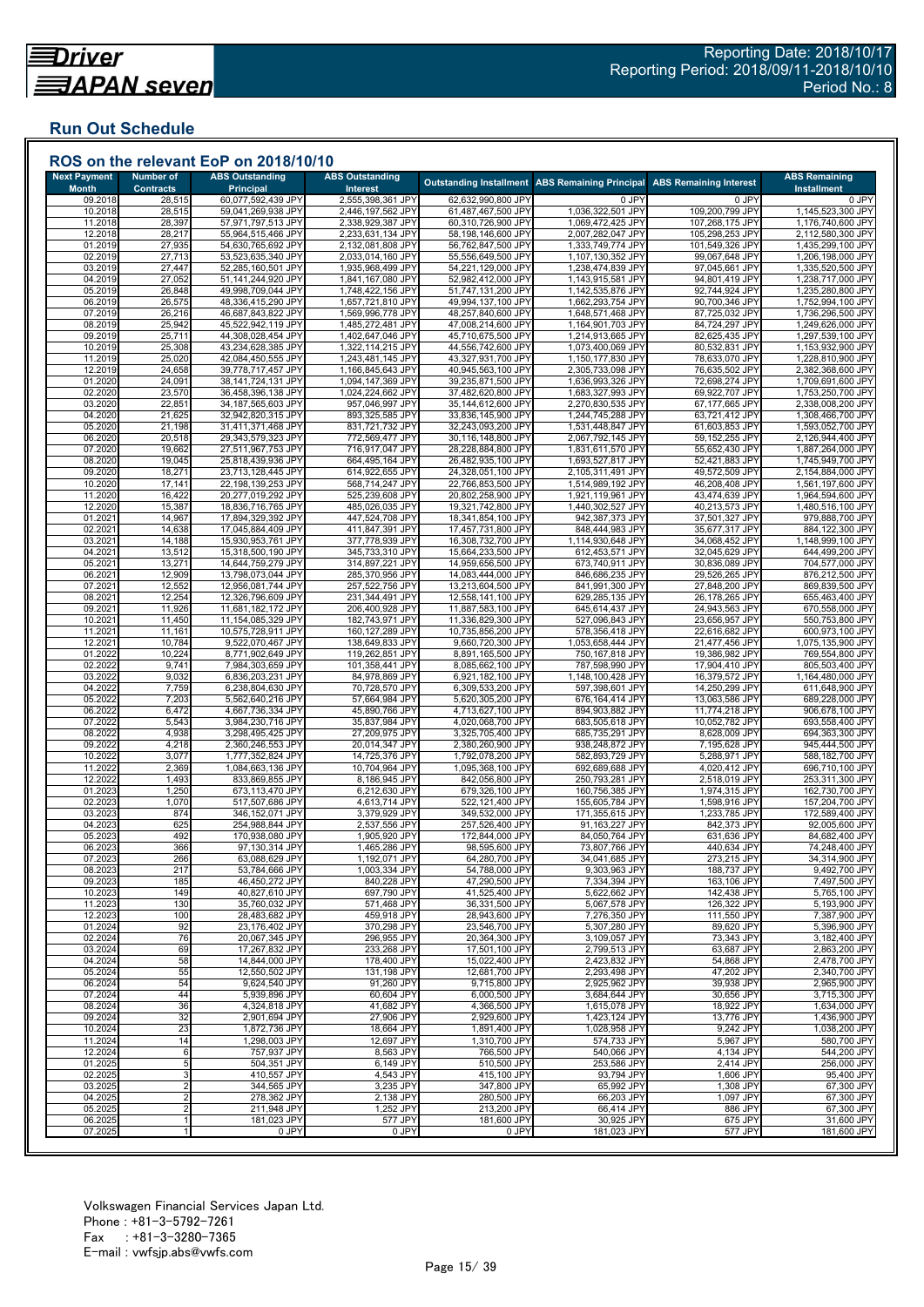## Run Out Schedule

### ROS on the relevant EoP on 2018/10/10

| Next Payment Month | Number of Contracts | ABS Outstanding Principal | ABS Outstanding Interest | Outstanding Installment | ABS Remaining Principal | ABS Remaining Interest | ABS Remaining Installment |
|---|---|---|---|---|---|---|---|
| 09.2018 | 28,515 | 60,077,592,439 JPY | 2,555,398,361 JPY | 62,632,990,800 JPY | 0 JPY | 0 JPY | 0 JPY |
| 10.2018 | 28,515 | 59,041,269,938 JPY | 2,446,197,562 JPY | 61,487,467,500 JPY | 1,036,322,501 JPY | 109,200,799 JPY | 1,145,523,300 JPY |
| 11.2018 | 28,397 | 57,971,797,513 JPY | 2,338,929,387 JPY | 60,310,726,900 JPY | 1,069,472,425 JPY | 107,268,175 JPY | 1,176,740,600 JPY |
| 12.2018 | 28,217 | 55,964,515,466 JPY | 2,233,631,134 JPY | 58,198,146,600 JPY | 2,007,282,047 JPY | 105,298,253 JPY | 2,112,580,300 JPY |
| 01.2019 | 27,935 | 54,630,765,692 JPY | 2,132,081,808 JPY | 56,762,847,500 JPY | 1,333,749,774 JPY | 101,549,326 JPY | 1,435,299,100 JPY |
| 02.2019 | 27,713 | 53,523,635,340 JPY | 2,033,014,160 JPY | 55,556,649,500 JPY | 1,107,130,352 JPY | 99,067,648 JPY | 1,206,198,000 JPY |
| 03.2019 | 27,447 | 52,285,160,501 JPY | 1,935,968,499 JPY | 54,221,129,000 JPY | 1,238,474,839 JPY | 97,045,661 JPY | 1,335,520,500 JPY |
| 04.2019 | 27,052 | 51,141,244,920 JPY | 1,841,167,080 JPY | 52,982,412,000 JPY | 1,143,915,581 JPY | 94,801,419 JPY | 1,238,717,000 JPY |
| 05.2019 | 26,848 | 49,998,709,044 JPY | 1,748,422,156 JPY | 51,747,131,200 JPY | 1,142,535,876 JPY | 92,744,924 JPY | 1,235,280,800 JPY |
| 06.2019 | 26,575 | 48,336,415,290 JPY | 1,657,721,810 JPY | 49,994,137,100 JPY | 1,662,293,754 JPY | 90,700,346 JPY | 1,752,994,100 JPY |
| 07.2019 | 26,216 | 46,687,843,822 JPY | 1,569,996,778 JPY | 48,257,840,600 JPY | 1,648,571,468 JPY | 87,725,032 JPY | 1,736,296,500 JPY |
| 08.2019 | 25,942 | 45,522,942,119 JPY | 1,485,272,481 JPY | 47,008,214,600 JPY | 1,164,901,703 JPY | 84,724,297 JPY | 1,249,626,000 JPY |
| 09.2019 | 25,711 | 44,308,028,454 JPY | 1,402,647,046 JPY | 45,710,675,500 JPY | 1,214,913,665 JPY | 82,625,435 JPY | 1,297,539,100 JPY |
| 10.2019 | 25,308 | 43,234,628,385 JPY | 1,322,114,215 JPY | 44,556,742,600 JPY | 1,073,400,069 JPY | 80,532,831 JPY | 1,153,932,900 JPY |
| 11.2019 | 25,020 | 42,084,450,555 JPY | 1,243,481,145 JPY | 43,327,931,700 JPY | 1,150,177,830 JPY | 78,633,070 JPY | 1,228,810,900 JPY |
| 12.2019 | 24,658 | 39,778,717,457 JPY | 1,166,845,643 JPY | 40,945,563,100 JPY | 2,305,733,098 JPY | 76,635,502 JPY | 2,382,368,600 JPY |
| 01.2020 | 24,091 | 38,141,724,131 JPY | 1,094,147,369 JPY | 39,235,871,500 JPY | 1,636,993,326 JPY | 72,698,274 JPY | 1,709,691,600 JPY |
| 02.2020 | 23,570 | 36,458,396,138 JPY | 1,024,224,662 JPY | 37,482,620,800 JPY | 1,683,327,993 JPY | 69,922,707 JPY | 1,753,250,700 JPY |
| 03.2020 | 22,851 | 34,187,565,603 JPY | 957,046,997 JPY | 35,144,612,600 JPY | 2,270,830,535 JPY | 67,177,665 JPY | 2,338,008,200 JPY |
| 04.2020 | 21,625 | 32,942,820,315 JPY | 893,325,585 JPY | 33,836,145,900 JPY | 1,244,745,288 JPY | 63,721,412 JPY | 1,308,466,700 JPY |
| 05.2020 | 21,198 | 31,411,371,468 JPY | 831,721,732 JPY | 32,243,093,200 JPY | 1,531,448,847 JPY | 61,603,853 JPY | 1,593,052,700 JPY |
| 06.2020 | 20,518 | 29,343,579,323 JPY | 772,569,477 JPY | 30,116,148,800 JPY | 2,067,792,145 JPY | 59,152,255 JPY | 2,126,944,400 JPY |
| 07.2020 | 19,662 | 27,511,967,753 JPY | 716,917,047 JPY | 28,228,884,800 JPY | 1,831,611,570 JPY | 55,652,430 JPY | 1,887,264,000 JPY |
| 08.2020 | 19,045 | 25,818,439,936 JPY | 664,495,164 JPY | 26,482,935,100 JPY | 1,693,527,817 JPY | 52,421,883 JPY | 1,745,949,700 JPY |
| 09.2020 | 18,271 | 23,713,128,445 JPY | 614,922,655 JPY | 24,328,051,100 JPY | 2,105,311,491 JPY | 49,572,509 JPY | 2,154,884,000 JPY |
| 10.2020 | 17,141 | 22,198,139,253 JPY | 568,714,247 JPY | 22,766,853,500 JPY | 1,514,989,192 JPY | 46,208,408 JPY | 1,561,197,600 JPY |
| 11.2020 | 16,422 | 20,277,019,292 JPY | 525,239,608 JPY | 20,802,258,900 JPY | 1,921,119,961 JPY | 43,474,639 JPY | 1,964,594,600 JPY |
| 12.2020 | 15,387 | 18,836,716,765 JPY | 485,026,035 JPY | 19,321,742,800 JPY | 1,440,302,527 JPY | 40,213,573 JPY | 1,480,516,100 JPY |
| 01.2021 | 14,967 | 17,894,329,392 JPY | 447,524,708 JPY | 18,341,854,100 JPY | 942,387,373 JPY | 37,501,327 JPY | 979,888,700 JPY |
| 02.2021 | 14,638 | 17,045,884,409 JPY | 411,847,391 JPY | 17,457,731,800 JPY | 848,444,983 JPY | 35,677,317 JPY | 884,122,300 JPY |
| 03.2021 | 14,188 | 15,930,953,761 JPY | 377,778,939 JPY | 16,308,732,700 JPY | 1,114,930,648 JPY | 34,068,452 JPY | 1,148,999,100 JPY |
| 04.2021 | 13,512 | 15,318,500,190 JPY | 345,733,310 JPY | 15,664,233,500 JPY | 612,453,571 JPY | 32,045,629 JPY | 644,499,200 JPY |
| 05.2021 | 13,271 | 14,644,759,279 JPY | 314,897,221 JPY | 14,959,656,500 JPY | 673,740,911 JPY | 30,836,089 JPY | 704,577,000 JPY |
| 06.2021 | 12,909 | 13,798,073,044 JPY | 285,370,956 JPY | 14,083,444,000 JPY | 846,686,235 JPY | 29,526,265 JPY | 876,212,500 JPY |
| 07.2021 | 12,552 | 12,956,081,744 JPY | 257,522,756 JPY | 13,213,604,500 JPY | 841,991,300 JPY | 27,848,200 JPY | 869,839,500 JPY |
| 08.2021 | 12,254 | 12,326,796,609 JPY | 231,344,491 JPY | 12,558,141,100 JPY | 629,285,135 JPY | 26,178,265 JPY | 655,463,400 JPY |
| 09.2021 | 11,926 | 11,681,182,172 JPY | 206,400,928 JPY | 11,887,583,100 JPY | 645,614,437 JPY | 24,943,563 JPY | 670,558,000 JPY |
| 10.2021 | 11,450 | 11,154,085,329 JPY | 182,743,971 JPY | 11,336,829,300 JPY | 527,096,843 JPY | 23,656,957 JPY | 550,753,800 JPY |
| 11.2021 | 11,161 | 10,575,728,911 JPY | 160,127,289 JPY | 10,735,856,200 JPY | 578,356,418 JPY | 22,616,682 JPY | 600,973,100 JPY |
| 12.2021 | 10,784 | 9,522,070,467 JPY | 138,649,833 JPY | 9,660,720,300 JPY | 1,053,658,444 JPY | 21,477,456 JPY | 1,075,135,900 JPY |
| 01.2022 | 10,224 | 8,771,902,649 JPY | 119,262,851 JPY | 8,891,165,500 JPY | 750,167,818 JPY | 19,386,982 JPY | 769,554,800 JPY |
| 02.2022 | 9,741 | 7,984,303,659 JPY | 101,358,441 JPY | 8,085,662,100 JPY | 787,598,990 JPY | 17,904,410 JPY | 805,503,400 JPY |
| 03.2022 | 9,032 | 6,836,203,231 JPY | 84,978,869 JPY | 6,921,182,100 JPY | 1,148,100,428 JPY | 16,379,572 JPY | 1,164,480,000 JPY |
| 04.2022 | 7,759 | 6,238,804,630 JPY | 70,728,570 JPY | 6,309,533,200 JPY | 597,398,601 JPY | 14,250,299 JPY | 611,648,900 JPY |
| 05.2022 | 7,203 | 5,562,640,216 JPY | 57,664,984 JPY | 5,620,305,200 JPY | 676,164,414 JPY | 13,063,586 JPY | 689,228,000 JPY |
| 06.2022 | 6,472 | 4,667,736,334 JPY | 45,890,766 JPY | 4,713,627,100 JPY | 894,903,882 JPY | 11,774,218 JPY | 906,678,100 JPY |
| 07.2022 | 5,543 | 3,984,230,716 JPY | 35,837,984 JPY | 4,020,068,700 JPY | 683,505,618 JPY | 10,052,782 JPY | 693,558,400 JPY |
| 08.2022 | 4,938 | 3,298,495,425 JPY | 27,209,975 JPY | 3,325,705,400 JPY | 685,735,291 JPY | 8,628,009 JPY | 694,363,300 JPY |
| 09.2022 | 4,218 | 2,360,246,553 JPY | 20,014,347 JPY | 2,380,260,900 JPY | 938,248,872 JPY | 7,195,628 JPY | 945,444,500 JPY |
| 10.2022 | 3,077 | 1,777,352,824 JPY | 14,725,376 JPY | 1,792,078,200 JPY | 582,893,729 JPY | 5,288,971 JPY | 588,182,700 JPY |
| 11.2022 | 2,369 | 1,084,663,136 JPY | 10,704,964 JPY | 1,095,368,100 JPY | 692,689,688 JPY | 4,020,412 JPY | 696,710,100 JPY |
| 12.2022 | 1,493 | 833,869,855 JPY | 8,186,945 JPY | 842,056,800 JPY | 250,793,281 JPY | 2,518,019 JPY | 253,311,300 JPY |
| 01.2023 | 1,250 | 673,113,470 JPY | 6,212,630 JPY | 679,326,100 JPY | 160,756,385 JPY | 1,974,315 JPY | 162,730,700 JPY |
| 02.2023 | 1,070 | 517,507,686 JPY | 4,613,714 JPY | 522,121,400 JPY | 155,605,784 JPY | 1,598,916 JPY | 157,204,700 JPY |
| 03.2023 | 874 | 346,152,071 JPY | 3,379,929 JPY | 349,532,000 JPY | 171,355,615 JPY | 1,233,785 JPY | 172,589,400 JPY |
| 04.2023 | 625 | 254,988,844 JPY | 2,537,556 JPY | 257,526,400 JPY | 91,163,227 JPY | 842,373 JPY | 92,005,600 JPY |
| 05.2023 | 492 | 170,938,080 JPY | 1,905,920 JPY | 172,844,000 JPY | 84,050,764 JPY | 631,636 JPY | 84,682,400 JPY |
| 06.2023 | 366 | 97,130,314 JPY | 1,465,286 JPY | 98,595,600 JPY | 73,807,766 JPY | 440,634 JPY | 74,248,400 JPY |
| 07.2023 | 266 | 63,088,629 JPY | 1,192,071 JPY | 64,280,700 JPY | 34,041,685 JPY | 273,215 JPY | 34,314,900 JPY |
| 08.2023 | 217 | 53,784,666 JPY | 1,003,334 JPY | 54,788,000 JPY | 9,303,963 JPY | 188,737 JPY | 9,492,700 JPY |
| 09.2023 | 185 | 46,450,272 JPY | 840,228 JPY | 47,290,500 JPY | 7,334,394 JPY | 163,106 JPY | 7,497,500 JPY |
| 10.2023 | 149 | 40,827,610 JPY | 697,790 JPY | 41,525,400 JPY | 5,622,662 JPY | 142,438 JPY | 5,765,100 JPY |
| 11.2023 | 130 | 35,760,032 JPY | 571,468 JPY | 36,331,500 JPY | 5,067,578 JPY | 126,322 JPY | 5,193,900 JPY |
| 12.2023 | 100 | 28,483,682 JPY | 459,918 JPY | 28,943,600 JPY | 7,276,350 JPY | 111,550 JPY | 7,387,900 JPY |
| 01.2024 | 92 | 23,176,402 JPY | 370,298 JPY | 23,546,700 JPY | 5,307,280 JPY | 89,620 JPY | 5,396,900 JPY |
| 02.2024 | 76 | 20,067,345 JPY | 296,955 JPY | 20,364,300 JPY | 3,109,057 JPY | 73,343 JPY | 3,182,400 JPY |
| 03.2024 | 69 | 17,267,832 JPY | 233,268 JPY | 17,501,100 JPY | 2,799,513 JPY | 63,687 JPY | 2,863,200 JPY |
| 04.2024 | 58 | 14,844,000 JPY | 178,400 JPY | 15,022,400 JPY | 2,423,832 JPY | 54,868 JPY | 2,478,700 JPY |
| 05.2024 | 55 | 12,550,502 JPY | 131,198 JPY | 12,681,700 JPY | 2,293,498 JPY | 47,202 JPY | 2,340,700 JPY |
| 06.2024 | 54 | 9,624,540 JPY | 91,260 JPY | 9,715,800 JPY | 2,925,962 JPY | 39,938 JPY | 2,965,900 JPY |
| 07.2024 | 44 | 5,939,896 JPY | 60,604 JPY | 6,000,500 JPY | 3,684,644 JPY | 30,656 JPY | 3,715,300 JPY |
| 08.2024 | 36 | 4,324,818 JPY | 41,682 JPY | 4,366,500 JPY | 1,615,078 JPY | 18,922 JPY | 1,634,000 JPY |
| 09.2024 | 32 | 2,901,694 JPY | 27,906 JPY | 2,929,600 JPY | 1,423,124 JPY | 13,776 JPY | 1,436,900 JPY |
| 10.2024 | 23 | 1,872,736 JPY | 18,664 JPY | 1,891,400 JPY | 1,028,958 JPY | 9,242 JPY | 1,038,200 JPY |
| 11.2024 | 14 | 1,298,003 JPY | 12,697 JPY | 1,310,700 JPY | 574,733 JPY | 5,967 JPY | 580,700 JPY |
| 12.2024 | 6 | 757,937 JPY | 8,563 JPY | 766,500 JPY | 540,066 JPY | 4,134 JPY | 544,200 JPY |
| 01.2025 | 5 | 504,351 JPY | 6,149 JPY | 510,500 JPY | 253,586 JPY | 2,414 JPY | 256,000 JPY |
| 02.2025 | 3 | 410,557 JPY | 4,543 JPY | 415,100 JPY | 93,794 JPY | 1,606 JPY | 95,400 JPY |
| 03.2025 | 2 | 344,565 JPY | 3,235 JPY | 347,800 JPY | 65,992 JPY | 1,308 JPY | 67,300 JPY |
| 04.2025 | 2 | 278,362 JPY | 2,138 JPY | 280,500 JPY | 66,203 JPY | 1,097 JPY | 67,300 JPY |
| 05.2025 | 2 | 211,948 JPY | 1,252 JPY | 213,200 JPY | 66,414 JPY | 886 JPY | 67,300 JPY |
| 06.2025 | 1 | 181,023 JPY | 577 JPY | 181,600 JPY | 30,925 JPY | 675 JPY | 31,600 JPY |
| 07.2025 | 1 | 0 JPY | 0 JPY | 0 JPY | 181,023 JPY | 577 JPY | 181,600 JPY |

Volkswagen Financial Services Japan Ltd.
Phone : +81-3-5792-7261
Fax : +81-3-3280-7365
E-mail : vwfsjp.abs@vwfs.com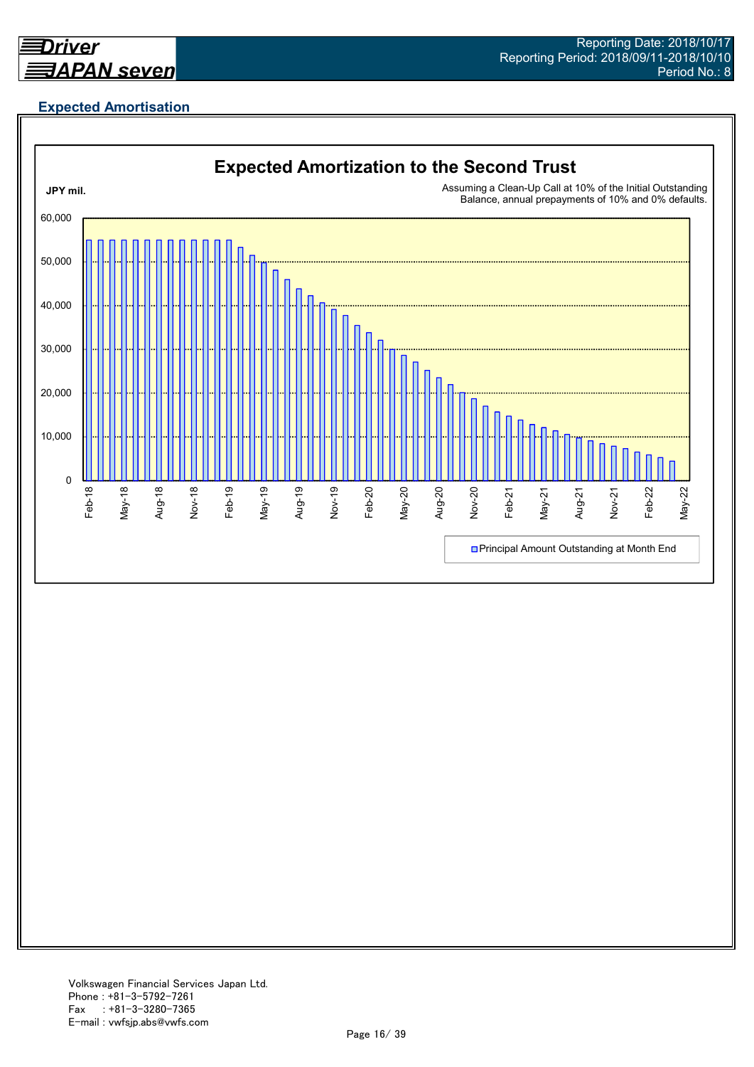## Expected Amortisation

### Expected Amortization to the Second Trust

JPY mil.

Assuming a Clean-Up Call at 10% of the Initial Outstanding Balance, annual prepayments of 10% and 0% defaults.

60,000
50,000
40,000
30,000
20,000
10,000
0

Feb-18 May-18 Aug-18 Nov-18 Feb-19 May-19 Aug-19 Nov-19 Feb-20 May-20 Aug-20 Nov-20 Feb-21 May-21 Aug-21 Nov-21 Feb-22 May-22

Principal Amount Outstanding at Month End

Volkswagen Financial Services Japan Ltd.
Phone : +81-3-5792-7261
Fax : +81-3-3280-7365
E-mail : vwfsjp.abs@vwfs.com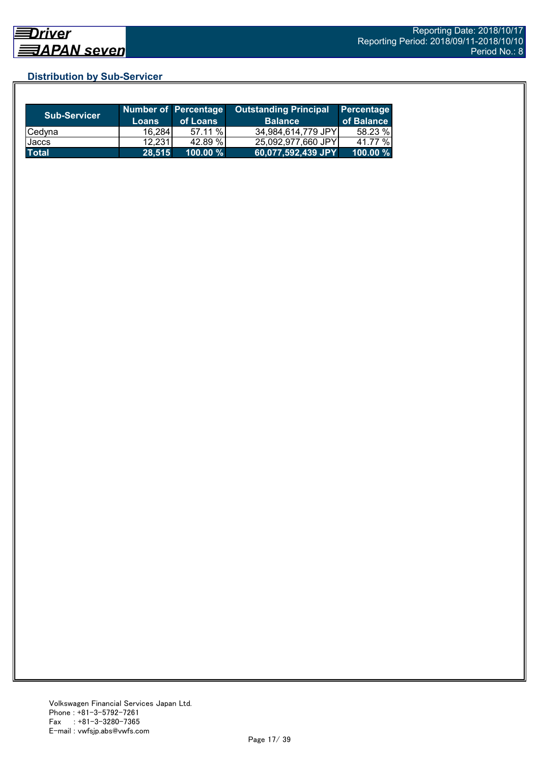## Distribution by Sub-Servicer

| Sub-Servicer | Number of Loans | Percentage of Loans | Outstanding Principal Balance | Percentage of Balance |
|---|---|---|---|---|
| Cedyna | 16,284 | 57.11 % | 34,984,614,779 JPY | 58.23 % |
| Jaccs | 12,231 | 42.89 % | 25,092,977,660 JPY | 41.77 % |
| **Total** | **28,515** | **100.00 %** | **60,077,592,439 JPY** | **100.00 %** |

Volkswagen Financial Services Japan Ltd.
Phone : +81-3-5792-7261
Fax : +81-3-3280-7365
E-mail : vwfsjp.abs@vwfs.com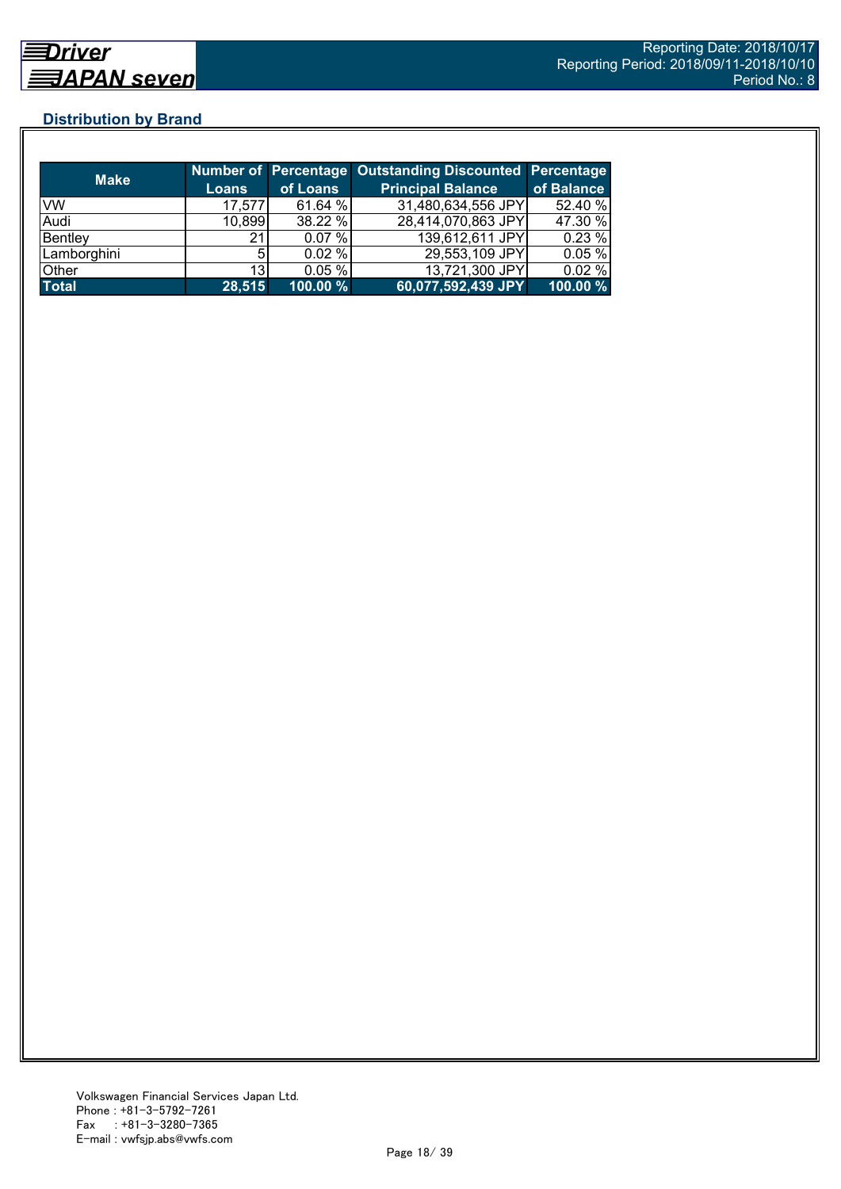## Distribution by Brand

| Make | Number of Loans | Percentage of Loans | Outstanding Discounted Principal Balance | Percentage of Balance |
|---|---|---|---|---|
| VW | 17,577 | 61.64 % | 31,480,634,556 JPY | 52.40 % |
| Audi | 10,899 | 38.22 % | 28,414,070,863 JPY | 47.30 % |
| Bentley | 21 | 0.07 % | 139,612,611 JPY | 0.23 % |
| Lamborghini | 5 | 0.02 % | 29,553,109 JPY | 0.05 % |
| Other | 13 | 0.05 % | 13,721,300 JPY | 0.02 % |
| **Total** | **28,515** | **100.00 %** | **60,077,592,439 JPY** | **100.00 %** |

Volkswagen Financial Services Japan Ltd.
Phone : +81-3-5792-7261
Fax : +81-3-3280-7365
E-mail : vwfsjp.abs@vwfs.com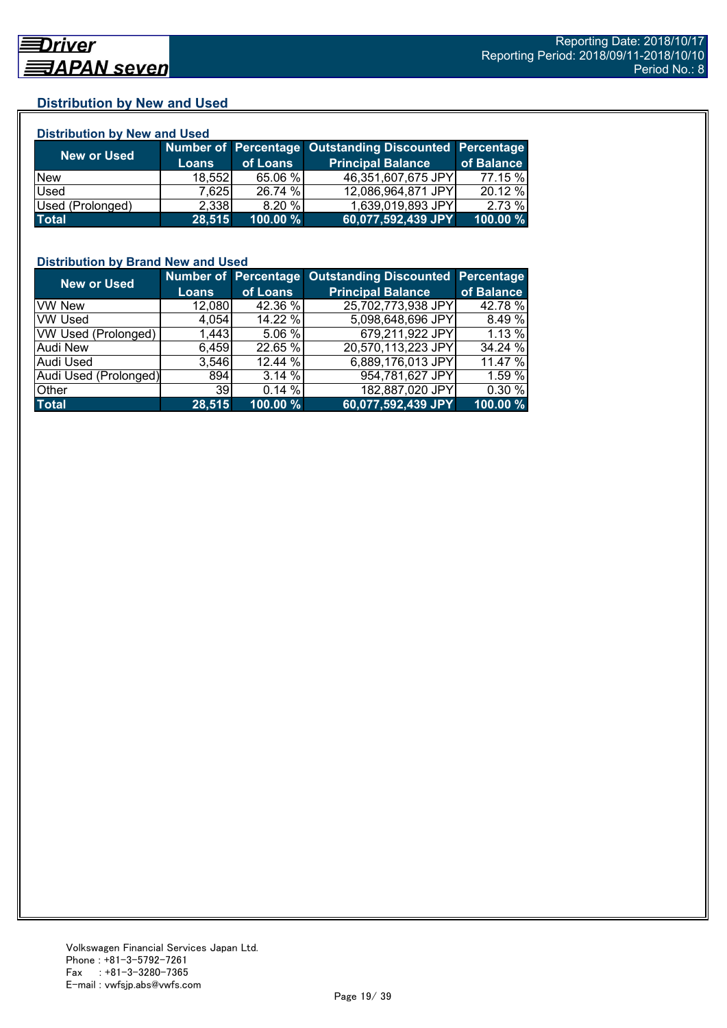## Distribution by New and Used

### Distribution by New and Used

| New or Used | Number of Loans | Percentage of Loans | Outstanding Discounted Principal Balance | Percentage of Balance |
|---|---|---|---|---|
| New | 18,552 | 65.06 % | 46,351,607,675 JPY | 77.15 % |
| Used | 7,625 | 26.74 % | 12,086,964,871 JPY | 20.12 % |
| Used (Prolonged) | 2,338 | 8.20 % | 1,639,019,893 JPY | 2.73 % |
| **Total** | **28,515** | **100.00 %** | **60,077,592,439 JPY** | **100.00 %** |

### Distribution by Brand New and Used

| New or Used | Number of Loans | Percentage of Loans | Outstanding Discounted Principal Balance | Percentage of Balance |
|---|---|---|---|---|
| VW New | 12,080 | 42.36 % | 25,702,773,938 JPY | 42.78 % |
| VW Used | 4,054 | 14.22 % | 5,098,648,696 JPY | 8.49 % |
| VW Used (Prolonged) | 1,443 | 5.06 % | 679,211,922 JPY | 1.13 % |
| Audi New | 6,459 | 22.65 % | 20,570,113,223 JPY | 34.24 % |
| Audi Used | 3,546 | 12.44 % | 6,889,176,013 JPY | 11.47 % |
| Audi Used (Prolonged) | 894 | 3.14 % | 954,781,627 JPY | 1.59 % |
| Other | 39 | 0.14 % | 182,887,020 JPY | 0.30 % |
| **Total** | **28,515** | **100.00 %** | **60,077,592,439 JPY** | **100.00 %** |

Volkswagen Financial Services Japan Ltd.
Phone : +81-3-5792-7261
Fax : +81-3-3280-7365
E-mail : vwfsjp.abs@vwfs.com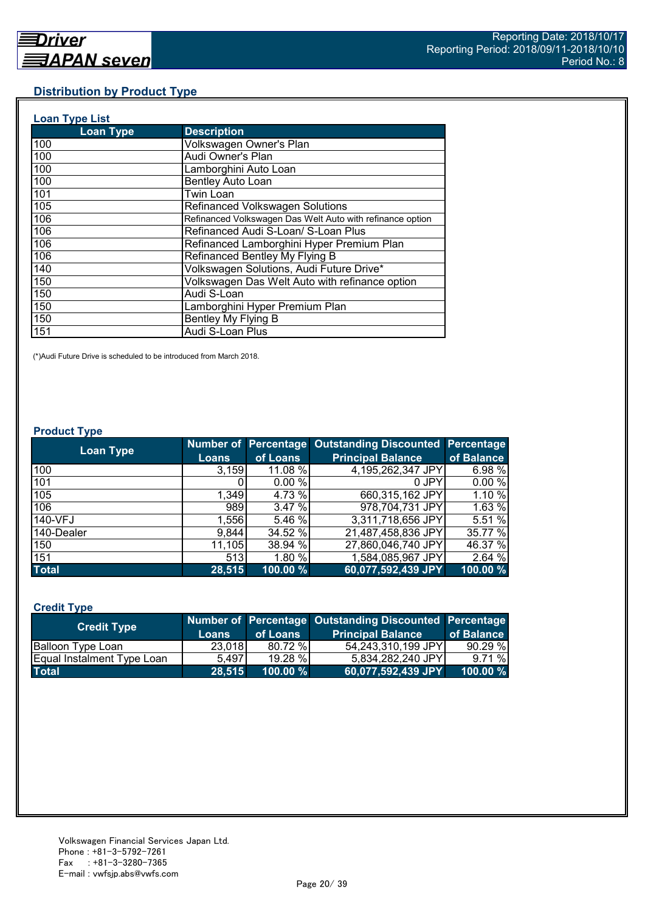## Distribution by Product Type

### Loan Type List

| Loan Type | Description |
|---|---|
| 100 | Volkswagen Owner's Plan |
| 100 | Audi Owner's Plan |
| 100 | Lamborghini Auto Loan |
| 100 | Bentley Auto Loan |
| 101 | Twin Loan |
| 105 | Refinanced Volkswagen Solutions |
| 106 | Refinanced Volkswagen Das Welt Auto with refinance option |
| 106 | Refinanced Audi S-Loan/ S-Loan Plus |
| 106 | Refinanced Lamborghini Hyper Premium Plan |
| 106 | Refinanced Bentley My Flying B |
| 140 | Volkswagen Solutions, Audi Future Drive* |
| 150 | Volkswagen Das Welt Auto with refinance option |
| 150 | Audi S-Loan |
| 150 | Lamborghini Hyper Premium Plan |
| 150 | Bentley My Flying B |
| 151 | Audi S-Loan Plus |

(*)Audi Future Drive is scheduled to be introduced from March 2018.

### Product Type

| Loan Type | Number of Loans | Percentage of Loans | Outstanding Discounted Principal Balance | Percentage of Balance |
|---|---|---|---|---|
| 100 | 3,159 | 11.08 % | 4,195,262,347 JPY | 6.98 % |
| 101 | 0 | 0.00 % | 0 JPY | 0.00 % |
| 105 | 1,349 | 4.73 % | 660,315,162 JPY | 1.10 % |
| 106 | 989 | 3.47 % | 978,704,731 JPY | 1.63 % |
| 140-VFJ | 1,556 | 5.46 % | 3,311,718,656 JPY | 5.51 % |
| 140-Dealer | 9,844 | 34.52 % | 21,487,458,836 JPY | 35.77 % |
| 150 | 11,105 | 38.94 % | 27,860,046,740 JPY | 46.37 % |
| 151 | 513 | 1.80 % | 1,584,085,967 JPY | 2.64 % |
| **Total** | **28,515** | **100.00 %** | **60,077,592,439 JPY** | **100.00 %** |

### Credit Type

| Credit Type | Number of Loans | Percentage of Loans | Outstanding Discounted Principal Balance | Percentage of Balance |
|---|---|---|---|---|
| Balloon Type Loan | 23,018 | 80.72 % | 54,243,310,199 JPY | 90.29 % |
| Equal Instalment Type Loan | 5,497 | 19.28 % | 5,834,282,240 JPY | 9.71 % |
| **Total** | **28,515** | **100.00 %** | **60,077,592,439 JPY** | **100.00 %** |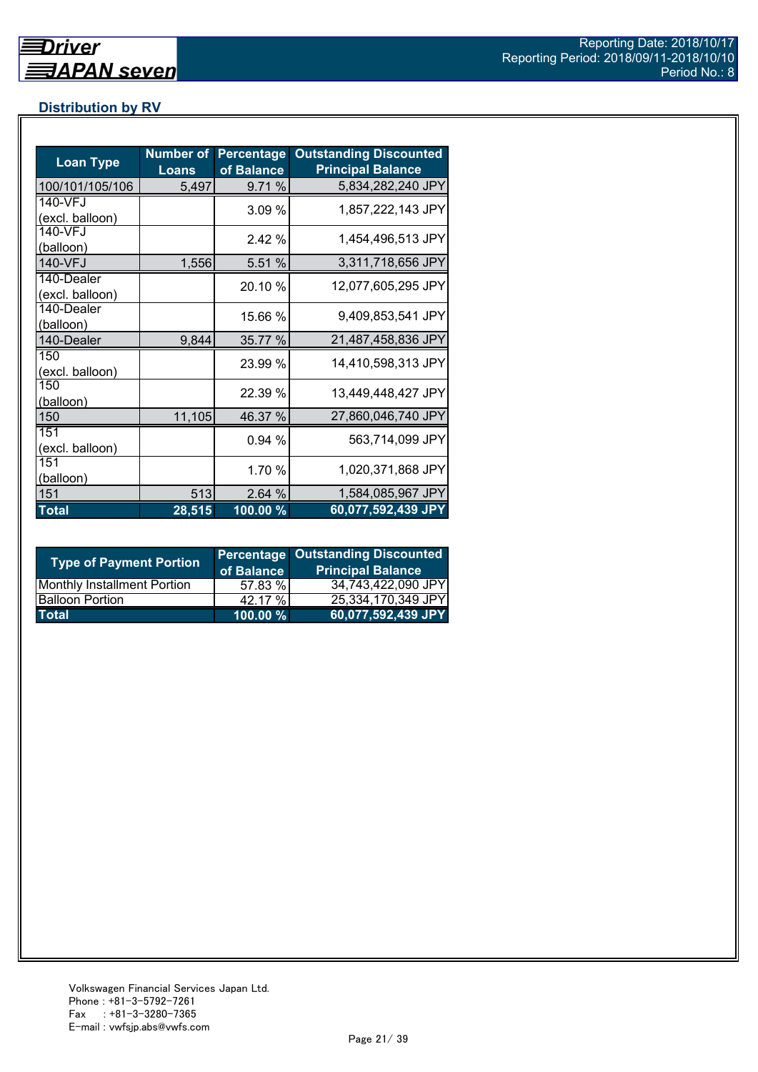## Distribution by RV

| Loan Type | Number of Loans | Percentage of Balance | Outstanding Discounted Principal Balance |
|---|---|---|---|
| 100/101/105/106 | 5,497 | 9.71 % | 5,834,282,240 JPY |
| 140-VFJ (excl. balloon) | | 3.09 % | 1,857,222,143 JPY |
| 140-VFJ (balloon) | | 2.42 % | 1,454,496,513 JPY |
| 140-VFJ | 1,556 | 5.51 % | 3,311,718,656 JPY |
| 140-Dealer (excl. balloon) | | 20.10 % | 12,077,605,295 JPY |
| 140-Dealer (balloon) | | 15.66 % | 9,409,853,541 JPY |
| 140-Dealer | 9,844 | 35.77 % | 21,487,458,836 JPY |
| 150 (excl. balloon) | | 23.99 % | 14,410,598,313 JPY |
| 150 (balloon) | | 22.39 % | 13,449,448,427 JPY |
| 150 | 11,105 | 46.37 % | 27,860,046,740 JPY |
| 151 (excl. balloon) | | 0.94 % | 563,714,099 JPY |
| 151 (balloon) | | 1.70 % | 1,020,371,868 JPY |
| 151 | 513 | 2.64 % | 1,584,085,967 JPY |
| **Total** | **28,515** | **100.00 %** | **60,077,592,439 JPY** |

| Type of Payment Portion | Percentage of Balance | Outstanding Discounted Principal Balance |
|---|---|---|
| Monthly Installment Portion | 57.83 % | 34,743,422,090 JPY |
| Balloon Portion | 42.17 % | 25,334,170,349 JPY |
| **Total** | **100.00 %** | **60,077,592,439 JPY** |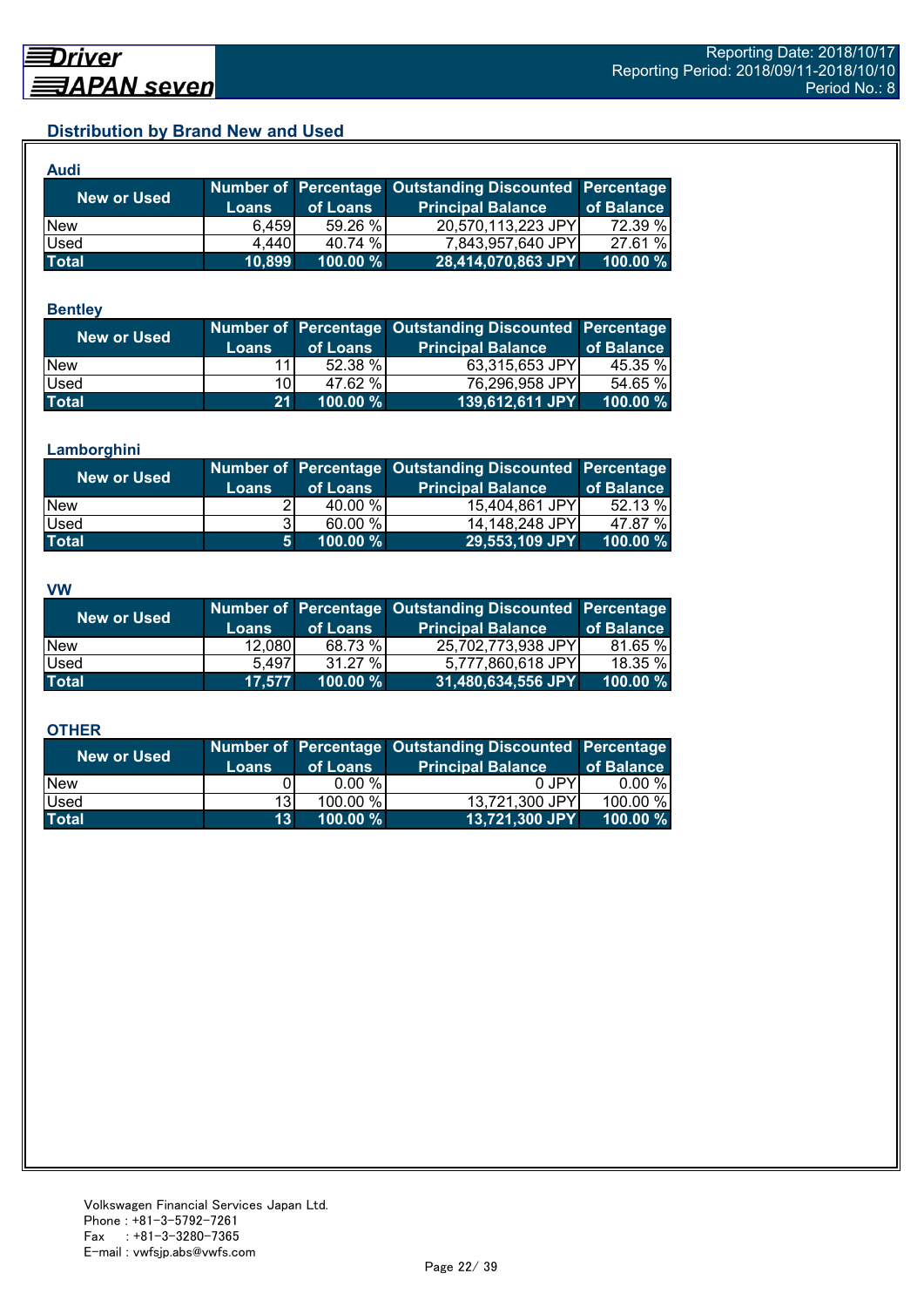## Distribution by Brand New and Used

### Audi

| New or Used | Number of Loans | Percentage of Loans | Outstanding Discounted Principal Balance | Percentage of Balance |
|---|---|---|---|---|
| New | 6,459 | 59.26 % | 20,570,113,223 JPY | 72.39 % |
| Used | 4,440 | 40.74 % | 7,843,957,640 JPY | 27.61 % |
| **Total** | **10,899** | **100.00 %** | **28,414,070,863 JPY** | **100.00 %** |

### Bentley

| New or Used | Number of Loans | Percentage of Loans | Outstanding Discounted Principal Balance | Percentage of Balance |
|---|---|---|---|---|
| New | 11 | 52.38 % | 63,315,653 JPY | 45.35 % |
| Used | 10 | 47.62 % | 76,296,958 JPY | 54.65 % |
| **Total** | **21** | **100.00 %** | **139,612,611 JPY** | **100.00 %** |

### Lamborghini

| New or Used | Number of Loans | Percentage of Loans | Outstanding Discounted Principal Balance | Percentage of Balance |
|---|---|---|---|---|
| New | 2 | 40.00 % | 15,404,861 JPY | 52.13 % |
| Used | 3 | 60.00 % | 14,148,248 JPY | 47.87 % |
| **Total** | **5** | **100.00 %** | **29,553,109 JPY** | **100.00 %** |

### VW

| New or Used | Number of Loans | Percentage of Loans | Outstanding Discounted Principal Balance | Percentage of Balance |
|---|---|---|---|---|
| New | 12,080 | 68.73 % | 25,702,773,938 JPY | 81.65 % |
| Used | 5,497 | 31.27 % | 5,777,860,618 JPY | 18.35 % |
| **Total** | **17,577** | **100.00 %** | **31,480,634,556 JPY** | **100.00 %** |

### OTHER

| New or Used | Number of Loans | Percentage of Loans | Outstanding Discounted Principal Balance | Percentage of Balance |
|---|---|---|---|---|
| New | 0 | 0.00 % | 0 JPY | 0.00 % |
| Used | 13 | 100.00 % | 13,721,300 JPY | 100.00 % |
| **Total** | **13** | **100.00 %** | **13,721,300 JPY** | **100.00 %** |

Volkswagen Financial Services Japan Ltd.
Phone : +81-3-5792-7261
Fax : +81-3-3280-7365
E-mail : vwfsjp.abs@vwfs.com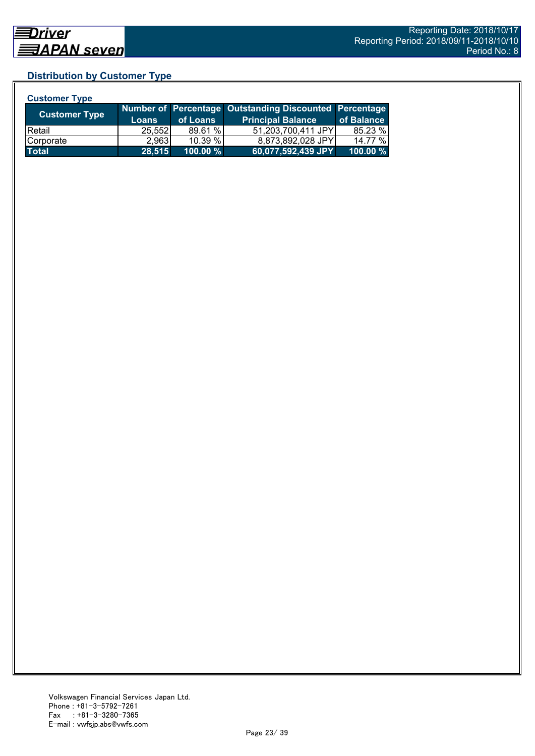## Distribution by Customer Type

### Customer Type

| Customer Type | Number of Loans | Percentage of Loans | Outstanding Discounted Principal Balance | Percentage of Balance |
|---|---|---|---|---|
| Retail | 25,552 | 89.61 % | 51,203,700,411 JPY | 85.23 % |
| Corporate | 2,963 | 10.39 % | 8,873,892,028 JPY | 14.77 % |
| **Total** | **28,515** | **100.00 %** | **60,077,592,439 JPY** | **100.00 %** |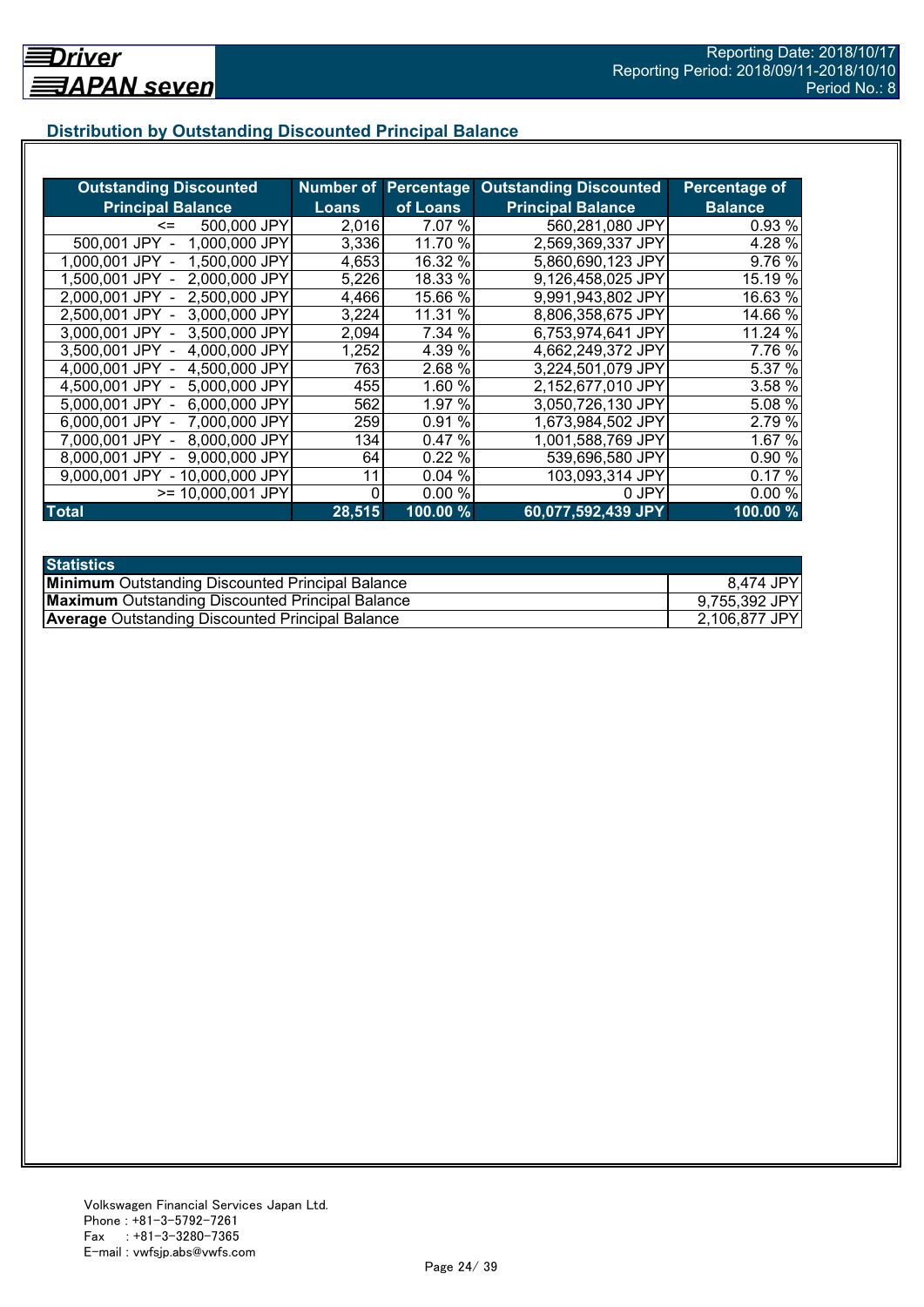## Distribution by Outstanding Discounted Principal Balance

| Outstanding Discounted Principal Balance | Number of Loans | Percentage of Loans | Outstanding Discounted Principal Balance | Percentage of Balance |
|---|---|---|---|---|
| <= 500,000 JPY | 2,016 | 7.07 % | 560,281,080 JPY | 0.93 % |
| 500,001 JPY - 1,000,000 JPY | 3,336 | 11.70 % | 2,569,369,337 JPY | 4.28 % |
| 1,000,001 JPY - 1,500,000 JPY | 4,653 | 16.32 % | 5,860,690,123 JPY | 9.76 % |
| 1,500,001 JPY - 2,000,000 JPY | 5,226 | 18.33 % | 9,126,458,025 JPY | 15.19 % |
| 2,000,001 JPY - 2,500,000 JPY | 4,466 | 15.66 % | 9,991,943,802 JPY | 16.63 % |
| 2,500,001 JPY - 3,000,000 JPY | 3,224 | 11.31 % | 8,806,358,675 JPY | 14.66 % |
| 3,000,001 JPY - 3,500,000 JPY | 2,094 | 7.34 % | 6,753,974,641 JPY | 11.24 % |
| 3,500,001 JPY - 4,000,000 JPY | 1,252 | 4.39 % | 4,662,249,372 JPY | 7.76 % |
| 4,000,001 JPY - 4,500,000 JPY | 763 | 2.68 % | 3,224,501,079 JPY | 5.37 % |
| 4,500,001 JPY - 5,000,000 JPY | 455 | 1.60 % | 2,152,677,010 JPY | 3.58 % |
| 5,000,001 JPY - 6,000,000 JPY | 562 | 1.97 % | 3,050,726,130 JPY | 5.08 % |
| 6,000,001 JPY - 7,000,000 JPY | 259 | 0.91 % | 1,673,984,502 JPY | 2.79 % |
| 7,000,001 JPY - 8,000,000 JPY | 134 | 0.47 % | 1,001,588,769 JPY | 1.67 % |
| 8,000,001 JPY - 9,000,000 JPY | 64 | 0.22 % | 539,696,580 JPY | 0.90 % |
| 9,000,001 JPY - 10,000,000 JPY | 11 | 0.04 % | 103,093,314 JPY | 0.17 % |
| >= 10,000,001 JPY | 0 | 0.00 % | 0 JPY | 0.00 % |
| **Total** | **28,515** | **100.00 %** | **60,077,592,439 JPY** | **100.00 %** |

| Statistics | |
|---|---|
| **Minimum** Outstanding Discounted Principal Balance | 8,474 JPY |
| **Maximum** Outstanding Discounted Principal Balance | 9,755,392 JPY |
| **Average** Outstanding Discounted Principal Balance | 2,106,877 JPY |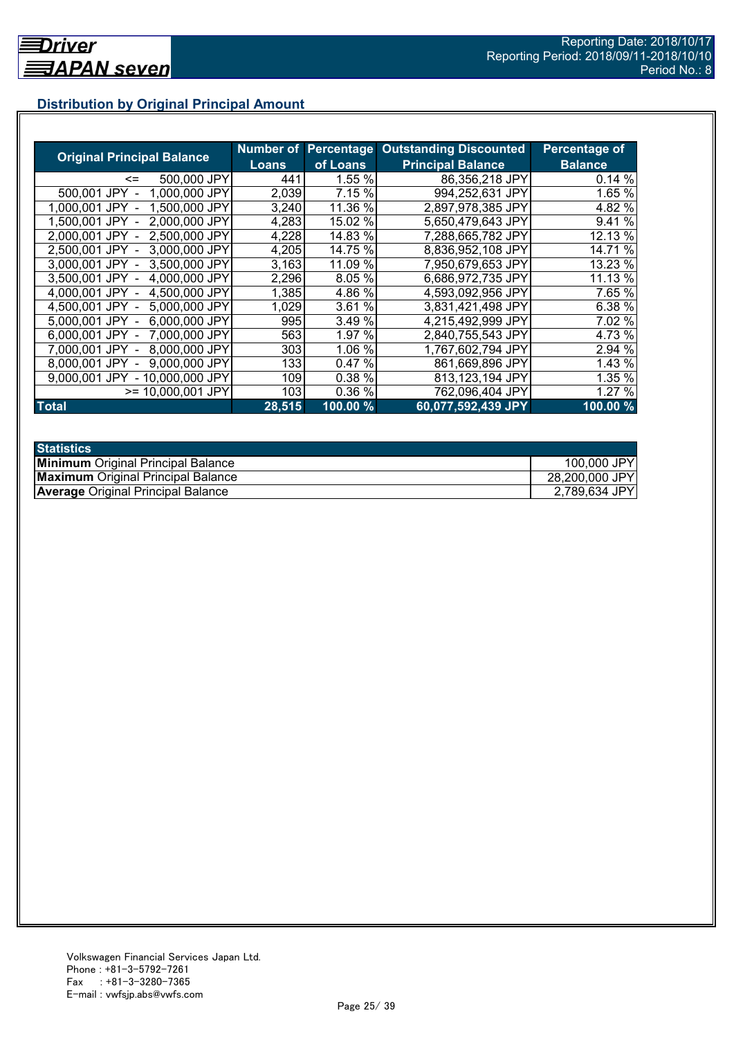## Distribution by Original Principal Amount

| Original Principal Balance | Number of Loans | Percentage of Loans | Outstanding Discounted Principal Balance | Percentage of Balance |
|---|---|---|---|---|
| <= 500,000 JPY | 441 | 1.55 % | 86,356,218 JPY | 0.14 % |
| 500,001 JPY - 1,000,000 JPY | 2,039 | 7.15 % | 994,252,631 JPY | 1.65 % |
| 1,000,001 JPY - 1,500,000 JPY | 3,240 | 11.36 % | 2,897,978,385 JPY | 4.82 % |
| 1,500,001 JPY - 2,000,000 JPY | 4,283 | 15.02 % | 5,650,479,643 JPY | 9.41 % |
| 2,000,001 JPY - 2,500,000 JPY | 4,228 | 14.83 % | 7,288,665,782 JPY | 12.13 % |
| 2,500,001 JPY - 3,000,000 JPY | 4,205 | 14.75 % | 8,836,952,108 JPY | 14.71 % |
| 3,000,001 JPY - 3,500,000 JPY | 3,163 | 11.09 % | 7,950,679,653 JPY | 13.23 % |
| 3,500,001 JPY - 4,000,000 JPY | 2,296 | 8.05 % | 6,686,972,735 JPY | 11.13 % |
| 4,000,001 JPY - 4,500,000 JPY | 1,385 | 4.86 % | 4,593,092,956 JPY | 7.65 % |
| 4,500,001 JPY - 5,000,000 JPY | 1,029 | 3.61 % | 3,831,421,498 JPY | 6.38 % |
| 5,000,001 JPY - 6,000,000 JPY | 995 | 3.49 % | 4,215,492,999 JPY | 7.02 % |
| 6,000,001 JPY - 7,000,000 JPY | 563 | 1.97 % | 2,840,755,543 JPY | 4.73 % |
| 7,000,001 JPY - 8,000,000 JPY | 303 | 1.06 % | 1,767,602,794 JPY | 2.94 % |
| 8,000,001 JPY - 9,000,000 JPY | 133 | 0.47 % | 861,669,896 JPY | 1.43 % |
| 9,000,001 JPY - 10,000,000 JPY | 109 | 0.38 % | 813,123,194 JPY | 1.35 % |
| >= 10,000,001 JPY | 103 | 0.36 % | 762,096,404 JPY | 1.27 % |
| **Total** | **28,515** | **100.00 %** | **60,077,592,439 JPY** | **100.00 %** |

| Statistics | |
|---|---|
| **Minimum** Original Principal Balance | 100,000 JPY |
| **Maximum** Original Principal Balance | 28,200,000 JPY |
| **Average** Original Principal Balance | 2,789,634 JPY |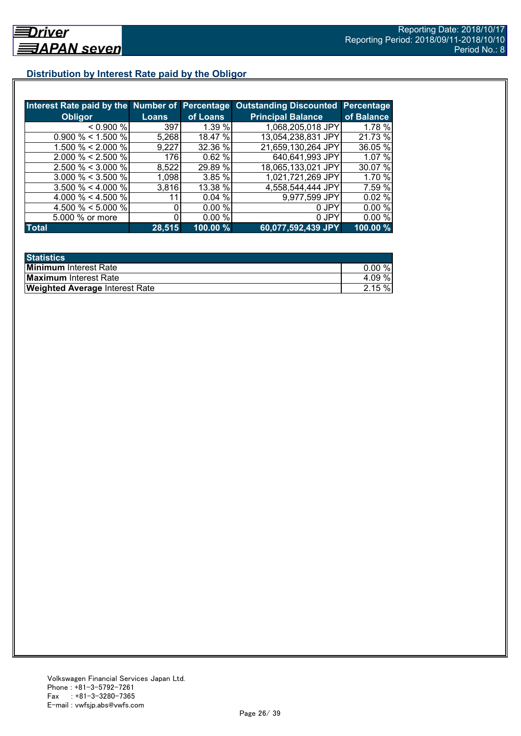## Distribution by Interest Rate paid by the Obligor

| Interest Rate paid by the Obligor | Number of Loans | Percentage of Loans | Outstanding Discounted Principal Balance | Percentage of Balance |
|---|---|---|---|---|
| < 0.900 % | 397 | 1.39 % | 1,068,205,018 JPY | 1.78 % |
| 0.900 % < 1.500 % | 5,268 | 18.47 % | 13,054,238,831 JPY | 21.73 % |
| 1.500 % < 2.000 % | 9,227 | 32.36 % | 21,659,130,264 JPY | 36.05 % |
| 2.000 % < 2.500 % | 176 | 0.62 % | 640,641,993 JPY | 1.07 % |
| 2.500 % < 3.000 % | 8,522 | 29.89 % | 18,065,133,021 JPY | 30.07 % |
| 3.000 % < 3.500 % | 1,098 | 3.85 % | 1,021,721,269 JPY | 1.70 % |
| 3.500 % < 4.000 % | 3,816 | 13.38 % | 4,558,544,444 JPY | 7.59 % |
| 4.000 % < 4.500 % | 11 | 0.04 % | 9,977,599 JPY | 0.02 % |
| 4.500 % < 5.000 % | 0 | 0.00 % | 0 JPY | 0.00 % |
| 5.000 % or more | 0 | 0.00 % | 0 JPY | 0.00 % |
| **Total** | **28,515** | **100.00 %** | **60,077,592,439 JPY** | **100.00 %** |

| Statistics | |
|---|---|
| **Minimum** Interest Rate | 0.00 % |
| **Maximum** Interest Rate | 4.09 % |
| **Weighted Average** Interest Rate | 2.15 % |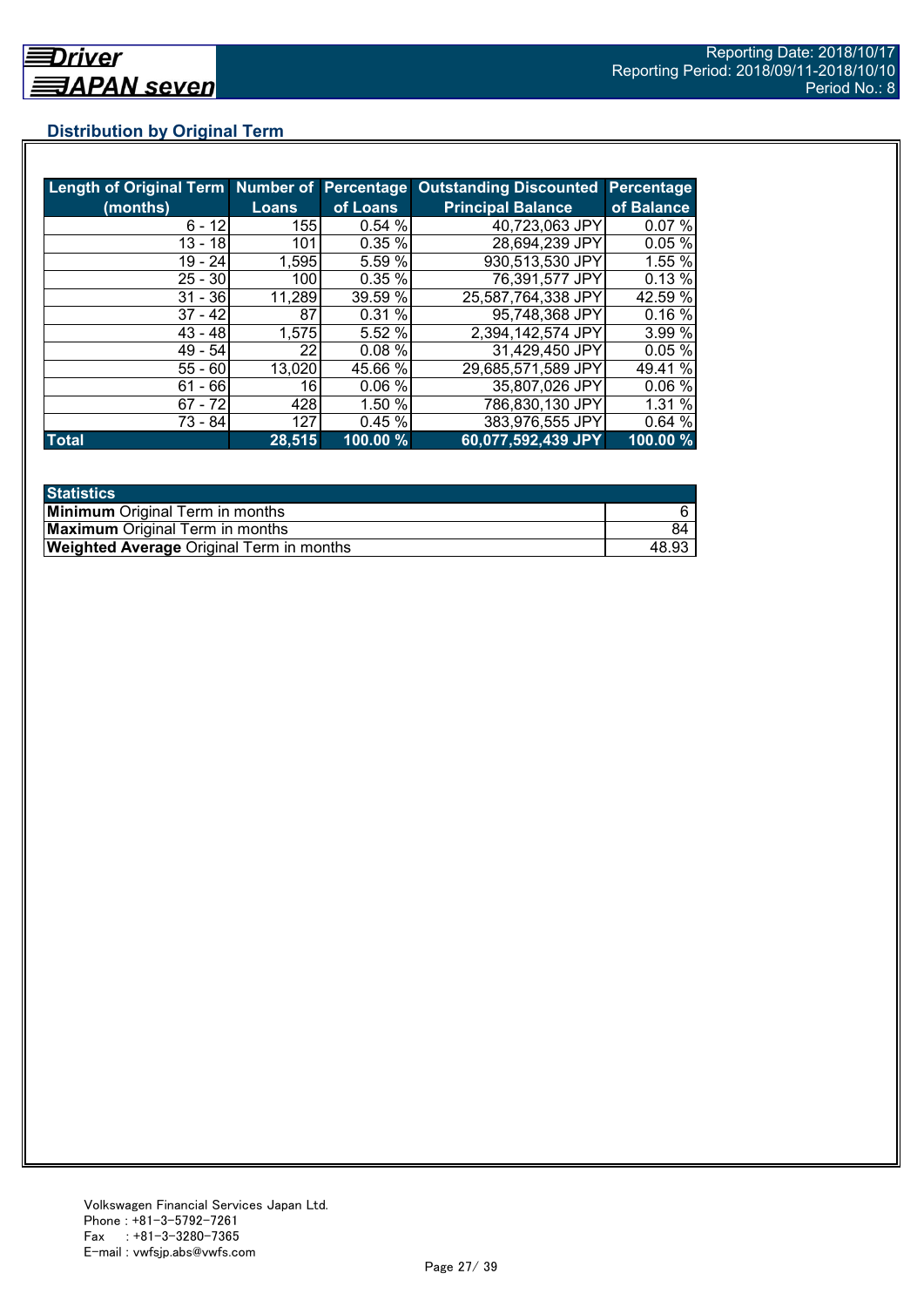## Distribution by Original Term

| Length of Original Term (months) | Number of Loans | Percentage of Loans | Outstanding Discounted Principal Balance | Percentage of Balance |
|---|---|---|---|---|
| 6 - 12 | 155 | 0.54 % | 40,723,063 JPY | 0.07 % |
| 13 - 18 | 101 | 0.35 % | 28,694,239 JPY | 0.05 % |
| 19 - 24 | 1,595 | 5.59 % | 930,513,530 JPY | 1.55 % |
| 25 - 30 | 100 | 0.35 % | 76,391,577 JPY | 0.13 % |
| 31 - 36 | 11,289 | 39.59 % | 25,587,764,338 JPY | 42.59 % |
| 37 - 42 | 87 | 0.31 % | 95,748,368 JPY | 0.16 % |
| 43 - 48 | 1,575 | 5.52 % | 2,394,142,574 JPY | 3.99 % |
| 49 - 54 | 22 | 0.08 % | 31,429,450 JPY | 0.05 % |
| 55 - 60 | 13,020 | 45.66 % | 29,685,571,589 JPY | 49.41 % |
| 61 - 66 | 16 | 0.06 % | 35,807,026 JPY | 0.06 % |
| 67 - 72 | 428 | 1.50 % | 786,830,130 JPY | 1.31 % |
| 73 - 84 | 127 | 0.45 % | 383,976,555 JPY | 0.64 % |
| **Total** | **28,515** | **100.00 %** | **60,077,592,439 JPY** | **100.00 %** |

| Statistics | |
|---|---|
| **Minimum** Original Term in months | 6 |
| **Maximum** Original Term in months | 84 |
| **Weighted Average** Original Term in months | 48.93 |

Volkswagen Financial Services Japan Ltd.
Phone : +81-3-5792-7261
Fax : +81-3-3280-7365
E-mail : vwfsjp.abs@vwfs.com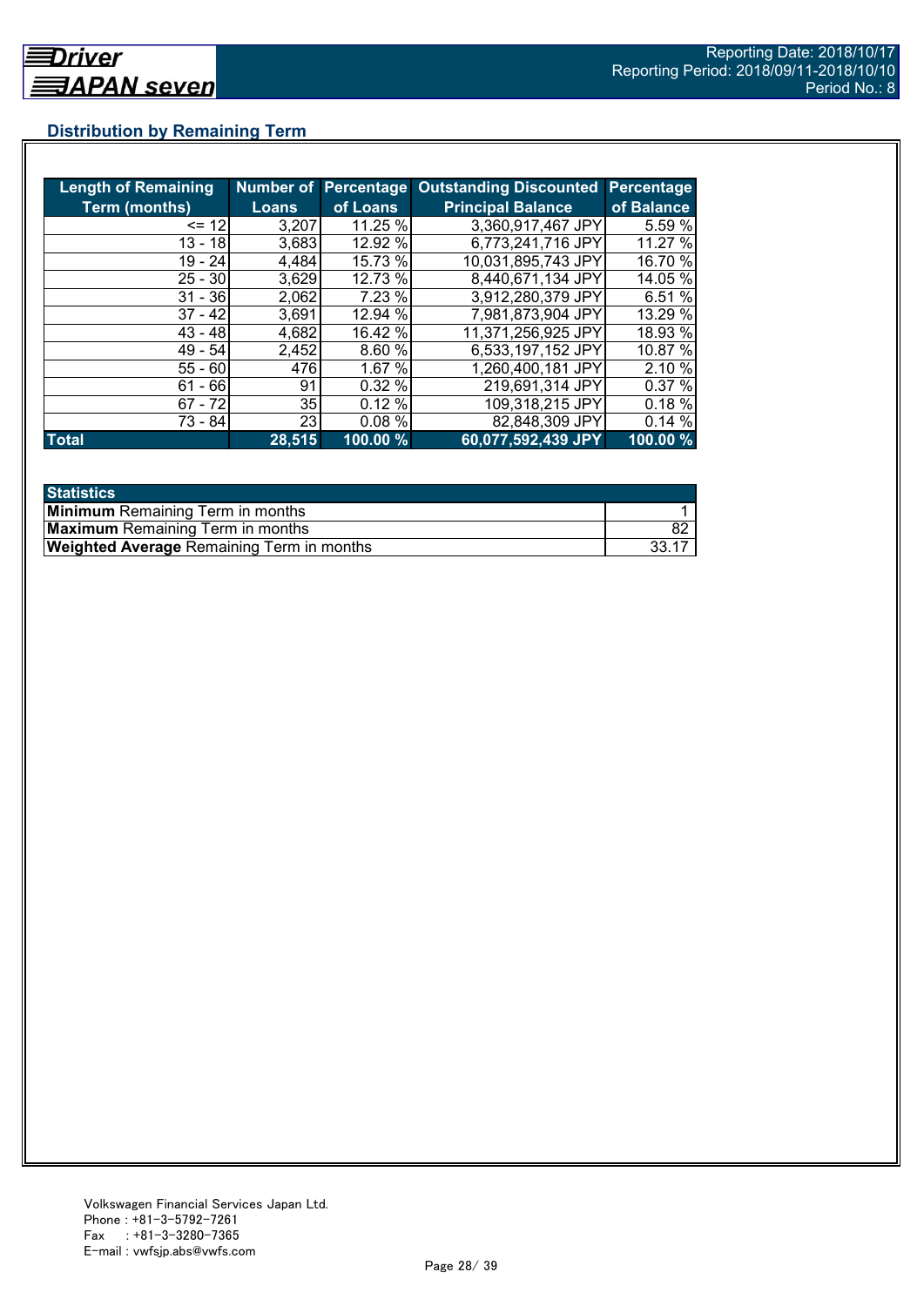## Distribution by Remaining Term

| Length of Remaining Term (months) | Number of Loans | Percentage of Loans | Outstanding Discounted Principal Balance | Percentage of Balance |
|---|---|---|---|---|
| <= 12 | 3,207 | 11.25 % | 3,360,917,467 JPY | 5.59 % |
| 13 - 18 | 3,683 | 12.92 % | 6,773,241,716 JPY | 11.27 % |
| 19 - 24 | 4,484 | 15.73 % | 10,031,895,743 JPY | 16.70 % |
| 25 - 30 | 3,629 | 12.73 % | 8,440,671,134 JPY | 14.05 % |
| 31 - 36 | 2,062 | 7.23 % | 3,912,280,379 JPY | 6.51 % |
| 37 - 42 | 3,691 | 12.94 % | 7,981,873,904 JPY | 13.29 % |
| 43 - 48 | 4,682 | 16.42 % | 11,371,256,925 JPY | 18.93 % |
| 49 - 54 | 2,452 | 8.60 % | 6,533,197,152 JPY | 10.87 % |
| 55 - 60 | 476 | 1.67 % | 1,260,400,181 JPY | 2.10 % |
| 61 - 66 | 91 | 0.32 % | 219,691,314 JPY | 0.37 % |
| 67 - 72 | 35 | 0.12 % | 109,318,215 JPY | 0.18 % |
| 73 - 84 | 23 | 0.08 % | 82,848,309 JPY | 0.14 % |
| **Total** | **28,515** | **100.00 %** | **60,077,592,439 JPY** | **100.00 %** |

| Statistics | |
|---|---|
| **Minimum** Remaining Term in months | 1 |
| **Maximum** Remaining Term in months | 82 |
| **Weighted Average** Remaining Term in months | 33.17 |

Volkswagen Financial Services Japan Ltd.
Phone : +81-3-5792-7261
Fax : +81-3-3280-7365
E-mail : vwfsjp.abs@vwfs.com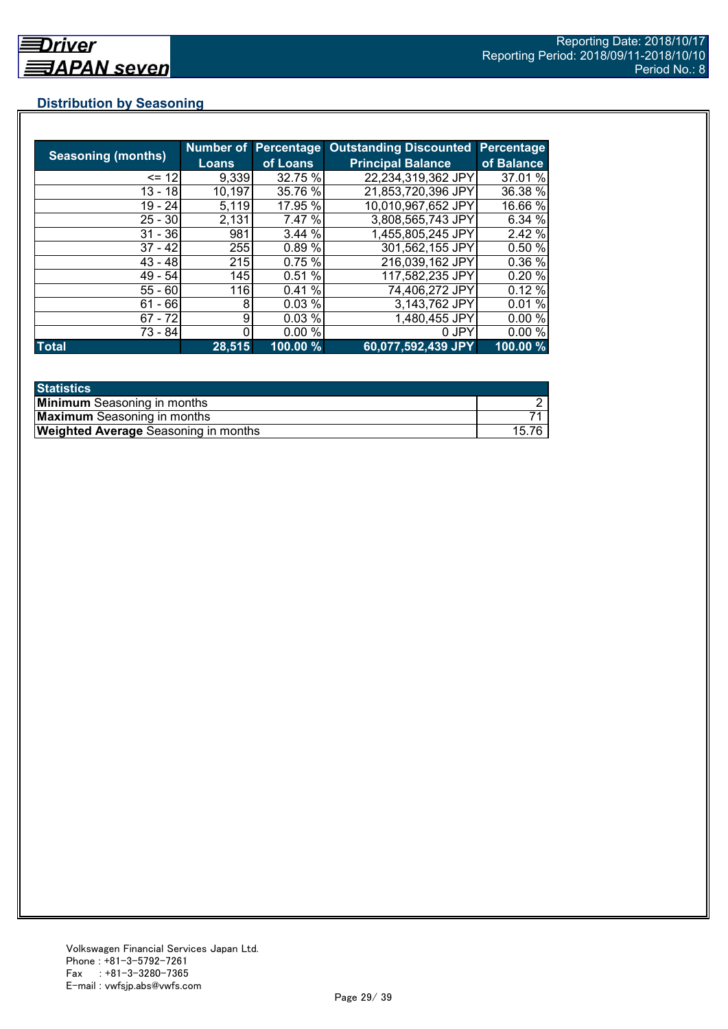## Distribution by Seasoning

| Seasoning (months) | Number of Loans | Percentage of Loans | Outstanding Discounted Principal Balance | Percentage of Balance |
|---|---|---|---|---|
| <= 12 | 9,339 | 32.75 % | 22,234,319,362 JPY | 37.01 % |
| 13 - 18 | 10,197 | 35.76 % | 21,853,720,396 JPY | 36.38 % |
| 19 - 24 | 5,119 | 17.95 % | 10,010,967,652 JPY | 16.66 % |
| 25 - 30 | 2,131 | 7.47 % | 3,808,565,743 JPY | 6.34 % |
| 31 - 36 | 981 | 3.44 % | 1,455,805,245 JPY | 2.42 % |
| 37 - 42 | 255 | 0.89 % | 301,562,155 JPY | 0.50 % |
| 43 - 48 | 215 | 0.75 % | 216,039,162 JPY | 0.36 % |
| 49 - 54 | 145 | 0.51 % | 117,582,235 JPY | 0.20 % |
| 55 - 60 | 116 | 0.41 % | 74,406,272 JPY | 0.12 % |
| 61 - 66 | 8 | 0.03 % | 3,143,762 JPY | 0.01 % |
| 67 - 72 | 9 | 0.03 % | 1,480,455 JPY | 0.00 % |
| 73 - 84 | 0 | 0.00 % | 0 JPY | 0.00 % |
| **Total** | **28,515** | **100.00 %** | **60,077,592,439 JPY** | **100.00 %** |

| Statistics | |
|---|---|
| **Minimum** Seasoning in months | 2 |
| **Maximum** Seasoning in months | 71 |
| **Weighted Average** Seasoning in months | 15.76 |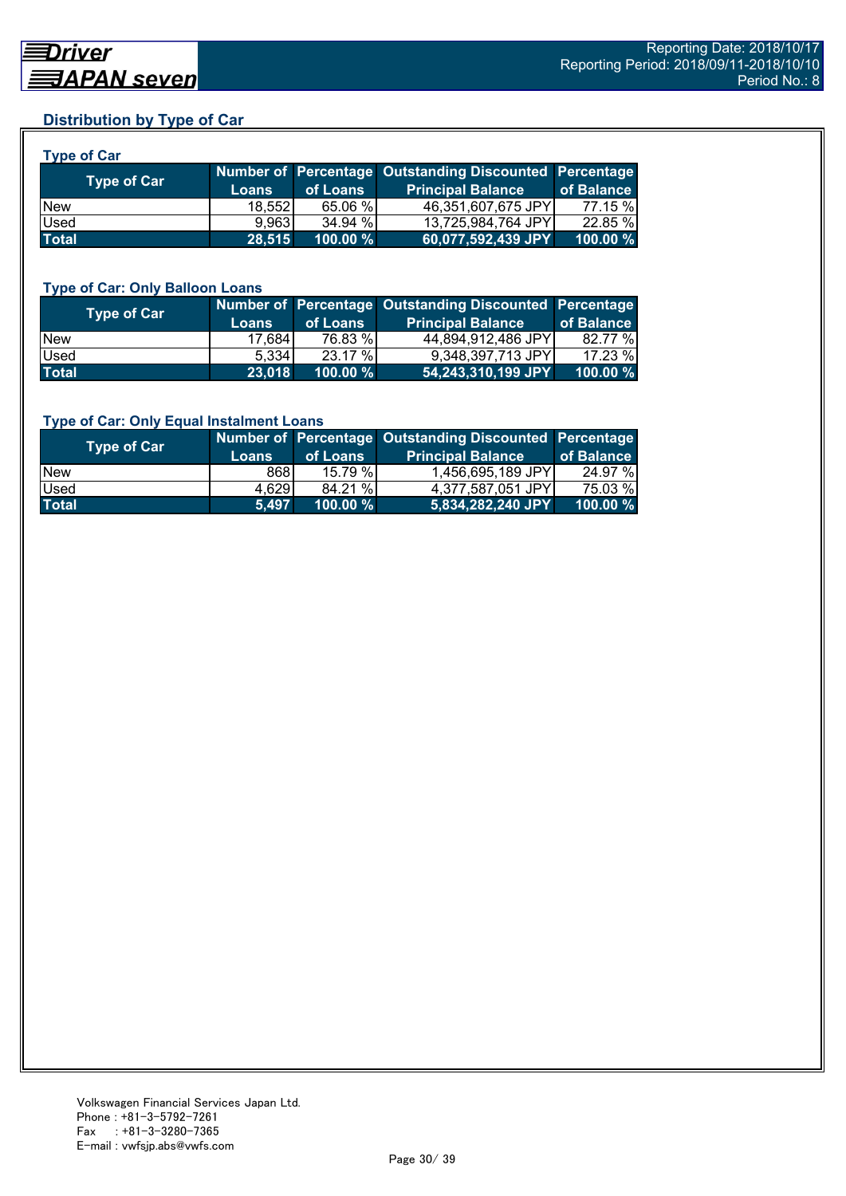## Distribution by Type of Car

### Type of Car

| Type of Car | Number of Loans | Percentage of Loans | Outstanding Discounted Principal Balance | Percentage of Balance |
|---|---|---|---|---|
| New | 18,552 | 65.06 % | 46,351,607,675 JPY | 77.15 % |
| Used | 9,963 | 34.94 % | 13,725,984,764 JPY | 22.85 % |
| **Total** | **28,515** | **100.00 %** | **60,077,592,439 JPY** | **100.00 %** |

### Type of Car: Only Balloon Loans

| Type of Car | Number of Loans | Percentage of Loans | Outstanding Discounted Principal Balance | Percentage of Balance |
|---|---|---|---|---|
| New | 17,684 | 76.83 % | 44,894,912,486 JPY | 82.77 % |
| Used | 5,334 | 23.17 % | 9,348,397,713 JPY | 17.23 % |
| **Total** | **23,018** | **100.00 %** | **54,243,310,199 JPY** | **100.00 %** |

### Type of Car: Only Equal Instalment Loans

| Type of Car | Number of Loans | Percentage of Loans | Outstanding Discounted Principal Balance | Percentage of Balance |
|---|---|---|---|---|
| New | 868 | 15.79 % | 1,456,695,189 JPY | 24.97 % |
| Used | 4,629 | 84.21 % | 4,377,587,051 JPY | 75.03 % |
| **Total** | **5,497** | **100.00 %** | **5,834,282,240 JPY** | **100.00 %** |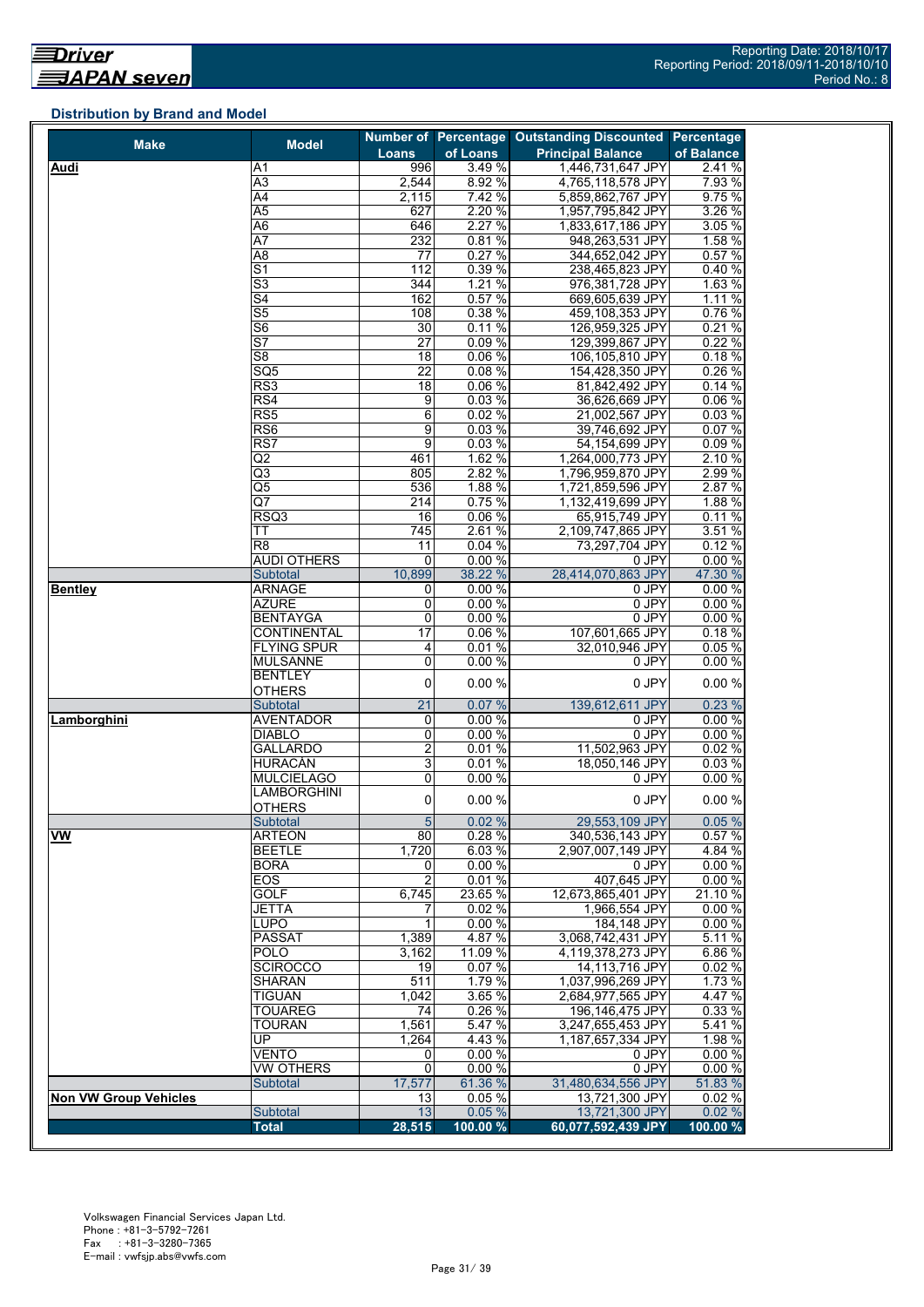## Distribution by Brand and Model

| Make | Model | Number of Loans | Percentage of Loans | Outstanding Discounted Principal Balance | Percentage of Balance |
|---|---|---|---|---|---|
| **Audi** | A1 | 996 | 3.49 % | 1,446,731,647 JPY | 2.41 % |
| | A3 | 2,544 | 8.92 % | 4,765,118,578 JPY | 7.93 % |
| | A4 | 2,115 | 7.42 % | 5,859,862,767 JPY | 9.75 % |
| | A5 | 627 | 2.20 % | 1,957,795,842 JPY | 3.26 % |
| | A6 | 646 | 2.27 % | 1,833,617,186 JPY | 3.05 % |
| | A7 | 232 | 0.81 % | 948,263,531 JPY | 1.58 % |
| | A8 | 77 | 0.27 % | 344,652,042 JPY | 0.57 % |
| | S1 | 112 | 0.39 % | 238,465,823 JPY | 0.40 % |
| | S3 | 344 | 1.21 % | 976,381,728 JPY | 1.63 % |
| | S4 | 162 | 0.57 % | 669,605,639 JPY | 1.11 % |
| | S5 | 108 | 0.38 % | 459,108,353 JPY | 0.76 % |
| | S6 | 30 | 0.11 % | 126,959,325 JPY | 0.21 % |
| | S7 | 27 | 0.09 % | 129,399,867 JPY | 0.22 % |
| | S8 | 18 | 0.06 % | 106,105,810 JPY | 0.18 % |
| | SQ5 | 22 | 0.08 % | 154,428,350 JPY | 0.26 % |
| | RS3 | 18 | 0.06 % | 81,842,492 JPY | 0.14 % |
| | RS4 | 9 | 0.03 % | 36,626,669 JPY | 0.06 % |
| | RS5 | 6 | 0.02 % | 21,002,567 JPY | 0.03 % |
| | RS6 | 9 | 0.03 % | 39,746,692 JPY | 0.07 % |
| | RS7 | 9 | 0.03 % | 54,154,699 JPY | 0.09 % |
| | Q2 | 461 | 1.62 % | 1,264,000,773 JPY | 2.10 % |
| | Q3 | 805 | 2.82 % | 1,796,959,870 JPY | 2.99 % |
| | Q5 | 536 | 1.88 % | 1,721,859,596 JPY | 2.87 % |
| | Q7 | 214 | 0.75 % | 1,132,419,699 JPY | 1.88 % |
| | RSQ3 | 16 | 0.06 % | 65,915,749 JPY | 0.11 % |
| | TT | 745 | 2.61 % | 2,109,747,865 JPY | 3.51 % |
| | R8 | 11 | 0.04 % | 73,297,704 JPY | 0.12 % |
| | AUDI OTHERS | 0 | 0.00 % | 0 JPY | 0.00 % |
| | Subtotal | 10,899 | 38.22 % | 28,414,070,863 JPY | 47.30 % |
| **Bentley** | ARNAGE | 0 | 0.00 % | 0 JPY | 0.00 % |
| | AZURE | 0 | 0.00 % | 0 JPY | 0.00 % |
| | BENTAYGA | 0 | 0.00 % | 0 JPY | 0.00 % |
| | CONTINENTAL | 17 | 0.06 % | 107,601,665 JPY | 0.18 % |
| | FLYING SPUR | 4 | 0.01 % | 32,010,946 JPY | 0.05 % |
| | MULSANNE | 0 | 0.00 % | 0 JPY | 0.00 % |
| | BENTLEY OTHERS | 0 | 0.00 % | 0 JPY | 0.00 % |
| | Subtotal | 21 | 0.07 % | 139,612,611 JPY | 0.23 % |
| **Lamborghini** | AVENTADOR | 0 | 0.00 % | 0 JPY | 0.00 % |
| | DIABLO | 0 | 0.00 % | 0 JPY | 0.00 % |
| | GALLARDO | 2 | 0.01 % | 11,502,963 JPY | 0.02 % |
| | HURACÀN | 3 | 0.01 % | 18,050,146 JPY | 0.03 % |
| | MULCIELAGO | 0 | 0.00 % | 0 JPY | 0.00 % |
| | LAMBORGHINI OTHERS | 0 | 0.00 % | 0 JPY | 0.00 % |
| | Subtotal | 5 | 0.02 % | 29,553,109 JPY | 0.05 % |
| **VW** | ARTEON | 80 | 0.28 % | 340,536,143 JPY | 0.57 % |
| | BEETLE | 1,720 | 6.03 % | 2,907,007,149 JPY | 4.84 % |
| | BORA | 0 | 0.00 % | 0 JPY | 0.00 % |
| | EOS | 2 | 0.01 % | 407,645 JPY | 0.00 % |
| | GOLF | 6,745 | 23.65 % | 12,673,865,401 JPY | 21.10 % |
| | JETTA | 7 | 0.02 % | 1,966,554 JPY | 0.00 % |
| | LUPO | 1 | 0.00 % | 184,148 JPY | 0.00 % |
| | PASSAT | 1,389 | 4.87 % | 3,068,742,431 JPY | 5.11 % |
| | POLO | 3,162 | 11.09 % | 4,119,378,273 JPY | 6.86 % |
| | SCIROCCO | 19 | 0.07 % | 14,113,716 JPY | 0.02 % |
| | SHARAN | 511 | 1.79 % | 1,037,996,269 JPY | 1.73 % |
| | TIGUAN | 1,042 | 3.65 % | 2,684,977,565 JPY | 4.47 % |
| | TOUAREG | 74 | 0.26 % | 196,146,475 JPY | 0.33 % |
| | TOURAN | 1,561 | 5.47 % | 3,247,655,453 JPY | 5.41 % |
| | UP | 1,264 | 4.43 % | 1,187,657,334 JPY | 1.98 % |
| | VENTO | 0 | 0.00 % | 0 JPY | 0.00 % |
| | VW OTHERS | 0 | 0.00 % | 0 JPY | 0.00 % |
| | Subtotal | 17,577 | 61.36 % | 31,480,634,556 JPY | 51.83 % |
| **Non VW Group Vehicles** | | 13 | 0.05 % | 13,721,300 JPY | 0.02 % |
| | Subtotal | 13 | 0.05 % | 13,721,300 JPY | 0.02 % |
| | **Total** | **28,515** | **100.00 %** | **60,077,592,439 JPY** | **100.00 %** |

Volkswagen Financial Services Japan Ltd.
Phone : +81-3-5792-7261
Fax : +81-3-3280-7365
E-mail : vwfsjp.abs@vwfs.com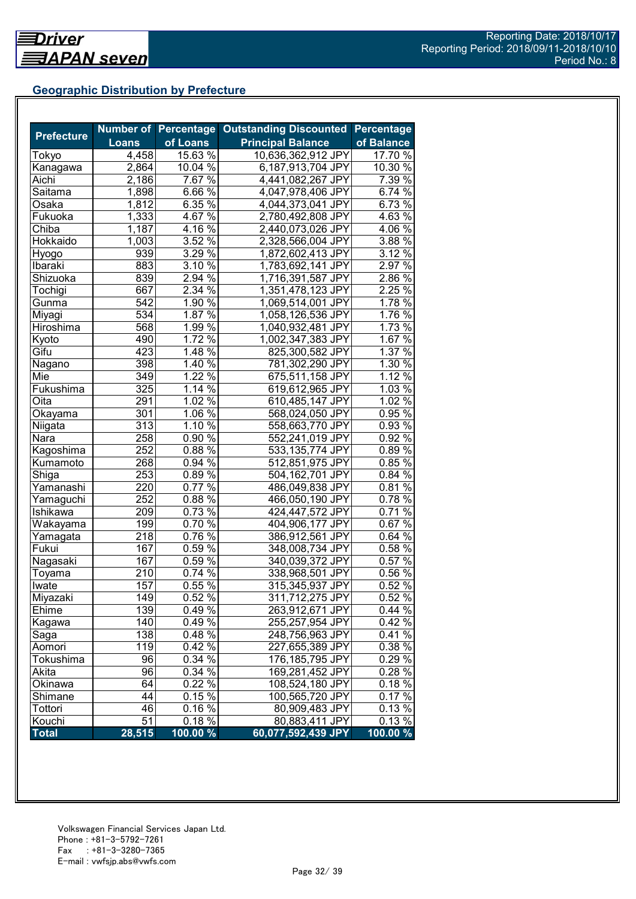Driver JAPAN seven

Reporting Date: 2018/10/17
Reporting Period: 2018/09/11-2018/10/10
Period No.: 8

## Geographic Distribution by Prefecture

| Prefecture | Number of Loans | Percentage of Loans | Outstanding Discounted Principal Balance | Percentage of Balance |
|---|---|---|---|---|
| Tokyo | 4,458 | 15.63 % | 10,636,362,912 JPY | 17.70 % |
| Kanagawa | 2,864 | 10.04 % | 6,187,913,704 JPY | 10.30 % |
| Aichi | 2,186 | 7.67 % | 4,441,082,267 JPY | 7.39 % |
| Saitama | 1,898 | 6.66 % | 4,047,978,406 JPY | 6.74 % |
| Osaka | 1,812 | 6.35 % | 4,044,373,041 JPY | 6.73 % |
| Fukuoka | 1,333 | 4.67 % | 2,780,492,808 JPY | 4.63 % |
| Chiba | 1,187 | 4.16 % | 2,440,073,026 JPY | 4.06 % |
| Hokkaido | 1,003 | 3.52 % | 2,328,566,004 JPY | 3.88 % |
| Hyogo | 939 | 3.29 % | 1,872,602,413 JPY | 3.12 % |
| Ibaraki | 883 | 3.10 % | 1,783,692,141 JPY | 2.97 % |
| Shizuoka | 839 | 2.94 % | 1,716,391,587 JPY | 2.86 % |
| Tochigi | 667 | 2.34 % | 1,351,478,123 JPY | 2.25 % |
| Gunma | 542 | 1.90 % | 1,069,514,001 JPY | 1.78 % |
| Miyagi | 534 | 1.87 % | 1,058,126,536 JPY | 1.76 % |
| Hiroshima | 568 | 1.99 % | 1,040,932,481 JPY | 1.73 % |
| Kyoto | 490 | 1.72 % | 1,002,347,383 JPY | 1.67 % |
| Gifu | 423 | 1.48 % | 825,300,582 JPY | 1.37 % |
| Nagano | 398 | 1.40 % | 781,302,290 JPY | 1.30 % |
| Mie | 349 | 1.22 % | 675,511,158 JPY | 1.12 % |
| Fukushima | 325 | 1.14 % | 619,612,965 JPY | 1.03 % |
| Oita | 291 | 1.02 % | 610,485,147 JPY | 1.02 % |
| Okayama | 301 | 1.06 % | 568,024,050 JPY | 0.95 % |
| Niigata | 313 | 1.10 % | 558,663,770 JPY | 0.93 % |
| Nara | 258 | 0.90 % | 552,241,019 JPY | 0.92 % |
| Kagoshima | 252 | 0.88 % | 533,135,774 JPY | 0.89 % |
| Kumamoto | 268 | 0.94 % | 512,851,975 JPY | 0.85 % |
| Shiga | 253 | 0.89 % | 504,162,701 JPY | 0.84 % |
| Yamanashi | 220 | 0.77 % | 486,049,838 JPY | 0.81 % |
| Yamaguchi | 252 | 0.88 % | 466,050,190 JPY | 0.78 % |
| Ishikawa | 209 | 0.73 % | 424,447,572 JPY | 0.71 % |
| Wakayama | 199 | 0.70 % | 404,906,177 JPY | 0.67 % |
| Yamagata | 218 | 0.76 % | 386,912,561 JPY | 0.64 % |
| Fukui | 167 | 0.59 % | 348,008,734 JPY | 0.58 % |
| Nagasaki | 167 | 0.59 % | 340,039,372 JPY | 0.57 % |
| Toyama | 210 | 0.74 % | 338,968,501 JPY | 0.56 % |
| Iwate | 157 | 0.55 % | 315,345,937 JPY | 0.52 % |
| Miyazaki | 149 | 0.52 % | 311,712,275 JPY | 0.52 % |
| Ehime | 139 | 0.49 % | 263,912,671 JPY | 0.44 % |
| Kagawa | 140 | 0.49 % | 255,257,954 JPY | 0.42 % |
| Saga | 138 | 0.48 % | 248,756,963 JPY | 0.41 % |
| Aomori | 119 | 0.42 % | 227,655,389 JPY | 0.38 % |
| Tokushima | 96 | 0.34 % | 176,185,795 JPY | 0.29 % |
| Akita | 96 | 0.34 % | 169,281,452 JPY | 0.28 % |
| Okinawa | 64 | 0.22 % | 108,524,180 JPY | 0.18 % |
| Shimane | 44 | 0.15 % | 100,565,720 JPY | 0.17 % |
| Tottori | 46 | 0.16 % | 80,909,483 JPY | 0.13 % |
| Kouchi | 51 | 0.18 % | 80,883,411 JPY | 0.13 % |
| **Total** | **28,515** | **100.00 %** | **60,077,592,439 JPY** | **100.00 %** |

Volkswagen Financial Services Japan Ltd.
Phone : +81-3-5792-7261
Fax : +81-3-3280-7365
E-mail : vwfsjp.abs@vwfs.com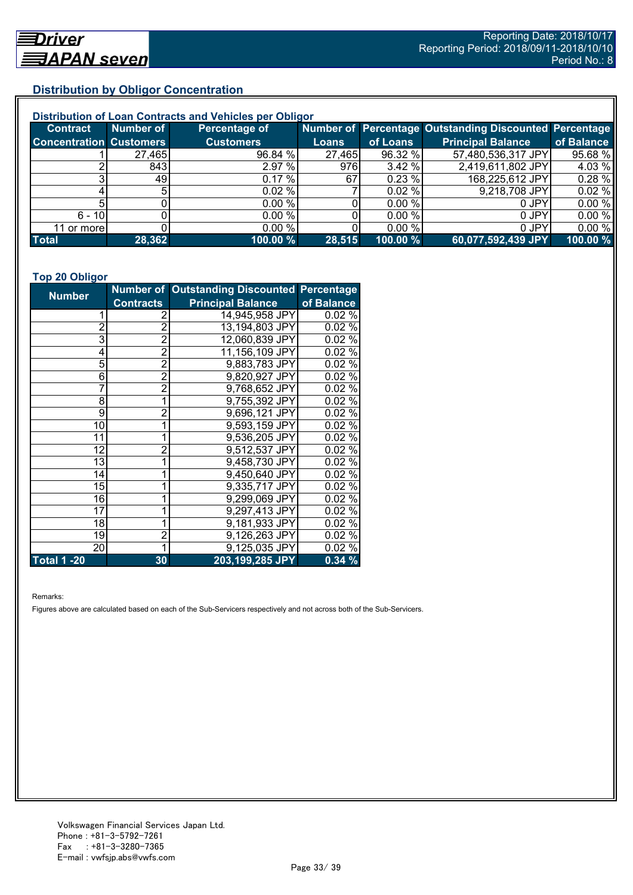## Distribution by Obligor Concentration

### Distribution of Loan Contracts and Vehicles per Obligor

| Contract Concentration | Number of Customers | Percentage of Customers | Number of Loans | Percentage of Loans | Outstanding Discounted Principal Balance | Percentage of Balance |
|---|---|---|---|---|---|---|
| 1 | 27,465 | 96.84 % | 27,465 | 96.32 % | 57,480,536,317 JPY | 95.68 % |
| 2 | 843 | 2.97 % | 976 | 3.42 % | 2,419,611,802 JPY | 4.03 % |
| 3 | 49 | 0.17 % | 67 | 0.23 % | 168,225,612 JPY | 0.28 % |
| 4 | 5 | 0.02 % | 7 | 0.02 % | 9,218,708 JPY | 0.02 % |
| 5 | 0 | 0.00 % | 0 | 0.00 % | 0 JPY | 0.00 % |
| 6 - 10 | 0 | 0.00 % | 0 | 0.00 % | 0 JPY | 0.00 % |
| 11 or more | 0 | 0.00 % | 0 | 0.00 % | 0 JPY | 0.00 % |
| **Total** | **28,362** | **100.00 %** | **28,515** | **100.00 %** | **60,077,592,439 JPY** | **100.00 %** |

### Top 20 Obligor

| Number | Number of Contracts | Outstanding Discounted Principal Balance | Percentage of Balance |
|---|---|---|---|
| 1 | 2 | 14,945,958 JPY | 0.02 % |
| 2 | 2 | 13,194,803 JPY | 0.02 % |
| 3 | 2 | 12,060,839 JPY | 0.02 % |
| 4 | 2 | 11,156,109 JPY | 0.02 % |
| 5 | 2 | 9,883,783 JPY | 0.02 % |
| 6 | 2 | 9,820,927 JPY | 0.02 % |
| 7 | 2 | 9,768,652 JPY | 0.02 % |
| 8 | 1 | 9,755,392 JPY | 0.02 % |
| 9 | 2 | 9,696,121 JPY | 0.02 % |
| 10 | 1 | 9,593,159 JPY | 0.02 % |
| 11 | 1 | 9,536,205 JPY | 0.02 % |
| 12 | 2 | 9,512,537 JPY | 0.02 % |
| 13 | 1 | 9,458,730 JPY | 0.02 % |
| 14 | 1 | 9,450,640 JPY | 0.02 % |
| 15 | 1 | 9,335,717 JPY | 0.02 % |
| 16 | 1 | 9,299,069 JPY | 0.02 % |
| 17 | 1 | 9,297,413 JPY | 0.02 % |
| 18 | 1 | 9,181,933 JPY | 0.02 % |
| 19 | 2 | 9,126,263 JPY | 0.02 % |
| 20 | 1 | 9,125,035 JPY | 0.02 % |
| **Total 1 -20** | **30** | **203,199,285 JPY** | **0.34 %** |

Remarks:

Figures above are calculated based on each of the Sub-Servicers respectively and not across both of the Sub-Servicers.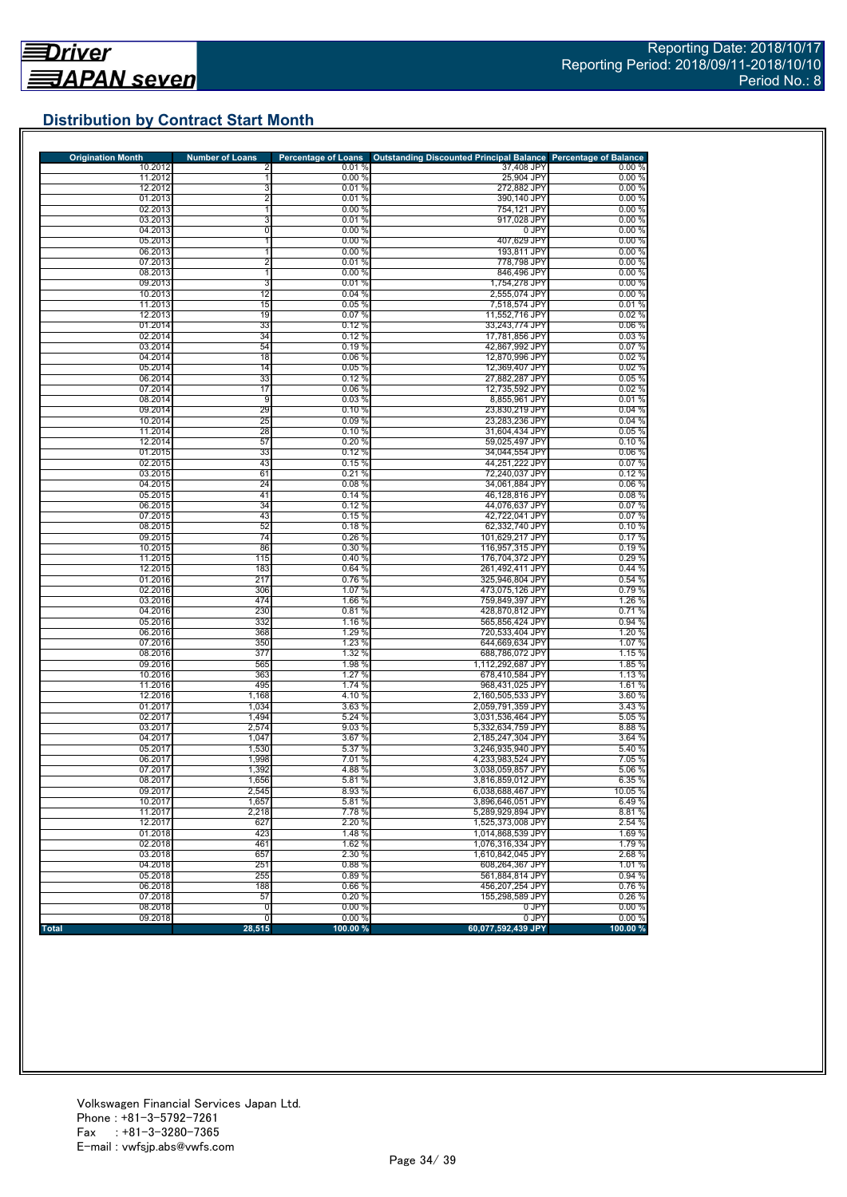## Distribution by Contract Start Month

| Origination Month | Number of Loans | Percentage of Loans | Outstanding Discounted Principal Balance | Percentage of Balance |
|---|---|---|---|---|
| 10.2012 | 2 | 0.01 % | 37,408 JPY | 0.00 % |
| 11.2012 | 1 | 0.00 % | 25,904 JPY | 0.00 % |
| 12.2012 | 3 | 0.01 % | 272,882 JPY | 0.00 % |
| 01.2013 | 2 | 0.01 % | 390,140 JPY | 0.00 % |
| 02.2013 | 1 | 0.00 % | 754,121 JPY | 0.00 % |
| 03.2013 | 3 | 0.01 % | 917,028 JPY | 0.00 % |
| 04.2013 | 0 | 0.00 % | 0 JPY | 0.00 % |
| 05.2013 | 1 | 0.00 % | 407,629 JPY | 0.00 % |
| 06.2013 | 1 | 0.00 % | 193,811 JPY | 0.00 % |
| 07.2013 | 2 | 0.01 % | 778,798 JPY | 0.00 % |
| 08.2013 | 1 | 0.00 % | 846,496 JPY | 0.00 % |
| 09.2013 | 3 | 0.01 % | 1,754,278 JPY | 0.00 % |
| 10.2013 | 12 | 0.04 % | 2,555,074 JPY | 0.00 % |
| 11.2013 | 15 | 0.05 % | 7,518,574 JPY | 0.01 % |
| 12.2013 | 19 | 0.07 % | 11,552,716 JPY | 0.02 % |
| 01.2014 | 33 | 0.12 % | 33,243,774 JPY | 0.06 % |
| 02.2014 | 34 | 0.12 % | 17,781,856 JPY | 0.03 % |
| 03.2014 | 54 | 0.19 % | 42,867,992 JPY | 0.07 % |
| 04.2014 | 18 | 0.06 % | 12,870,996 JPY | 0.02 % |
| 05.2014 | 14 | 0.05 % | 12,369,407 JPY | 0.02 % |
| 06.2014 | 33 | 0.12 % | 27,882,287 JPY | 0.05 % |
| 07.2014 | 17 | 0.06 % | 12,735,592 JPY | 0.02 % |
| 08.2014 | 9 | 0.03 % | 8,855,961 JPY | 0.01 % |
| 09.2014 | 29 | 0.10 % | 23,830,219 JPY | 0.04 % |
| 10.2014 | 25 | 0.09 % | 23,283,236 JPY | 0.04 % |
| 11.2014 | 28 | 0.10 % | 31,604,434 JPY | 0.05 % |
| 12.2014 | 57 | 0.20 % | 59,025,497 JPY | 0.10 % |
| 01.2015 | 33 | 0.12 % | 34,044,554 JPY | 0.06 % |
| 02.2015 | 43 | 0.15 % | 44,251,222 JPY | 0.07 % |
| 03.2015 | 61 | 0.21 % | 72,240,037 JPY | 0.12 % |
| 04.2015 | 24 | 0.08 % | 34,061,884 JPY | 0.06 % |
| 05.2015 | 41 | 0.14 % | 46,128,816 JPY | 0.08 % |
| 06.2015 | 34 | 0.12 % | 44,076,637 JPY | 0.07 % |
| 07.2015 | 43 | 0.15 % | 42,722,041 JPY | 0.07 % |
| 08.2015 | 52 | 0.18 % | 62,332,740 JPY | 0.10 % |
| 09.2015 | 74 | 0.26 % | 101,629,217 JPY | 0.17 % |
| 10.2015 | 86 | 0.30 % | 116,957,315 JPY | 0.19 % |
| 11.2015 | 115 | 0.40 % | 176,704,372 JPY | 0.29 % |
| 12.2015 | 183 | 0.64 % | 261,492,411 JPY | 0.44 % |
| 01.2016 | 217 | 0.76 % | 325,946,804 JPY | 0.54 % |
| 02.2016 | 306 | 1.07 % | 473,075,126 JPY | 0.79 % |
| 03.2016 | 474 | 1.66 % | 759,849,397 JPY | 1.26 % |
| 04.2016 | 230 | 0.81 % | 428,870,812 JPY | 0.71 % |
| 05.2016 | 332 | 1.16 % | 565,856,424 JPY | 0.94 % |
| 06.2016 | 368 | 1.29 % | 720,533,404 JPY | 1.20 % |
| 07.2016 | 350 | 1.23 % | 644,669,634 JPY | 1.07 % |
| 08.2016 | 377 | 1.32 % | 688,786,072 JPY | 1.15 % |
| 09.2016 | 565 | 1.98 % | 1,112,292,687 JPY | 1.85 % |
| 10.2016 | 363 | 1.27 % | 678,410,584 JPY | 1.13 % |
| 11.2016 | 495 | 1.74 % | 968,431,025 JPY | 1.61 % |
| 12.2016 | 1,168 | 4.10 % | 2,160,505,533 JPY | 3.60 % |
| 01.2017 | 1,034 | 3.63 % | 2,059,791,359 JPY | 3.43 % |
| 02.2017 | 1,494 | 5.24 % | 3,031,536,464 JPY | 5.05 % |
| 03.2017 | 2,574 | 9.03 % | 5,332,634,759 JPY | 8.88 % |
| 04.2017 | 1,047 | 3.67 % | 2,185,247,304 JPY | 3.64 % |
| 05.2017 | 1,530 | 5.37 % | 3,246,935,940 JPY | 5.40 % |
| 06.2017 | 1,998 | 7.01 % | 4,233,983,524 JPY | 7.05 % |
| 07.2017 | 1,392 | 4.88 % | 3,038,059,857 JPY | 5.06 % |
| 08.2017 | 1,656 | 5.81 % | 3,816,859,012 JPY | 6.35 % |
| 09.2017 | 2,545 | 8.93 % | 6,038,688,467 JPY | 10.05 % |
| 10.2017 | 1,657 | 5.81 % | 3,896,646,051 JPY | 6.49 % |
| 11.2017 | 2,218 | 7.78 % | 5,289,929,894 JPY | 8.81 % |
| 12.2017 | 627 | 2.20 % | 1,525,373,008 JPY | 2.54 % |
| 01.2018 | 423 | 1.48 % | 1,014,868,539 JPY | 1.69 % |
| 02.2018 | 461 | 1.62 % | 1,076,316,334 JPY | 1.79 % |
| 03.2018 | 657 | 2.30 % | 1,610,842,045 JPY | 2.68 % |
| 04.2018 | 251 | 0.88 % | 608,264,367 JPY | 1.01 % |
| 05.2018 | 255 | 0.89 % | 561,884,814 JPY | 0.94 % |
| 06.2018 | 188 | 0.66 % | 456,207,254 JPY | 0.76 % |
| 07.2018 | 57 | 0.20 % | 155,298,589 JPY | 0.26 % |
| 08.2018 | 0 | 0.00 % | 0 JPY | 0.00 % |
| 09.2018 | 0 | 0.00 % | 0 JPY | 0.00 % |
| **Total** | **28,515** | **100.00 %** | **60,077,592,439 JPY** | **100.00 %** |

Volkswagen Financial Services Japan Ltd.
Phone : +81-3-5792-7261
Fax : +81-3-3280-7365
E-mail : vwfsjp.abs@vwfs.com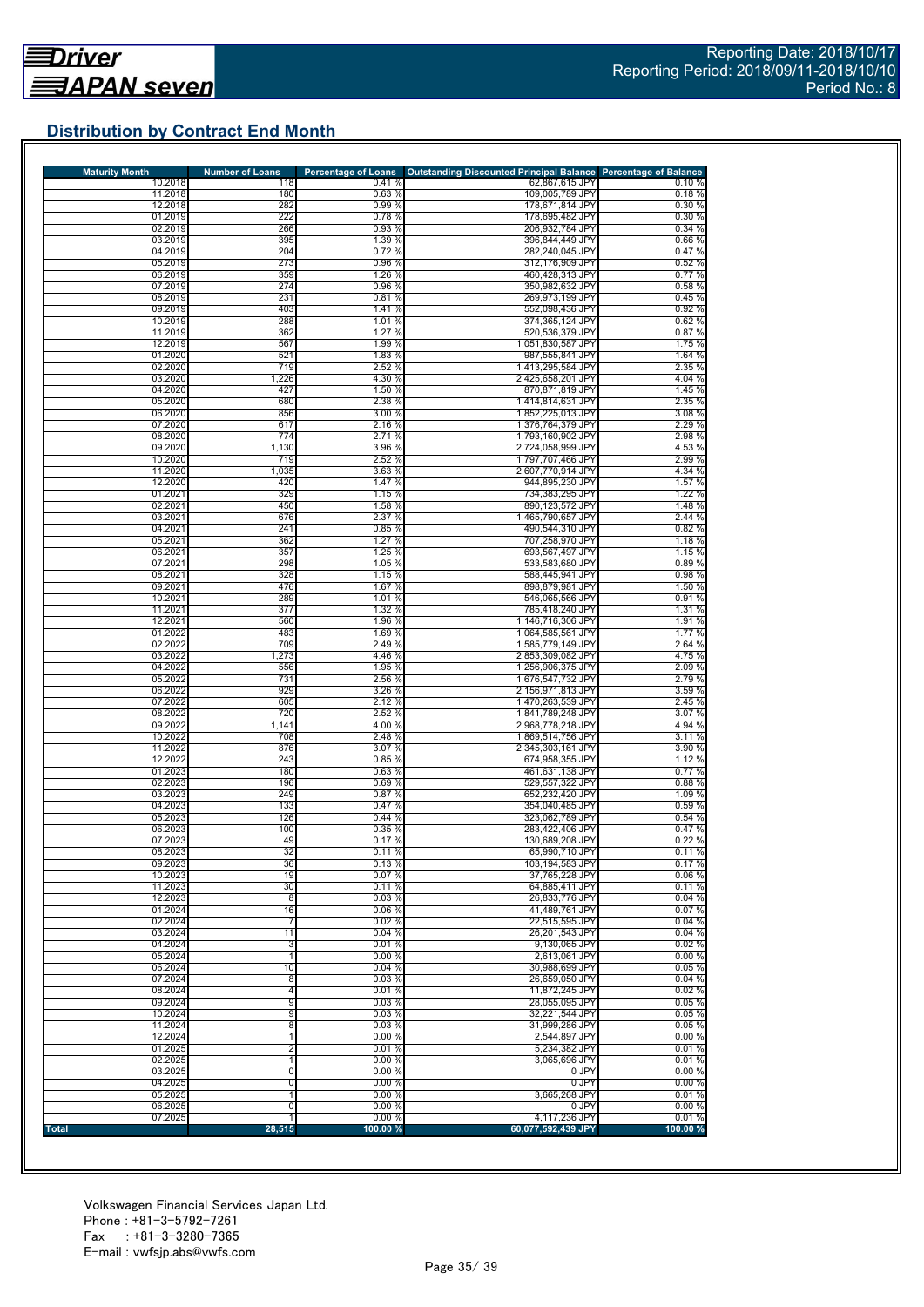## Distribution by Contract End Month

| Maturity Month | Number of Loans | Percentage of Loans | Outstanding Discounted Principal Balance | Percentage of Balance |
|---|---|---|---|---|
| 10.2018 | 118 | 0.41 % | 62,867,615 JPY | 0.10 % |
| 11.2018 | 180 | 0.63 % | 109,005,789 JPY | 0.18 % |
| 12.2018 | 282 | 0.99 % | 178,671,814 JPY | 0.30 % |
| 01.2019 | 222 | 0.78 % | 178,695,482 JPY | 0.30 % |
| 02.2019 | 266 | 0.93 % | 206,932,784 JPY | 0.34 % |
| 03.2019 | 395 | 1.39 % | 396,844,449 JPY | 0.66 % |
| 04.2019 | 204 | 0.72 % | 282,240,045 JPY | 0.47 % |
| 05.2019 | 273 | 0.96 % | 312,176,909 JPY | 0.52 % |
| 06.2019 | 359 | 1.26 % | 460,428,313 JPY | 0.77 % |
| 07.2019 | 274 | 0.96 % | 350,982,632 JPY | 0.58 % |
| 08.2019 | 231 | 0.81 % | 269,973,199 JPY | 0.45 % |
| 09.2019 | 403 | 1.41 % | 552,098,436 JPY | 0.92 % |
| 10.2019 | 288 | 1.01 % | 374,365,124 JPY | 0.62 % |
| 11.2019 | 362 | 1.27 % | 520,536,379 JPY | 0.87 % |
| 12.2019 | 567 | 1.99 % | 1,051,830,587 JPY | 1.75 % |
| 01.2020 | 521 | 1.83 % | 987,555,841 JPY | 1.64 % |
| 02.2020 | 719 | 2.52 % | 1,413,295,584 JPY | 2.35 % |
| 03.2020 | 1,226 | 4.30 % | 2,425,658,201 JPY | 4.04 % |
| 04.2020 | 427 | 1.50 % | 870,871,819 JPY | 1.45 % |
| 05.2020 | 680 | 2.38 % | 1,414,814,631 JPY | 2.35 % |
| 06.2020 | 856 | 3.00 % | 1,852,225,013 JPY | 3.08 % |
| 07.2020 | 617 | 2.16 % | 1,376,764,379 JPY | 2.29 % |
| 08.2020 | 774 | 2.71 % | 1,793,160,902 JPY | 2.98 % |
| 09.2020 | 1,130 | 3.96 % | 2,724,058,999 JPY | 4.53 % |
| 10.2020 | 719 | 2.52 % | 1,797,707,466 JPY | 2.99 % |
| 11.2020 | 1,035 | 3.63 % | 2,607,770,914 JPY | 4.34 % |
| 12.2020 | 420 | 1.47 % | 944,895,230 JPY | 1.57 % |
| 01.2021 | 329 | 1.15 % | 734,383,295 JPY | 1.22 % |
| 02.2021 | 450 | 1.58 % | 890,123,572 JPY | 1.48 % |
| 03.2021 | 676 | 2.37 % | 1,465,790,657 JPY | 2.44 % |
| 04.2021 | 241 | 0.85 % | 490,544,310 JPY | 0.82 % |
| 05.2021 | 362 | 1.27 % | 707,258,970 JPY | 1.18 % |
| 06.2021 | 357 | 1.25 % | 693,567,497 JPY | 1.15 % |
| 07.2021 | 298 | 1.05 % | 533,583,680 JPY | 0.89 % |
| 08.2021 | 328 | 1.15 % | 588,445,941 JPY | 0.98 % |
| 09.2021 | 476 | 1.67 % | 898,879,981 JPY | 1.50 % |
| 10.2021 | 289 | 1.01 % | 546,065,566 JPY | 0.91 % |
| 11.2021 | 377 | 1.32 % | 785,418,240 JPY | 1.31 % |
| 12.2021 | 560 | 1.96 % | 1,146,716,306 JPY | 1.91 % |
| 01.2022 | 483 | 1.69 % | 1,064,585,561 JPY | 1.77 % |
| 02.2022 | 709 | 2.49 % | 1,585,779,149 JPY | 2.64 % |
| 03.2022 | 1,273 | 4.46 % | 2,853,309,082 JPY | 4.75 % |
| 04.2022 | 556 | 1.95 % | 1,256,906,375 JPY | 2.09 % |
| 05.2022 | 731 | 2.56 % | 1,676,547,732 JPY | 2.79 % |
| 06.2022 | 929 | 3.26 % | 2,156,971,813 JPY | 3.59 % |
| 07.2022 | 605 | 2.12 % | 1,470,263,539 JPY | 2.45 % |
| 08.2022 | 720 | 2.52 % | 1,841,789,248 JPY | 3.07 % |
| 09.2022 | 1,141 | 4.00 % | 2,968,778,218 JPY | 4.94 % |
| 10.2022 | 708 | 2.48 % | 1,869,514,756 JPY | 3.11 % |
| 11.2022 | 876 | 3.07 % | 2,345,303,161 JPY | 3.90 % |
| 12.2022 | 243 | 0.85 % | 674,958,355 JPY | 1.12 % |
| 01.2023 | 180 | 0.63 % | 461,631,138 JPY | 0.77 % |
| 02.2023 | 196 | 0.69 % | 529,557,322 JPY | 0.88 % |
| 03.2023 | 249 | 0.87 % | 652,232,420 JPY | 1.09 % |
| 04.2023 | 133 | 0.47 % | 354,040,485 JPY | 0.59 % |
| 05.2023 | 126 | 0.44 % | 323,062,789 JPY | 0.54 % |
| 06.2023 | 100 | 0.35 % | 283,422,406 JPY | 0.47 % |
| 07.2023 | 49 | 0.17 % | 130,689,208 JPY | 0.22 % |
| 08.2023 | 32 | 0.11 % | 65,990,710 JPY | 0.11 % |
| 09.2023 | 36 | 0.13 % | 103,194,583 JPY | 0.17 % |
| 10.2023 | 19 | 0.07 % | 37,765,228 JPY | 0.06 % |
| 11.2023 | 30 | 0.11 % | 64,885,411 JPY | 0.11 % |
| 12.2023 | 8 | 0.03 % | 26,833,776 JPY | 0.04 % |
| 01.2024 | 16 | 0.06 % | 41,489,761 JPY | 0.07 % |
| 02.2024 | 7 | 0.02 % | 22,515,595 JPY | 0.04 % |
| 03.2024 | 11 | 0.04 % | 26,201,543 JPY | 0.04 % |
| 04.2024 | 3 | 0.01 % | 9,130,065 JPY | 0.02 % |
| 05.2024 | 1 | 0.00 % | 2,613,061 JPY | 0.00 % |
| 06.2024 | 10 | 0.04 % | 30,988,699 JPY | 0.05 % |
| 07.2024 | 8 | 0.03 % | 26,659,050 JPY | 0.04 % |
| 08.2024 | 4 | 0.01 % | 11,872,245 JPY | 0.02 % |
| 09.2024 | 9 | 0.03 % | 28,055,095 JPY | 0.05 % |
| 10.2024 | 9 | 0.03 % | 32,221,544 JPY | 0.05 % |
| 11.2024 | 8 | 0.03 % | 31,999,286 JPY | 0.05 % |
| 12.2024 | 1 | 0.00 % | 2,544,897 JPY | 0.00 % |
| 01.2025 | 2 | 0.01 % | 5,234,382 JPY | 0.01 % |
| 02.2025 | 1 | 0.00 % | 3,065,696 JPY | 0.01 % |
| 03.2025 | 0 | 0.00 % | 0 JPY | 0.00 % |
| 04.2025 | 0 | 0.00 % | 0 JPY | 0.00 % |
| 05.2025 | 1 | 0.00 % | 3,665,268 JPY | 0.01 % |
| 06.2025 | 0 | 0.00 % | 0 JPY | 0.00 % |
| 07.2025 | 1 | 0.00 % | 4,117,236 JPY | 0.01 % |
| **Total** | **28,515** | **100.00 %** | **60,077,592,439 JPY** | **100.00 %** |

Volkswagen Financial Services Japan Ltd.
Phone : +81-3-5792-7261
Fax : +81-3-3280-7365
E-mail : vwfsjp.abs@vwfs.com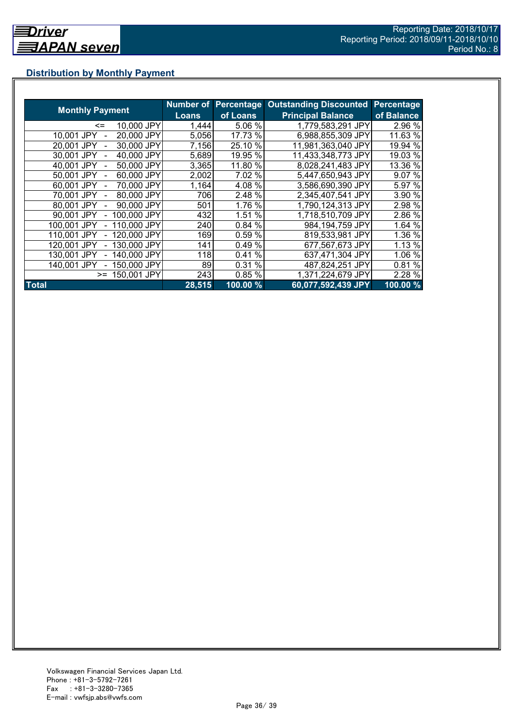## Distribution by Monthly Payment

| Monthly Payment | Number of Loans | Percentage of Loans | Outstanding Discounted Principal Balance | Percentage of Balance |
|---|---|---|---|---|
| <= 10,000 JPY | 1,444 | 5.06 % | 1,779,583,291 JPY | 2.96 % |
| 10,001 JPY - 20,000 JPY | 5,056 | 17.73 % | 6,988,855,309 JPY | 11.63 % |
| 20,001 JPY - 30,000 JPY | 7,156 | 25.10 % | 11,981,363,040 JPY | 19.94 % |
| 30,001 JPY - 40,000 JPY | 5,689 | 19.95 % | 11,433,348,773 JPY | 19.03 % |
| 40,001 JPY - 50,000 JPY | 3,365 | 11.80 % | 8,028,241,483 JPY | 13.36 % |
| 50,001 JPY - 60,000 JPY | 2,002 | 7.02 % | 5,447,650,943 JPY | 9.07 % |
| 60,001 JPY - 70,000 JPY | 1,164 | 4.08 % | 3,586,690,390 JPY | 5.97 % |
| 70,001 JPY - 80,000 JPY | 706 | 2.48 % | 2,345,407,541 JPY | 3.90 % |
| 80,001 JPY - 90,000 JPY | 501 | 1.76 % | 1,790,124,313 JPY | 2.98 % |
| 90,001 JPY - 100,000 JPY | 432 | 1.51 % | 1,718,510,709 JPY | 2.86 % |
| 100,001 JPY - 110,000 JPY | 240 | 0.84 % | 984,194,759 JPY | 1.64 % |
| 110,001 JPY - 120,000 JPY | 169 | 0.59 % | 819,533,981 JPY | 1.36 % |
| 120,001 JPY - 130,000 JPY | 141 | 0.49 % | 677,567,673 JPY | 1.13 % |
| 130,001 JPY - 140,000 JPY | 118 | 0.41 % | 637,471,304 JPY | 1.06 % |
| 140,001 JPY - 150,000 JPY | 89 | 0.31 % | 487,824,251 JPY | 0.81 % |
| >= 150,001 JPY | 243 | 0.85 % | 1,371,224,679 JPY | 2.28 % |
| **Total** | **28,515** | **100.00 %** | **60,077,592,439 JPY** | **100.00 %** |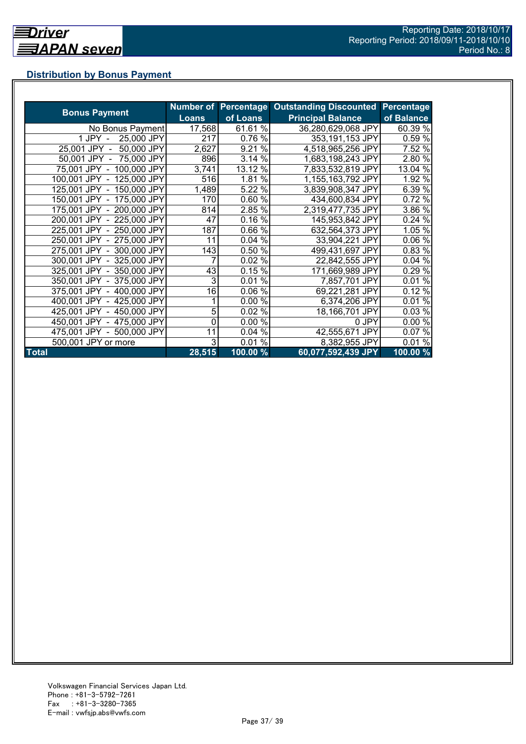## Distribution by Bonus Payment

| Bonus Payment | Number of Loans | Percentage of Loans | Outstanding Discounted Principal Balance | Percentage of Balance |
|---|---|---|---|---|
| No Bonus Payment | 17,568 | 61.61 % | 36,280,629,068 JPY | 60.39 % |
| 1 JPY - 25,000 JPY | 217 | 0.76 % | 353,191,153 JPY | 0.59 % |
| 25,001 JPY - 50,000 JPY | 2,627 | 9.21 % | 4,518,965,256 JPY | 7.52 % |
| 50,001 JPY - 75,000 JPY | 896 | 3.14 % | 1,683,198,243 JPY | 2.80 % |
| 75,001 JPY - 100,000 JPY | 3,741 | 13.12 % | 7,833,532,819 JPY | 13.04 % |
| 100,001 JPY - 125,000 JPY | 516 | 1.81 % | 1,155,163,792 JPY | 1.92 % |
| 125,001 JPY - 150,000 JPY | 1,489 | 5.22 % | 3,839,908,347 JPY | 6.39 % |
| 150,001 JPY - 175,000 JPY | 170 | 0.60 % | 434,600,834 JPY | 0.72 % |
| 175,001 JPY - 200,000 JPY | 814 | 2.85 % | 2,319,477,735 JPY | 3.86 % |
| 200,001 JPY - 225,000 JPY | 47 | 0.16 % | 145,953,842 JPY | 0.24 % |
| 225,001 JPY - 250,000 JPY | 187 | 0.66 % | 632,564,373 JPY | 1.05 % |
| 250,001 JPY - 275,000 JPY | 11 | 0.04 % | 33,904,221 JPY | 0.06 % |
| 275,001 JPY - 300,000 JPY | 143 | 0.50 % | 499,431,697 JPY | 0.83 % |
| 300,001 JPY - 325,000 JPY | 7 | 0.02 % | 22,842,555 JPY | 0.04 % |
| 325,001 JPY - 350,000 JPY | 43 | 0.15 % | 171,669,989 JPY | 0.29 % |
| 350,001 JPY - 375,000 JPY | 3 | 0.01 % | 7,857,701 JPY | 0.01 % |
| 375,001 JPY - 400,000 JPY | 16 | 0.06 % | 69,221,281 JPY | 0.12 % |
| 400,001 JPY - 425,000 JPY | 1 | 0.00 % | 6,374,206 JPY | 0.01 % |
| 425,001 JPY - 450,000 JPY | 5 | 0.02 % | 18,166,701 JPY | 0.03 % |
| 450,001 JPY - 475,000 JPY | 0 | 0.00 % | 0 JPY | 0.00 % |
| 475,001 JPY - 500,000 JPY | 11 | 0.04 % | 42,555,671 JPY | 0.07 % |
| 500,001 JPY or more | 3 | 0.01 % | 8,382,955 JPY | 0.01 % |
| **Total** | **28,515** | **100.00 %** | **60,077,592,439 JPY** | **100.00 %** |

Volkswagen Financial Services Japan Ltd.
Phone : +81-3-5792-7261
Fax : +81-3-3280-7365
E-mail : vwfsjp.abs@vwfs.com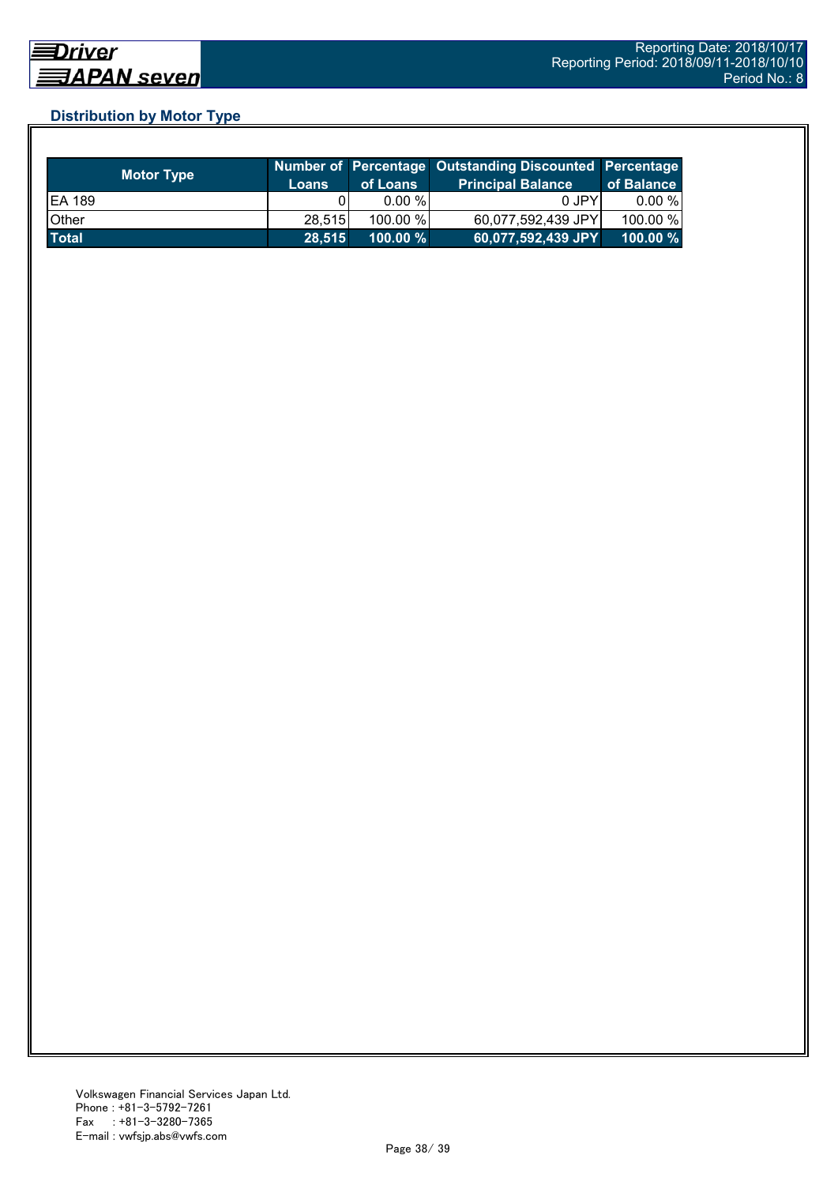## Distribution by Motor Type

| Motor Type | Number of Loans | Percentage of Loans | Outstanding Discounted Principal Balance | Percentage of Balance |
|---|---|---|---|---|
| EA 189 | 0 | 0.00 % | 0 JPY | 0.00 % |
| Other | 28,515 | 100.00 % | 60,077,592,439 JPY | 100.00 % |
| **Total** | **28,515** | **100.00 %** | **60,077,592,439 JPY** | **100.00 %** |

Volkswagen Financial Services Japan Ltd.
Phone : +81-3-5792-7261
Fax : +81-3-3280-7365
E-mail : vwfsjp.abs@vwfs.com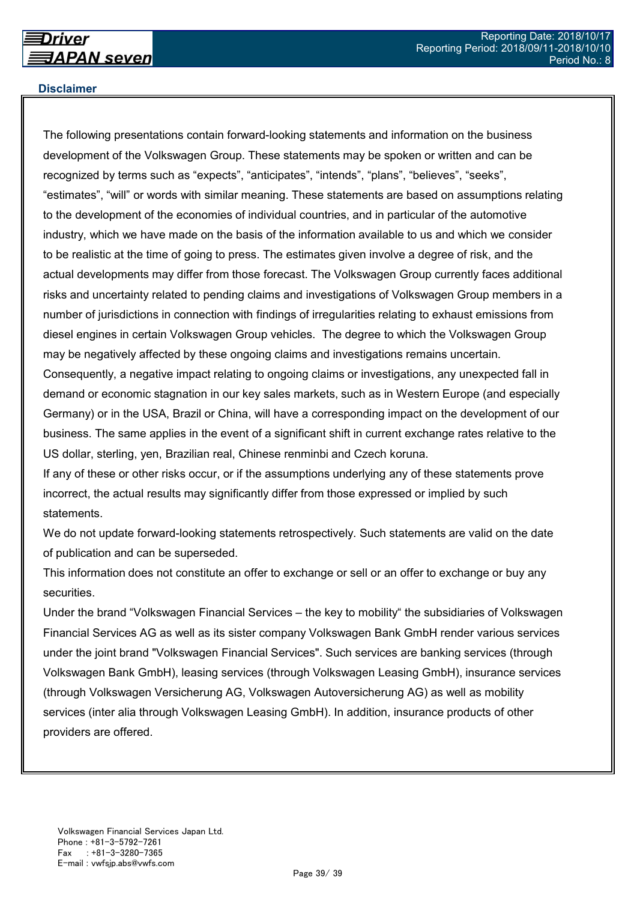## Disclaimer

The following presentations contain forward-looking statements and information on the business development of the Volkswagen Group. These statements may be spoken or written and can be recognized by terms such as “expects”, “anticipates”, “intends”, “plans”, “believes”, “seeks”, “estimates”, “will” or words with similar meaning. These statements are based on assumptions relating to the development of the economies of individual countries, and in particular of the automotive industry, which we have made on the basis of the information available to us and which we consider to be realistic at the time of going to press. The estimates given involve a degree of risk, and the actual developments may differ from those forecast. The Volkswagen Group currently faces additional risks and uncertainty related to pending claims and investigations of Volkswagen Group members in a number of jurisdictions in connection with findings of irregularities relating to exhaust emissions from diesel engines in certain Volkswagen Group vehicles. The degree to which the Volkswagen Group may be negatively affected by these ongoing claims and investigations remains uncertain.

Consequently, a negative impact relating to ongoing claims or investigations, any unexpected fall in demand or economic stagnation in our key sales markets, such as in Western Europe (and especially Germany) or in the USA, Brazil or China, will have a corresponding impact on the development of our business. The same applies in the event of a significant shift in current exchange rates relative to the US dollar, sterling, yen, Brazilian real, Chinese renminbi and Czech koruna.

If any of these or other risks occur, or if the assumptions underlying any of these statements prove incorrect, the actual results may significantly differ from those expressed or implied by such statements.

We do not update forward-looking statements retrospectively. Such statements are valid on the date of publication and can be superseded.

This information does not constitute an offer to exchange or sell or an offer to exchange or buy any securities.

Under the brand “Volkswagen Financial Services – the key to mobility“ the subsidiaries of Volkswagen Financial Services AG as well as its sister company Volkswagen Bank GmbH render various services under the joint brand "Volkswagen Financial Services". Such services are banking services (through Volkswagen Bank GmbH), leasing services (through Volkswagen Leasing GmbH), insurance services (through Volkswagen Versicherung AG, Volkswagen Autoversicherung AG) as well as mobility services (inter alia through Volkswagen Leasing GmbH). In addition, insurance products of other providers are offered.

Volkswagen Financial Services Japan Ltd.
Phone : +81-3-5792-7261
Fax : +81-3-3280-7365
E-mail : vwfsjp.abs@vwfs.com